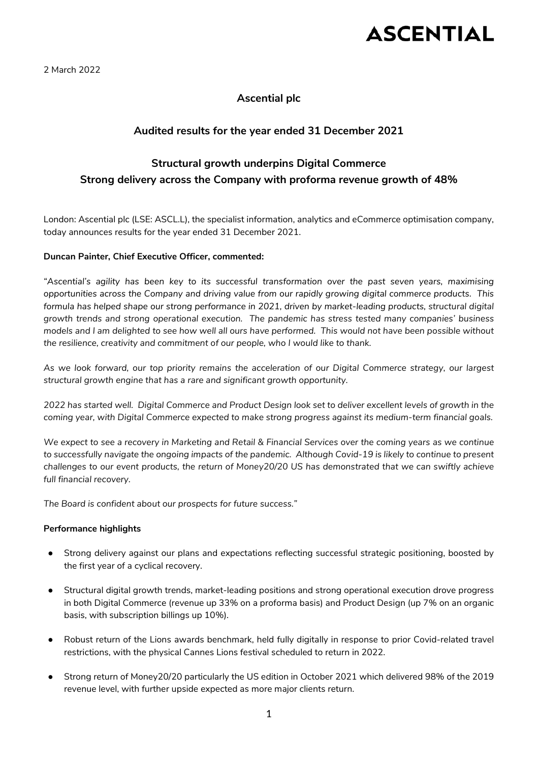ASCENTIAL

2 March 2022

# Ascential plc

## Audited results for the year ended 31 December 2021

## Structural growth underpins Digital Commerce
## Strong delivery across the Company with proforma revenue growth of 48%

London: Ascential plc (LSE: ASCL.L), the specialist information, analytics and eCommerce optimisation company, today announces results for the year ended 31 December 2021.

**Duncan Painter, Chief Executive Officer, commented:**

*"Ascential's agility has been key to its successful transformation over the past seven years, maximising opportunities across the Company and driving value from our rapidly growing digital commerce products. This formula has helped shape our strong performance in 2021, driven by market-leading products, structural digital growth trends and strong operational execution. The pandemic has stress tested many companies' business models and I am delighted to see how well all ours have performed. This would not have been possible without the resilience, creativity and commitment of our people, who I would like to thank.*

*As we look forward, our top priority remains the acceleration of our Digital Commerce strategy, our largest structural growth engine that has a rare and significant growth opportunity.*

*2022 has started well. Digital Commerce and Product Design look set to deliver excellent levels of growth in the coming year, with Digital Commerce expected to make strong progress against its medium-term financial goals.*

*We expect to see a recovery in Marketing and Retail & Financial Services over the coming years as we continue to successfully navigate the ongoing impacts of the pandemic. Although Covid-19 is likely to continue to present challenges to our event products, the return of Money20/20 US has demonstrated that we can swiftly achieve full financial recovery.*

*The Board is confident about our prospects for future success."*

**Performance highlights**

- Strong delivery against our plans and expectations reflecting successful strategic positioning, boosted by the first year of a cyclical recovery.
- Structural digital growth trends, market-leading positions and strong operational execution drove progress in both Digital Commerce (revenue up 33% on a proforma basis) and Product Design (up 7% on an organic basis, with subscription billings up 10%).
- Robust return of the Lions awards benchmark, held fully digitally in response to prior Covid-related travel restrictions, with the physical Cannes Lions festival scheduled to return in 2022.
- Strong return of Money20/20 particularly the US edition in October 2021 which delivered 98% of the 2019 revenue level, with further upside expected as more major clients return.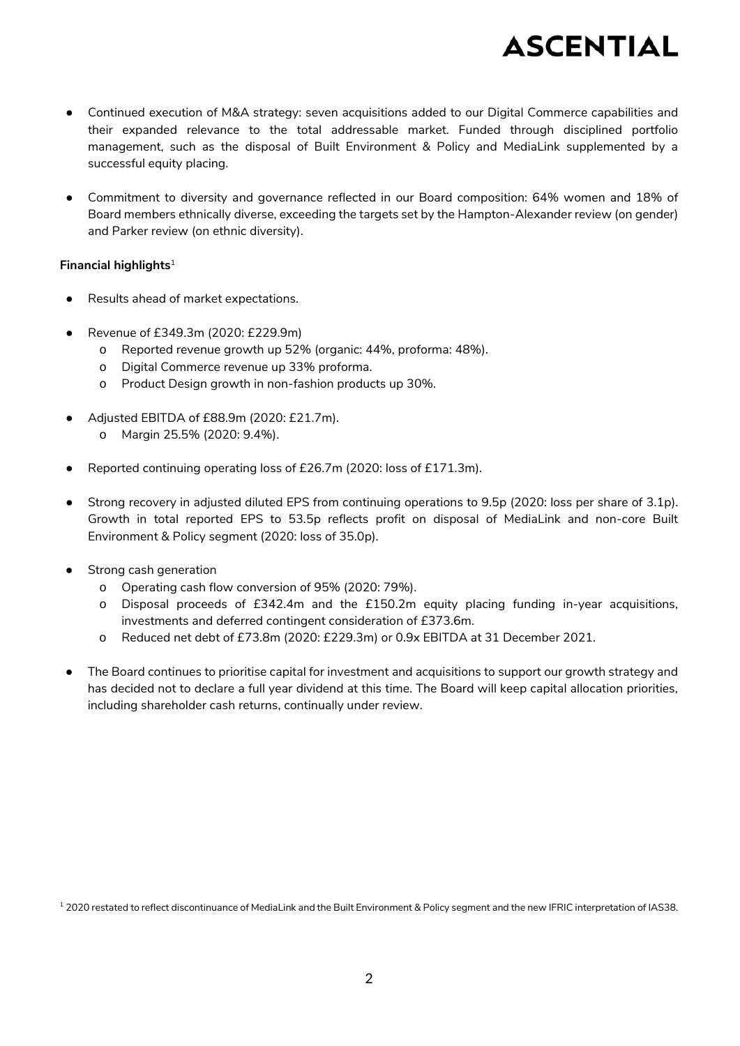- Continued execution of M&A strategy: seven acquisitions added to our Digital Commerce capabilities and their expanded relevance to the total addressable market. Funded through disciplined portfolio management, such as the disposal of Built Environment & Policy and MediaLink supplemented by a successful equity placing.

- Commitment to diversity and governance reflected in our Board composition: 64% women and 18% of Board members ethnically diverse, exceeding the targets set by the Hampton-Alexander review (on gender) and Parker review (on ethnic diversity).

**Financial highlights**[1]

- Results ahead of market expectations.

- Revenue of £349.3m (2020: £229.9m)
  - Reported revenue growth up 52% (organic: 44%, proforma: 48%).
  - Digital Commerce revenue up 33% proforma.
  - Product Design growth in non-fashion products up 30%.

- Adjusted EBITDA of £88.9m (2020: £21.7m).
  - Margin 25.5% (2020: 9.4%).

- Reported continuing operating loss of £26.7m (2020: loss of £171.3m).

- Strong recovery in adjusted diluted EPS from continuing operations to 9.5p (2020: loss per share of 3.1p). Growth in total reported EPS to 53.5p reflects profit on disposal of MediaLink and non-core Built Environment & Policy segment (2020: loss of 35.0p).

- Strong cash generation
  - Operating cash flow conversion of 95% (2020: 79%).
  - Disposal proceeds of £342.4m and the £150.2m equity placing funding in-year acquisitions, investments and deferred contingent consideration of £373.6m.
  - Reduced net debt of £73.8m (2020: £229.3m) or 0.9x EBITDA at 31 December 2021.

- The Board continues to prioritise capital for investment and acquisitions to support our growth strategy and has decided not to declare a full year dividend at this time. The Board will keep capital allocation priorities, including shareholder cash returns, continually under review.

[1] 2020 restated to reflect discontinuance of MediaLink and the Built Environment & Policy segment and the new IFRIC interpretation of IAS38.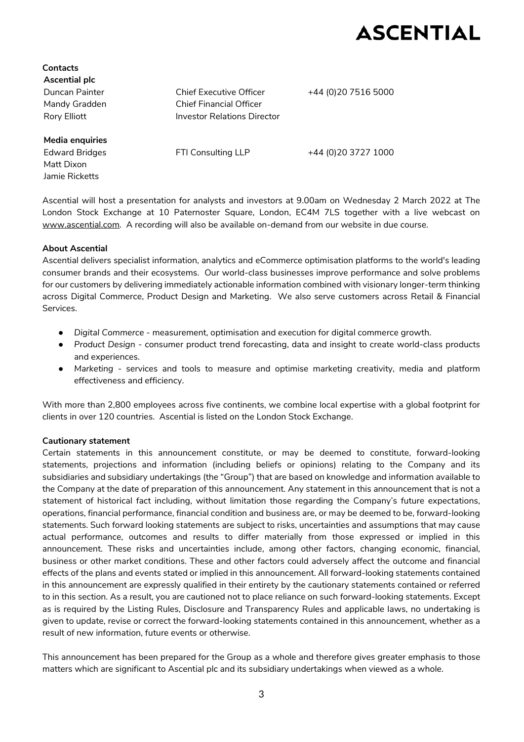**Contacts**

**Ascential plc**

| | | |
|---|---|---|
| Duncan Painter | Chief Executive Officer | +44 (0)20 7516 5000 |
| Mandy Gradden | Chief Financial Officer | |
| Rory Elliott | Investor Relations Director | |

**Media enquiries**

| | | |
|---|---|---|
| Edward Bridges | FTI Consulting LLP | +44 (0)20 3727 1000 |
| Matt Dixon | | |
| Jamie Ricketts | | |

Ascential will host a presentation for analysts and investors at 9.00am on Wednesday 2 March 2022 at The London Stock Exchange at 10 Paternoster Square, London, EC4M 7LS together with a live webcast on www.ascential.com. A recording will also be available on-demand from our website in due course.

**About Ascential**

Ascential delivers specialist information, analytics and eCommerce optimisation platforms to the world's leading consumer brands and their ecosystems. Our world-class businesses improve performance and solve problems for our customers by delivering immediately actionable information combined with visionary longer-term thinking across Digital Commerce, Product Design and Marketing. We also serve customers across Retail & Financial Services.

- *Digital Commerce* - measurement, optimisation and execution for digital commerce growth.
- *Product Design* - consumer product trend forecasting, data and insight to create world-class products and experiences.
- *Marketing* - services and tools to measure and optimise marketing creativity, media and platform effectiveness and efficiency.

With more than 2,800 employees across five continents, we combine local expertise with a global footprint for clients in over 120 countries. Ascential is listed on the London Stock Exchange.

**Cautionary statement**

Certain statements in this announcement constitute, or may be deemed to constitute, forward-looking statements, projections and information (including beliefs or opinions) relating to the Company and its subsidiaries and subsidiary undertakings (the "Group") that are based on knowledge and information available to the Company at the date of preparation of this announcement. Any statement in this announcement that is not a statement of historical fact including, without limitation those regarding the Company's future expectations, operations, financial performance, financial condition and business are, or may be deemed to be, forward-looking statements. Such forward looking statements are subject to risks, uncertainties and assumptions that may cause actual performance, outcomes and results to differ materially from those expressed or implied in this announcement. These risks and uncertainties include, among other factors, changing economic, financial, business or other market conditions. These and other factors could adversely affect the outcome and financial effects of the plans and events stated or implied in this announcement. All forward-looking statements contained in this announcement are expressly qualified in their entirety by the cautionary statements contained or referred to in this section. As a result, you are cautioned not to place reliance on such forward-looking statements. Except as is required by the Listing Rules, Disclosure and Transparency Rules and applicable laws, no undertaking is given to update, revise or correct the forward-looking statements contained in this announcement, whether as a result of new information, future events or otherwise.

This announcement has been prepared for the Group as a whole and therefore gives greater emphasis to those matters which are significant to Ascential plc and its subsidiary undertakings when viewed as a whole.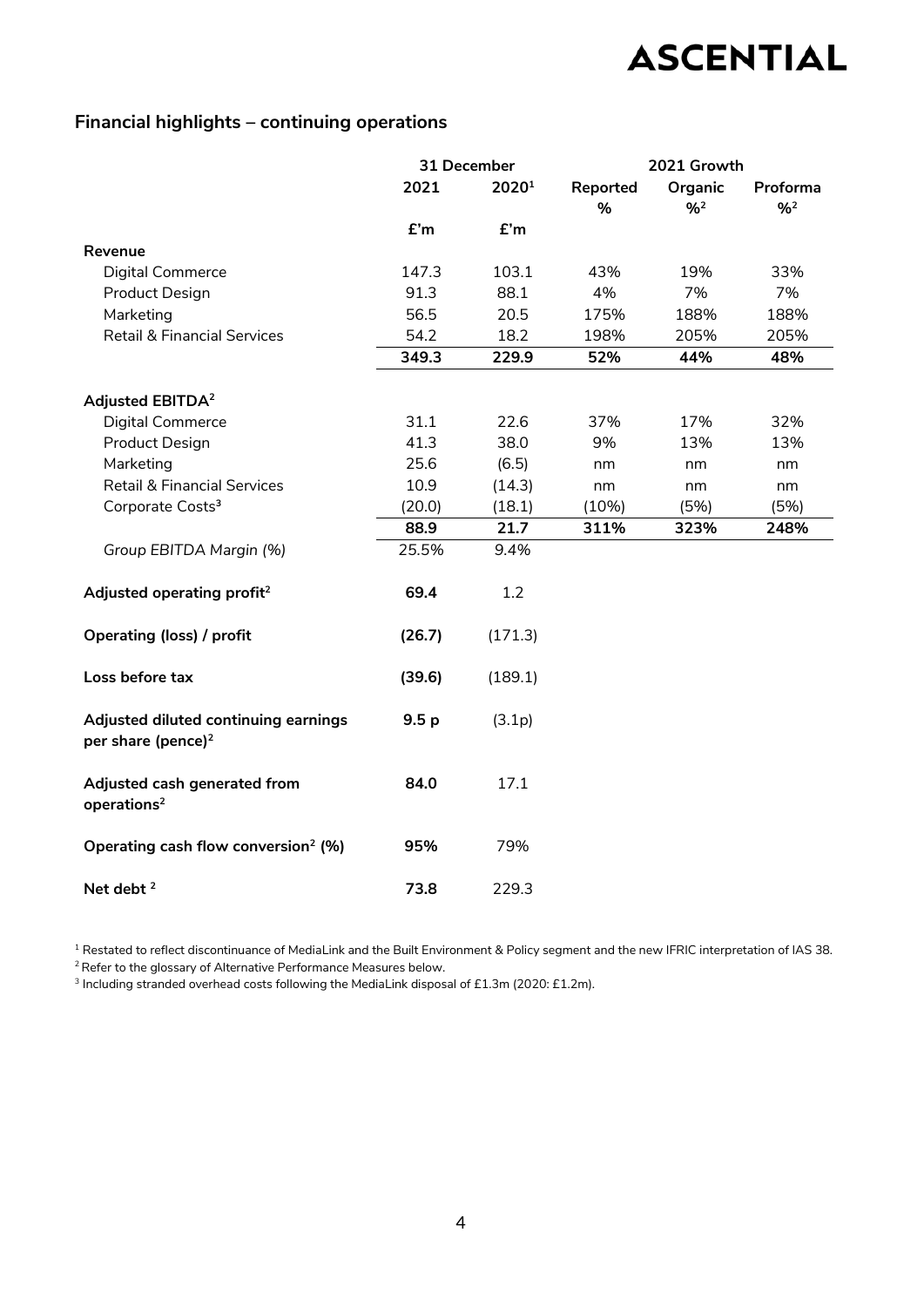## Financial highlights – continuing operations

| | 31 December | | 2021 Growth | | |
|---|---|---|---|---|---|
| | 2021 | 2020[1] | Reported % | Organic %[2] | Proforma %[2] |
| | £'m | £'m | | | |
| **Revenue** | | | | | |
| Digital Commerce | 147.3 | 103.1 | 43% | 19% | 33% |
| Product Design | 91.3 | 88.1 | 4% | 7% | 7% |
| Marketing | 56.5 | 20.5 | 175% | 188% | 188% |
| Retail & Financial Services | 54.2 | 18.2 | 198% | 205% | 205% |
| | **349.3** | **229.9** | **52%** | **44%** | **48%** |
| **Adjusted EBITDA[2]** | | | | | |
| Digital Commerce | 31.1 | 22.6 | 37% | 17% | 32% |
| Product Design | 41.3 | 38.0 | 9% | 13% | 13% |
| Marketing | 25.6 | (6.5) | nm | nm | nm |
| Retail & Financial Services | 10.9 | (14.3) | nm | nm | nm |
| Corporate Costs[3] | (20.0) | (18.1) | (10%) | (5%) | (5%) |
| | **88.9** | **21.7** | **311%** | **323%** | **248%** |
| *Group EBITDA Margin (%)* | 25.5% | 9.4% | | | |
| **Adjusted operating profit[2]** | **69.4** | 1.2 | | | |
| **Operating (loss) / profit** | **(26.7)** | (171.3) | | | |
| **Loss before tax** | **(39.6)** | (189.1) | | | |
| **Adjusted diluted continuing earnings per share (pence)[2]** | **9.5 p** | (3.1p) | | | |
| **Adjusted cash generated from operations[2]** | **84.0** | 17.1 | | | |
| **Operating cash flow conversion[2] (%)** | **95%** | 79% | | | |
| **Net debt [2]** | **73.8** | 229.3 | | | |

[1] Restated to reflect discontinuance of MediaLink and the Built Environment & Policy segment and the new IFRIC interpretation of IAS 38.
[2] Refer to the glossary of Alternative Performance Measures below.
[3] Including stranded overhead costs following the MediaLink disposal of £1.3m (2020: £1.2m).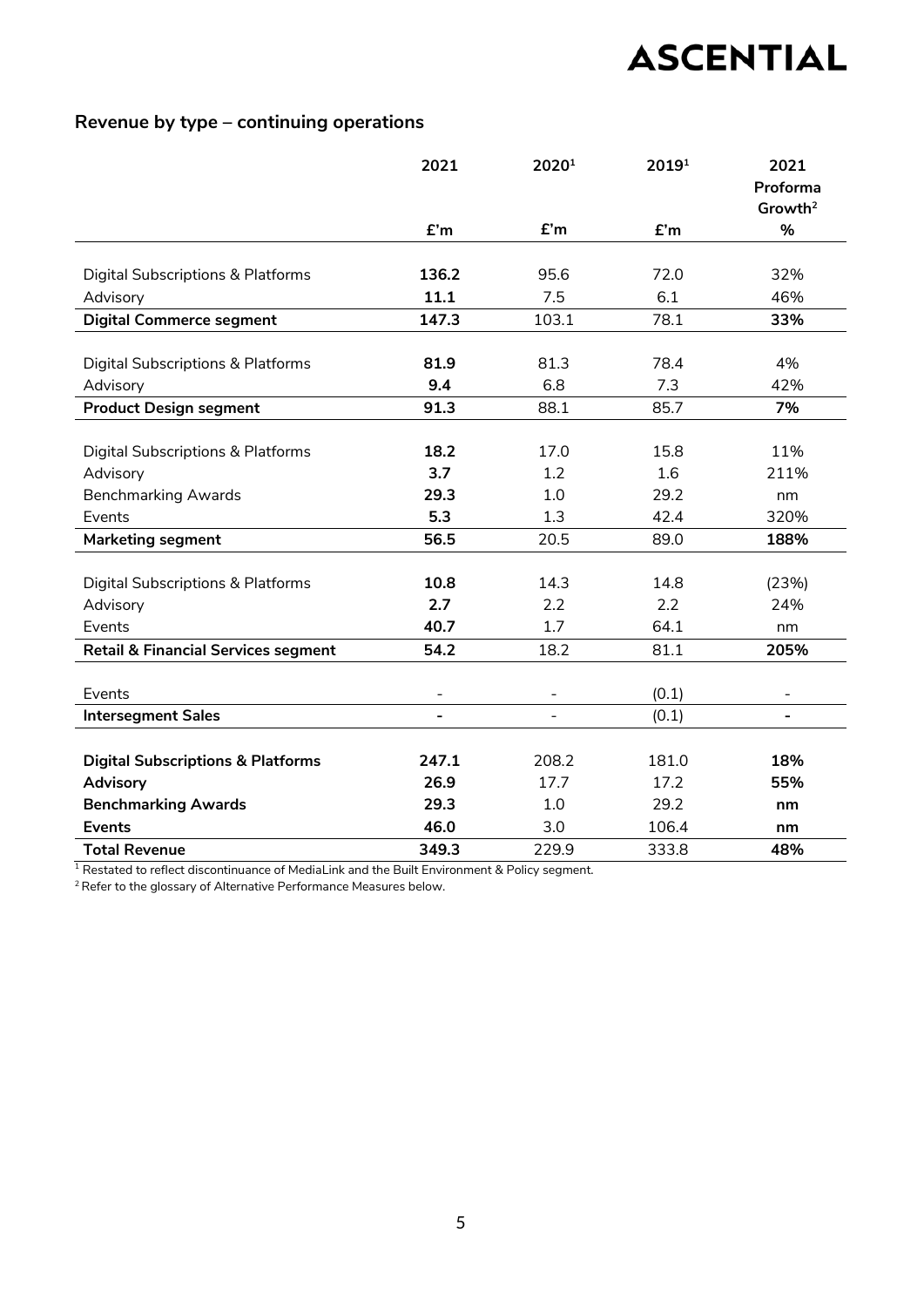## Revenue by type – continuing operations

| | 2021 | 2020[1] | 2019[1] | 2021 Proforma Growth[2] |
|---|---|---|---|---|
| | £'m | £'m | £'m | % |
| Digital Subscriptions & Platforms | **136.2** | 95.6 | 72.0 | 32% |
| Advisory | **11.1** | 7.5 | 6.1 | 46% |
| **Digital Commerce segment** | **147.3** | 103.1 | 78.1 | **33%** |
| Digital Subscriptions & Platforms | **81.9** | 81.3 | 78.4 | 4% |
| Advisory | **9.4** | 6.8 | 7.3 | 42% |
| **Product Design segment** | **91.3** | 88.1 | 85.7 | **7%** |
| Digital Subscriptions & Platforms | **18.2** | 17.0 | 15.8 | 11% |
| Advisory | **3.7** | 1.2 | 1.6 | 211% |
| Benchmarking Awards | **29.3** | 1.0 | 29.2 | nm |
| Events | **5.3** | 1.3 | 42.4 | 320% |
| **Marketing segment** | **56.5** | 20.5 | 89.0 | **188%** |
| Digital Subscriptions & Platforms | **10.8** | 14.3 | 14.8 | (23%) |
| Advisory | **2.7** | 2.2 | 2.2 | 24% |
| Events | **40.7** | 1.7 | 64.1 | nm |
| **Retail & Financial Services segment** | **54.2** | 18.2 | 81.1 | **205%** |
| Events | - | - | (0.1) | - |
| **Intersegment Sales** | **-** | - | (0.1) | **-** |
| **Digital Subscriptions & Platforms** | **247.1** | 208.2 | 181.0 | **18%** |
| **Advisory** | **26.9** | 17.7 | 17.2 | **55%** |
| **Benchmarking Awards** | **29.3** | 1.0 | 29.2 | **nm** |
| **Events** | **46.0** | 3.0 | 106.4 | **nm** |
| **Total Revenue** | **349.3** | 229.9 | 333.8 | **48%** |

[1] Restated to reflect discontinuance of MediaLink and the Built Environment & Policy segment.

[2] Refer to the glossary of Alternative Performance Measures below.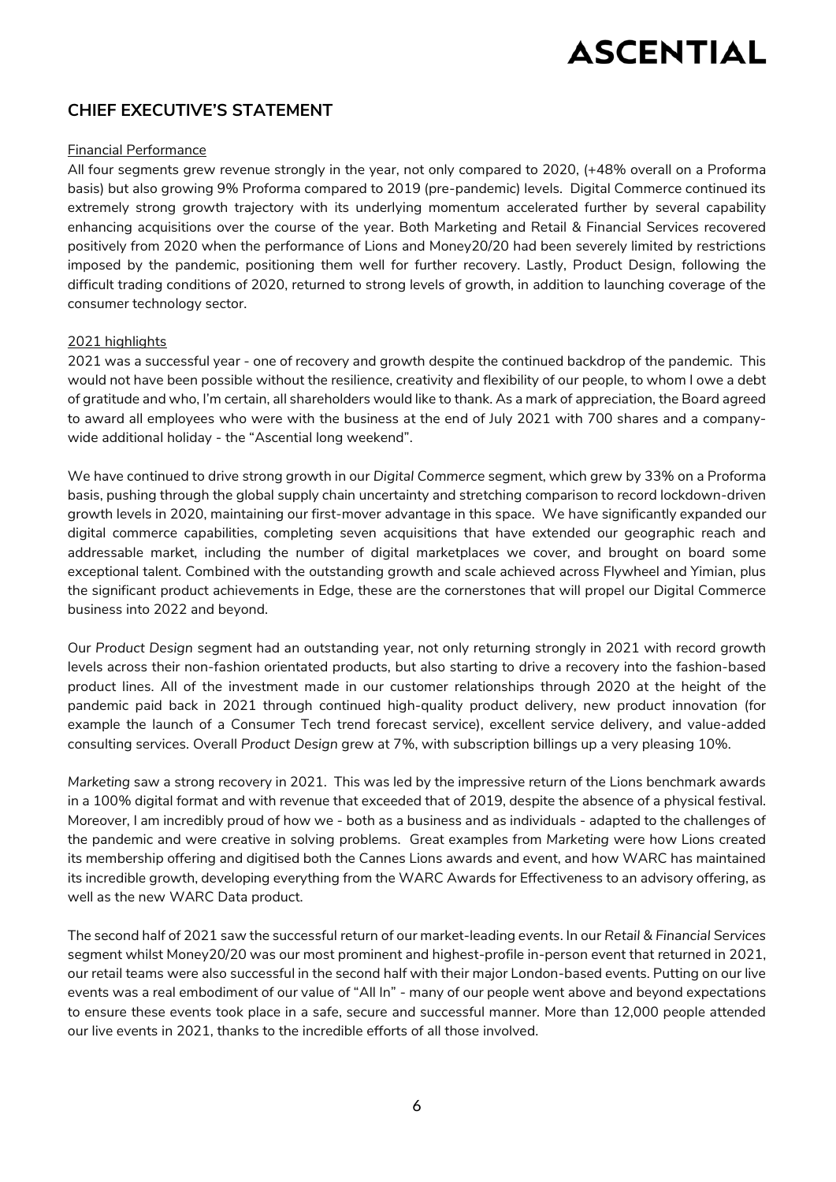## CHIEF EXECUTIVE'S STATEMENT

Financial Performance

All four segments grew revenue strongly in the year, not only compared to 2020, (+48% overall on a Proforma basis) but also growing 9% Proforma compared to 2019 (pre-pandemic) levels. Digital Commerce continued its extremely strong growth trajectory with its underlying momentum accelerated further by several capability enhancing acquisitions over the course of the year. Both Marketing and Retail & Financial Services recovered positively from 2020 when the performance of Lions and Money20/20 had been severely limited by restrictions imposed by the pandemic, positioning them well for further recovery. Lastly, Product Design, following the difficult trading conditions of 2020, returned to strong levels of growth, in addition to launching coverage of the consumer technology sector.

2021 highlights

2021 was a successful year - one of recovery and growth despite the continued backdrop of the pandemic. This would not have been possible without the resilience, creativity and flexibility of our people, to whom I owe a debt of gratitude and who, I'm certain, all shareholders would like to thank. As a mark of appreciation, the Board agreed to award all employees who were with the business at the end of July 2021 with 700 shares and a company-wide additional holiday - the "Ascential long weekend".

We have continued to drive strong growth in our *Digital Commerce* segment, which grew by 33% on a Proforma basis, pushing through the global supply chain uncertainty and stretching comparison to record lockdown-driven growth levels in 2020, maintaining our first-mover advantage in this space. We have significantly expanded our digital commerce capabilities, completing seven acquisitions that have extended our geographic reach and addressable market, including the number of digital marketplaces we cover, and brought on board some exceptional talent. Combined with the outstanding growth and scale achieved across Flywheel and Yimian, plus the significant product achievements in Edge, these are the cornerstones that will propel our Digital Commerce business into 2022 and beyond.

Our *Product Design* segment had an outstanding year, not only returning strongly in 2021 with record growth levels across their non-fashion orientated products, but also starting to drive a recovery into the fashion-based product lines. All of the investment made in our customer relationships through 2020 at the height of the pandemic paid back in 2021 through continued high-quality product delivery, new product innovation (for example the launch of a Consumer Tech trend forecast service), excellent service delivery, and value-added consulting services. Overall *Product Design* grew at 7%, with subscription billings up a very pleasing 10%.

*Marketing* saw a strong recovery in 2021. This was led by the impressive return of the Lions benchmark awards in a 100% digital format and with revenue that exceeded that of 2019, despite the absence of a physical festival. Moreover, I am incredibly proud of how we - both as a business and as individuals - adapted to the challenges of the pandemic and were creative in solving problems. Great examples from *Marketing* were how Lions created its membership offering and digitised both the Cannes Lions awards and event, and how WARC has maintained its incredible growth, developing everything from the WARC Awards for Effectiveness to an advisory offering, as well as the new WARC Data product.

The second half of 2021 saw the successful return of our market-leading *events*. In our *Retail & Financial Services* segment whilst Money20/20 was our most prominent and highest-profile in-person event that returned in 2021, our retail teams were also successful in the second half with their major London-based events. Putting on our live events was a real embodiment of our value of "All In" - many of our people went above and beyond expectations to ensure these events took place in a safe, secure and successful manner. More than 12,000 people attended our live events in 2021, thanks to the incredible efforts of all those involved.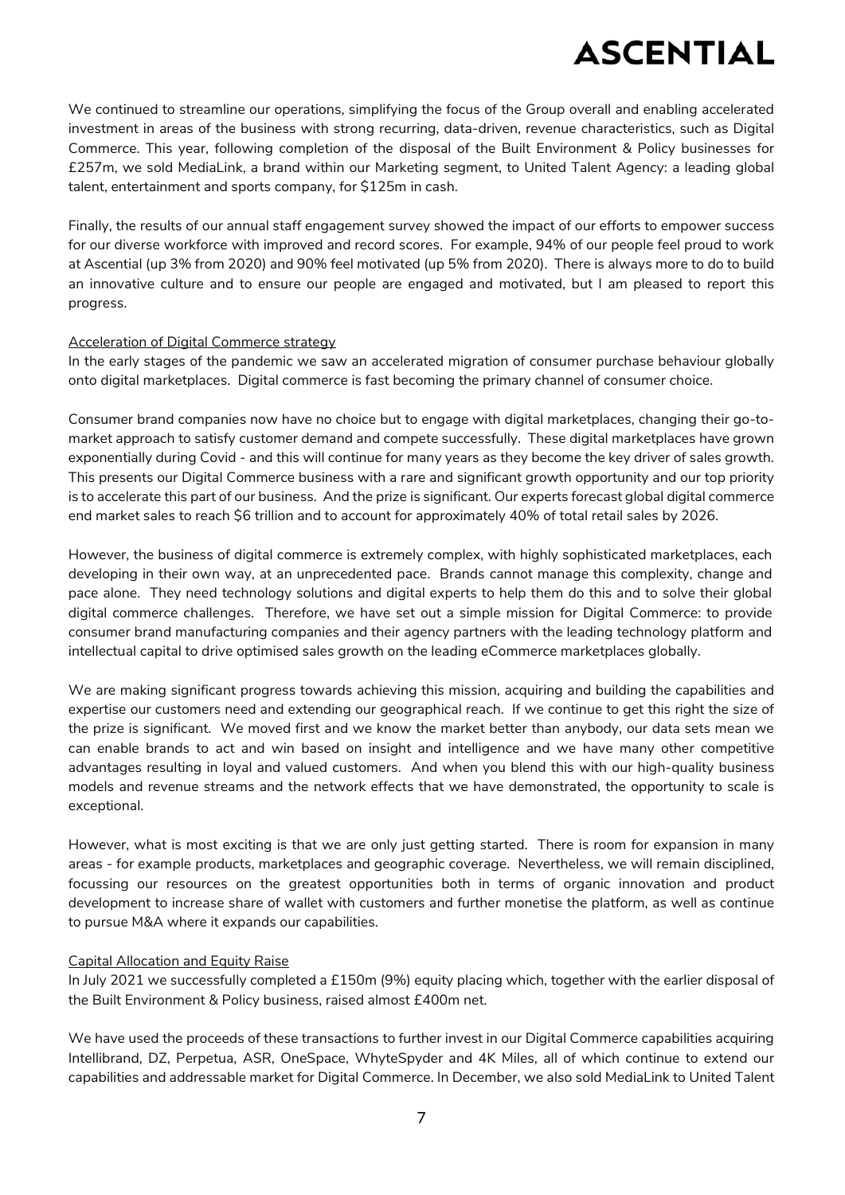We continued to streamline our operations, simplifying the focus of the Group overall and enabling accelerated investment in areas of the business with strong recurring, data-driven, revenue characteristics, such as Digital Commerce. This year, following completion of the disposal of the Built Environment & Policy businesses for £257m, we sold MediaLink, a brand within our Marketing segment, to United Talent Agency: a leading global talent, entertainment and sports company, for $125m in cash.

Finally, the results of our annual staff engagement survey showed the impact of our efforts to empower success for our diverse workforce with improved and record scores. For example, 94% of our people feel proud to work at Ascential (up 3% from 2020) and 90% feel motivated (up 5% from 2020). There is always more to do to build an innovative culture and to ensure our people are engaged and motivated, but I am pleased to report this progress.

Acceleration of Digital Commerce strategy

In the early stages of the pandemic we saw an accelerated migration of consumer purchase behaviour globally onto digital marketplaces. Digital commerce is fast becoming the primary channel of consumer choice.

Consumer brand companies now have no choice but to engage with digital marketplaces, changing their go-to-market approach to satisfy customer demand and compete successfully. These digital marketplaces have grown exponentially during Covid - and this will continue for many years as they become the key driver of sales growth. This presents our Digital Commerce business with a rare and significant growth opportunity and our top priority is to accelerate this part of our business. And the prize is significant. Our experts forecast global digital commerce end market sales to reach $6 trillion and to account for approximately 40% of total retail sales by 2026.

However, the business of digital commerce is extremely complex, with highly sophisticated marketplaces, each developing in their own way, at an unprecedented pace. Brands cannot manage this complexity, change and pace alone. They need technology solutions and digital experts to help them do this and to solve their global digital commerce challenges. Therefore, we have set out a simple mission for Digital Commerce: to provide consumer brand manufacturing companies and their agency partners with the leading technology platform and intellectual capital to drive optimised sales growth on the leading eCommerce marketplaces globally.

We are making significant progress towards achieving this mission, acquiring and building the capabilities and expertise our customers need and extending our geographical reach. If we continue to get this right the size of the prize is significant. We moved first and we know the market better than anybody, our data sets mean we can enable brands to act and win based on insight and intelligence and we have many other competitive advantages resulting in loyal and valued customers. And when you blend this with our high-quality business models and revenue streams and the network effects that we have demonstrated, the opportunity to scale is exceptional.

However, what is most exciting is that we are only just getting started. There is room for expansion in many areas - for example products, marketplaces and geographic coverage. Nevertheless, we will remain disciplined, focussing our resources on the greatest opportunities both in terms of organic innovation and product development to increase share of wallet with customers and further monetise the platform, as well as continue to pursue M&A where it expands our capabilities.

Capital Allocation and Equity Raise

In July 2021 we successfully completed a £150m (9%) equity placing which, together with the earlier disposal of the Built Environment & Policy business, raised almost £400m net.

We have used the proceeds of these transactions to further invest in our Digital Commerce capabilities acquiring Intellibrand, DZ, Perpetua, ASR, OneSpace, WhyteSpyder and 4K Miles, all of which continue to extend our capabilities and addressable market for Digital Commerce. In December, we also sold MediaLink to United Talent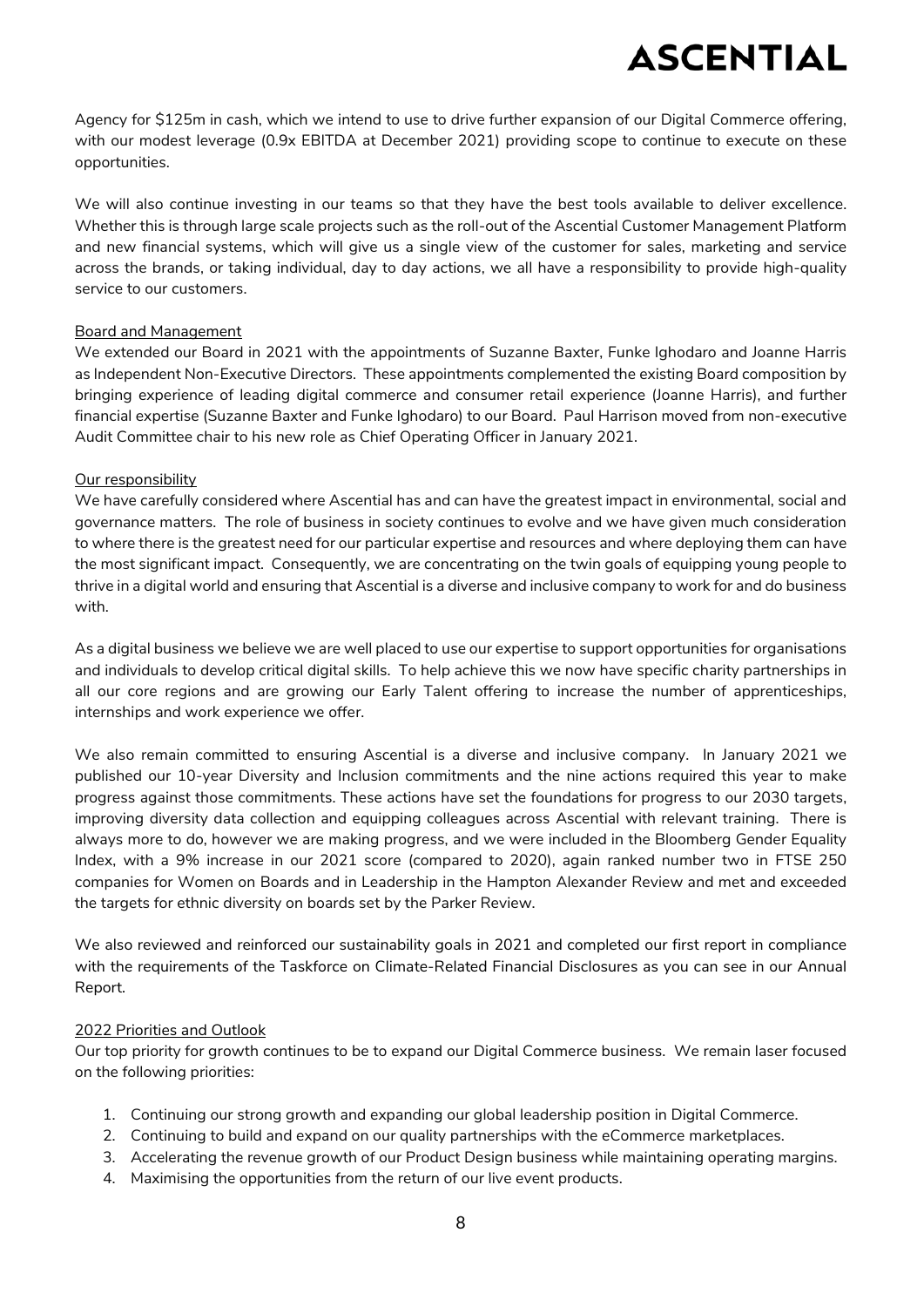Agency for $125m in cash, which we intend to use to drive further expansion of our Digital Commerce offering, with our modest leverage (0.9x EBITDA at December 2021) providing scope to continue to execute on these opportunities.

We will also continue investing in our teams so that they have the best tools available to deliver excellence. Whether this is through large scale projects such as the roll-out of the Ascential Customer Management Platform and new financial systems, which will give us a single view of the customer for sales, marketing and service across the brands, or taking individual, day to day actions, we all have a responsibility to provide high-quality service to our customers.

## Board and Management

We extended our Board in 2021 with the appointments of Suzanne Baxter, Funke Ighodaro and Joanne Harris as Independent Non-Executive Directors. These appointments complemented the existing Board composition by bringing experience of leading digital commerce and consumer retail experience (Joanne Harris), and further financial expertise (Suzanne Baxter and Funke Ighodaro) to our Board. Paul Harrison moved from non-executive Audit Committee chair to his new role as Chief Operating Officer in January 2021.

## Our responsibility

We have carefully considered where Ascential has and can have the greatest impact in environmental, social and governance matters. The role of business in society continues to evolve and we have given much consideration to where there is the greatest need for our particular expertise and resources and where deploying them can have the most significant impact. Consequently, we are concentrating on the twin goals of equipping young people to thrive in a digital world and ensuring that Ascential is a diverse and inclusive company to work for and do business with.

As a digital business we believe we are well placed to use our expertise to support opportunities for organisations and individuals to develop critical digital skills. To help achieve this we now have specific charity partnerships in all our core regions and are growing our Early Talent offering to increase the number of apprenticeships, internships and work experience we offer.

We also remain committed to ensuring Ascential is a diverse and inclusive company. In January 2021 we published our 10-year Diversity and Inclusion commitments and the nine actions required this year to make progress against those commitments. These actions have set the foundations for progress to our 2030 targets, improving diversity data collection and equipping colleagues across Ascential with relevant training. There is always more to do, however we are making progress, and we were included in the Bloomberg Gender Equality Index, with a 9% increase in our 2021 score (compared to 2020), again ranked number two in FTSE 250 companies for Women on Boards and in Leadership in the Hampton Alexander Review and met and exceeded the targets for ethnic diversity on boards set by the Parker Review.

We also reviewed and reinforced our sustainability goals in 2021 and completed our first report in compliance with the requirements of the Taskforce on Climate-Related Financial Disclosures as you can see in our Annual Report.

## 2022 Priorities and Outlook

Our top priority for growth continues to be to expand our Digital Commerce business. We remain laser focused on the following priorities:

1. Continuing our strong growth and expanding our global leadership position in Digital Commerce.
2. Continuing to build and expand on our quality partnerships with the eCommerce marketplaces.
3. Accelerating the revenue growth of our Product Design business while maintaining operating margins.
4. Maximising the opportunities from the return of our live event products.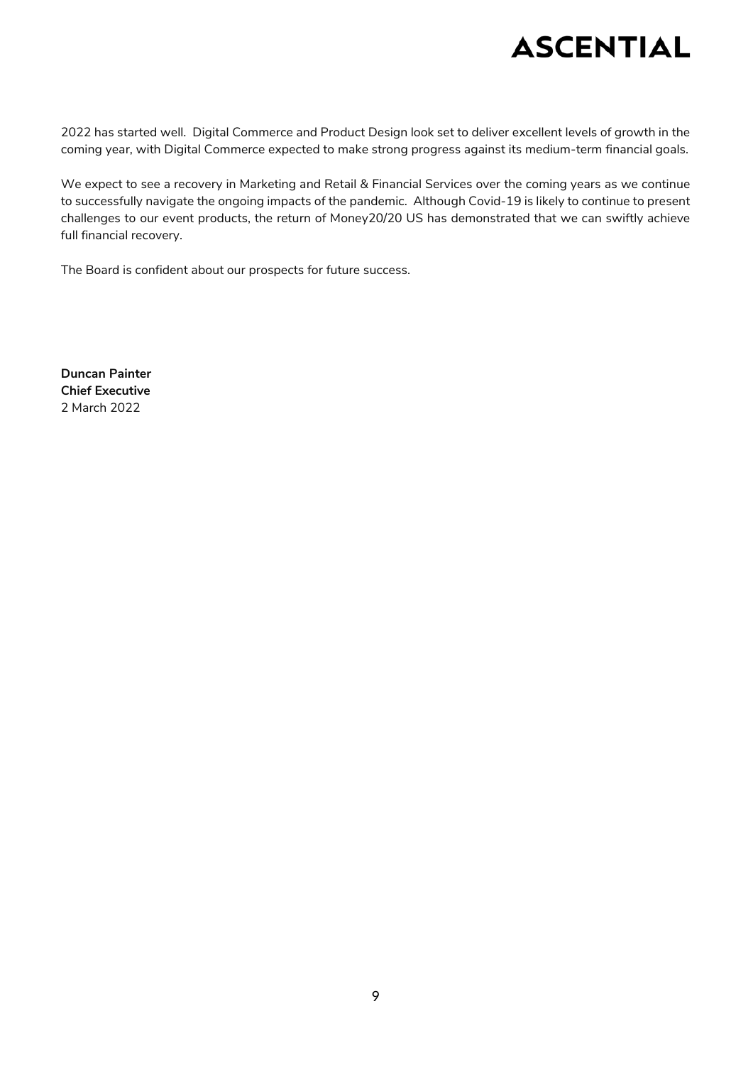2022 has started well. Digital Commerce and Product Design look set to deliver excellent levels of growth in the coming year, with Digital Commerce expected to make strong progress against its medium-term financial goals.

We expect to see a recovery in Marketing and Retail & Financial Services over the coming years as we continue to successfully navigate the ongoing impacts of the pandemic. Although Covid-19 is likely to continue to present challenges to our event products, the return of Money20/20 US has demonstrated that we can swiftly achieve full financial recovery.

The Board is confident about our prospects for future success.

**Duncan Painter**
**Chief Executive**
2 March 2022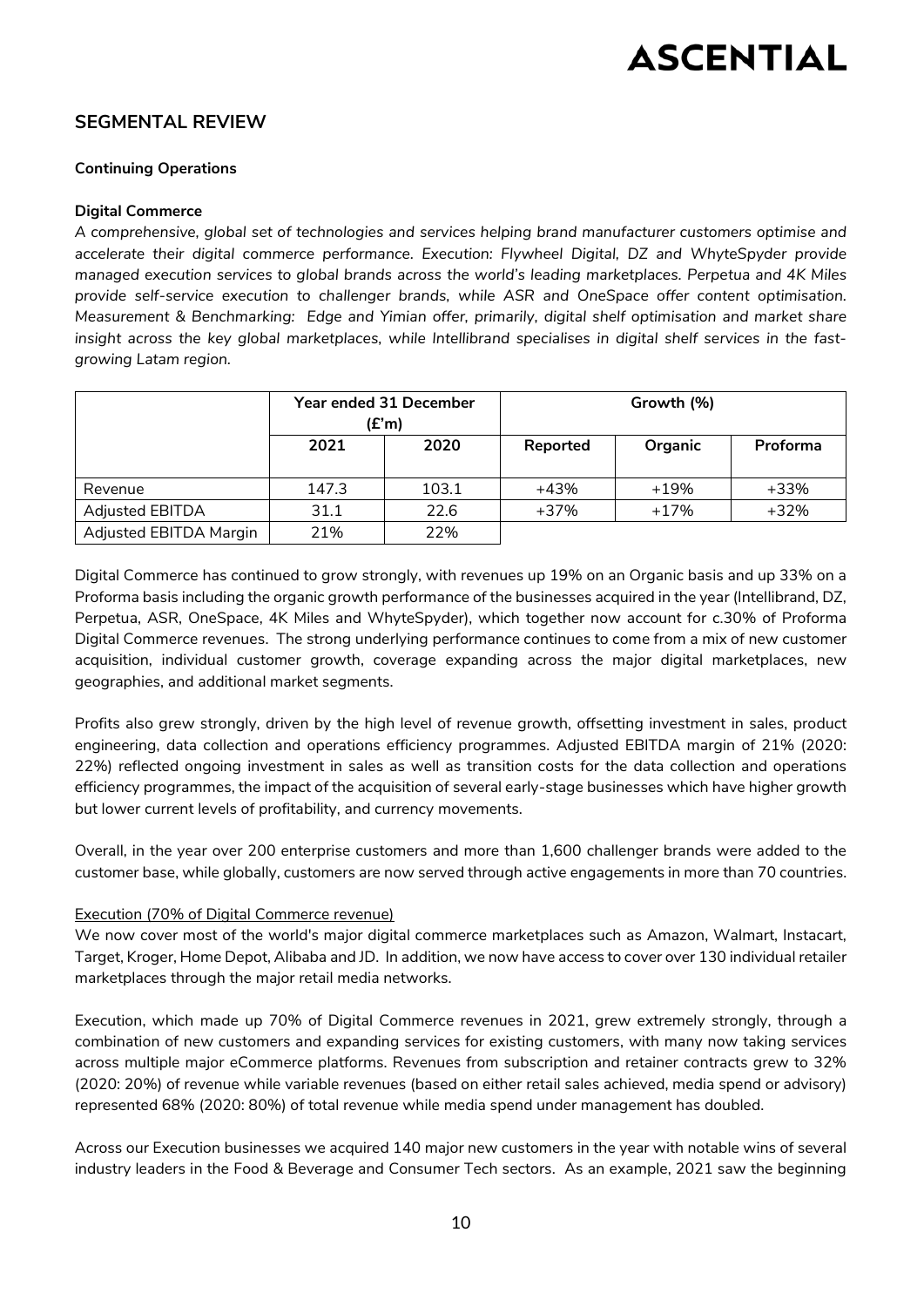## SEGMENTAL REVIEW

**Continuing Operations**

**Digital Commerce**

*A comprehensive, global set of technologies and services helping brand manufacturer customers optimise and accelerate their digital commerce performance. Execution: Flywheel Digital, DZ and WhyteSpyder provide managed execution services to global brands across the world's leading marketplaces. Perpetua and 4K Miles provide self-service execution to challenger brands, while ASR and OneSpace offer content optimisation. Measurement & Benchmarking: Edge and Yimian offer, primarily, digital shelf optimisation and market share insight across the key global marketplaces, while Intellibrand specialises in digital shelf services in the fast-growing Latam region.*

| | Year ended 31 December (£'m) | | Growth (%) | | |
|---|---|---|---|---|---|
| | **2021** | **2020** | **Reported** | **Organic** | **Proforma** |
| Revenue | 147.3 | 103.1 | +43% | +19% | +33% |
| Adjusted EBITDA | 31.1 | 22.6 | +37% | +17% | +32% |
| Adjusted EBITDA Margin | 21% | 22% | | | |

Digital Commerce has continued to grow strongly, with revenues up 19% on an Organic basis and up 33% on a Proforma basis including the organic growth performance of the businesses acquired in the year (Intellibrand, DZ, Perpetua, ASR, OneSpace, 4K Miles and WhyteSpyder), which together now account for c.30% of Proforma Digital Commerce revenues. The strong underlying performance continues to come from a mix of new customer acquisition, individual customer growth, coverage expanding across the major digital marketplaces, new geographies, and additional market segments.

Profits also grew strongly, driven by the high level of revenue growth, offsetting investment in sales, product engineering, data collection and operations efficiency programmes. Adjusted EBITDA margin of 21% (2020: 22%) reflected ongoing investment in sales as well as transition costs for the data collection and operations efficiency programmes, the impact of the acquisition of several early-stage businesses which have higher growth but lower current levels of profitability, and currency movements.

Overall, in the year over 200 enterprise customers and more than 1,600 challenger brands were added to the customer base, while globally, customers are now served through active engagements in more than 70 countries.

Execution (70% of Digital Commerce revenue)

We now cover most of the world's major digital commerce marketplaces such as Amazon, Walmart, Instacart, Target, Kroger, Home Depot, Alibaba and JD. In addition, we now have access to cover over 130 individual retailer marketplaces through the major retail media networks.

Execution, which made up 70% of Digital Commerce revenues in 2021, grew extremely strongly, through a combination of new customers and expanding services for existing customers, with many now taking services across multiple major eCommerce platforms. Revenues from subscription and retainer contracts grew to 32% (2020: 20%) of revenue while variable revenues (based on either retail sales achieved, media spend or advisory) represented 68% (2020: 80%) of total revenue while media spend under management has doubled.

Across our Execution businesses we acquired 140 major new customers in the year with notable wins of several industry leaders in the Food & Beverage and Consumer Tech sectors. As an example, 2021 saw the beginning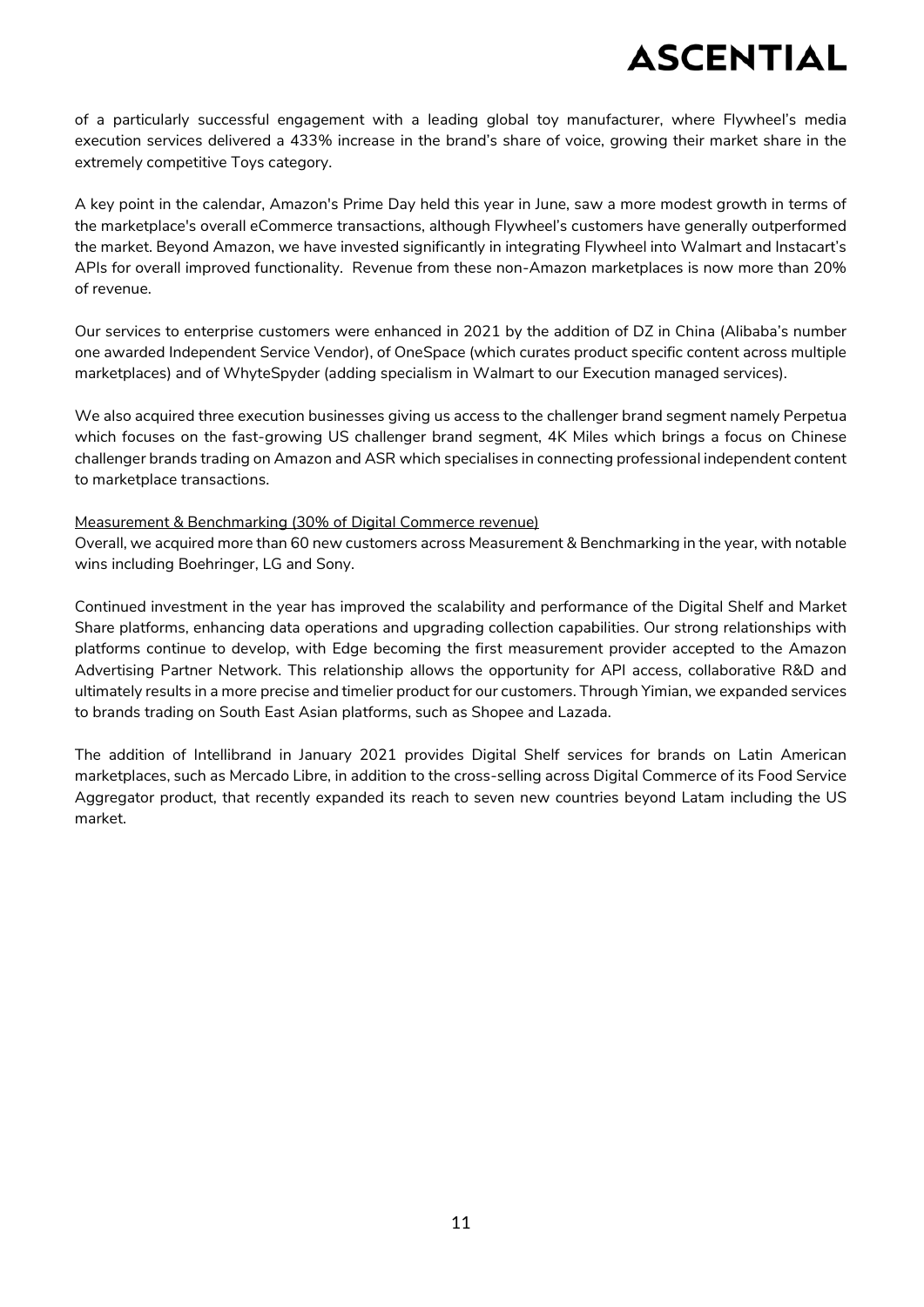of a particularly successful engagement with a leading global toy manufacturer, where Flywheel's media execution services delivered a 433% increase in the brand's share of voice, growing their market share in the extremely competitive Toys category.

A key point in the calendar, Amazon's Prime Day held this year in June, saw a more modest growth in terms of the marketplace's overall eCommerce transactions, although Flywheel's customers have generally outperformed the market. Beyond Amazon, we have invested significantly in integrating Flywheel into Walmart and Instacart's APIs for overall improved functionality. Revenue from these non-Amazon marketplaces is now more than 20% of revenue.

Our services to enterprise customers were enhanced in 2021 by the addition of DZ in China (Alibaba's number one awarded Independent Service Vendor), of OneSpace (which curates product specific content across multiple marketplaces) and of WhyteSpyder (adding specialism in Walmart to our Execution managed services).

We also acquired three execution businesses giving us access to the challenger brand segment namely Perpetua which focuses on the fast-growing US challenger brand segment, 4K Miles which brings a focus on Chinese challenger brands trading on Amazon and ASR which specialises in connecting professional independent content to marketplace transactions.

<u>Measurement & Benchmarking (30% of Digital Commerce revenue)</u>

Overall, we acquired more than 60 new customers across Measurement & Benchmarking in the year, with notable wins including Boehringer, LG and Sony.

Continued investment in the year has improved the scalability and performance of the Digital Shelf and Market Share platforms, enhancing data operations and upgrading collection capabilities. Our strong relationships with platforms continue to develop, with Edge becoming the first measurement provider accepted to the Amazon Advertising Partner Network. This relationship allows the opportunity for API access, collaborative R&D and ultimately results in a more precise and timelier product for our customers. Through Yimian, we expanded services to brands trading on South East Asian platforms, such as Shopee and Lazada.

The addition of Intellibrand in January 2021 provides Digital Shelf services for brands on Latin American marketplaces, such as Mercado Libre, in addition to the cross-selling across Digital Commerce of its Food Service Aggregator product, that recently expanded its reach to seven new countries beyond Latam including the US market.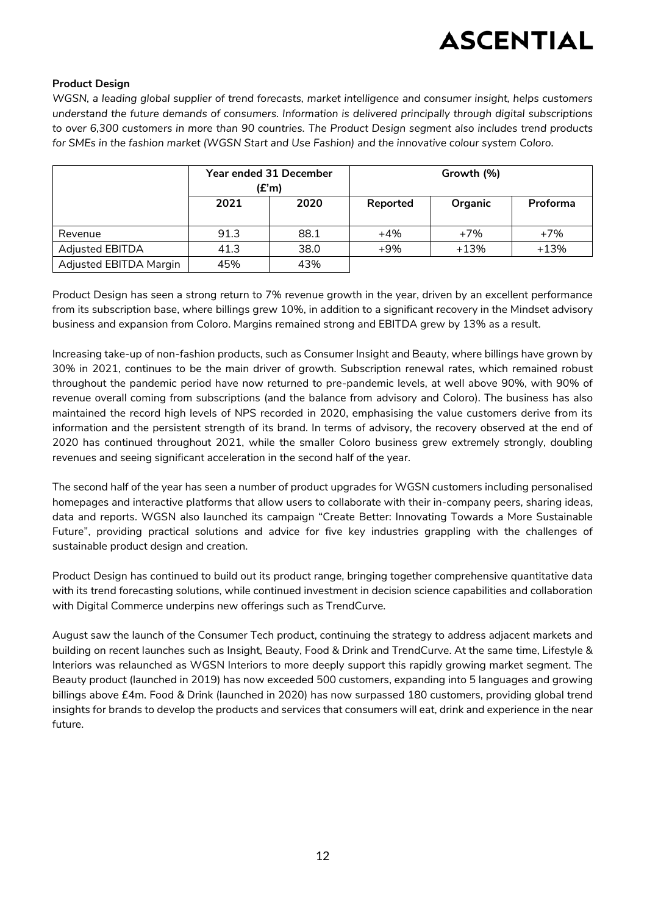**Product Design**

*WGSN, a leading global supplier of trend forecasts, market intelligence and consumer insight, helps customers understand the future demands of consumers. Information is delivered principally through digital subscriptions to over 6,300 customers in more than 90 countries. The Product Design segment also includes trend products for SMEs in the fashion market (WGSN Start and Use Fashion) and the innovative colour system Coloro.*

| | Year ended 31 December (£'m) | | Growth (%) | | |
|---|---|---|---|---|---|
| | 2021 | 2020 | Reported | Organic | Proforma |
| Revenue | 91.3 | 88.1 | +4% | +7% | +7% |
| Adjusted EBITDA | 41.3 | 38.0 | +9% | +13% | +13% |
| Adjusted EBITDA Margin | 45% | 43% | | | |

Product Design has seen a strong return to 7% revenue growth in the year, driven by an excellent performance from its subscription base, where billings grew 10%, in addition to a significant recovery in the Mindset advisory business and expansion from Coloro. Margins remained strong and EBITDA grew by 13% as a result.

Increasing take-up of non-fashion products, such as Consumer Insight and Beauty, where billings have grown by 30% in 2021, continues to be the main driver of growth. Subscription renewal rates, which remained robust throughout the pandemic period have now returned to pre-pandemic levels, at well above 90%, with 90% of revenue overall coming from subscriptions (and the balance from advisory and Coloro). The business has also maintained the record high levels of NPS recorded in 2020, emphasising the value customers derive from its information and the persistent strength of its brand. In terms of advisory, the recovery observed at the end of 2020 has continued throughout 2021, while the smaller Coloro business grew extremely strongly, doubling revenues and seeing significant acceleration in the second half of the year.

The second half of the year has seen a number of product upgrades for WGSN customers including personalised homepages and interactive platforms that allow users to collaborate with their in-company peers, sharing ideas, data and reports. WGSN also launched its campaign "Create Better: Innovating Towards a More Sustainable Future", providing practical solutions and advice for five key industries grappling with the challenges of sustainable product design and creation.

Product Design has continued to build out its product range, bringing together comprehensive quantitative data with its trend forecasting solutions, while continued investment in decision science capabilities and collaboration with Digital Commerce underpins new offerings such as TrendCurve.

August saw the launch of the Consumer Tech product, continuing the strategy to address adjacent markets and building on recent launches such as Insight, Beauty, Food & Drink and TrendCurve. At the same time, Lifestyle & Interiors was relaunched as WGSN Interiors to more deeply support this rapidly growing market segment. The Beauty product (launched in 2019) has now exceeded 500 customers, expanding into 5 languages and growing billings above £4m. Food & Drink (launched in 2020) has now surpassed 180 customers, providing global trend insights for brands to develop the products and services that consumers will eat, drink and experience in the near future.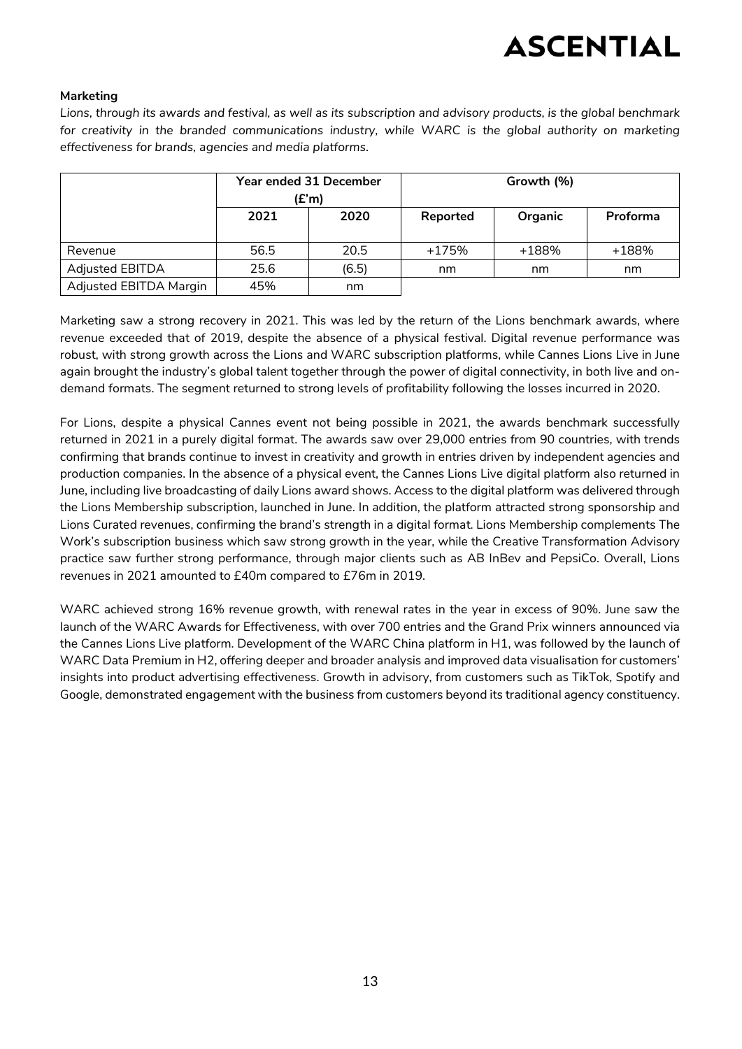**Marketing**

*Lions, through its awards and festival, as well as its subscription and advisory products, is the global benchmark for creativity in the branded communications industry, while WARC is the global authority on marketing effectiveness for brands, agencies and media platforms.*

| | Year ended 31 December (£'m) | | Growth (%) | | |
|---|---|---|---|---|---|
| | 2021 | 2020 | Reported | Organic | Proforma |
| Revenue | 56.5 | 20.5 | +175% | +188% | +188% |
| Adjusted EBITDA | 25.6 | (6.5) | nm | nm | nm |
| Adjusted EBITDA Margin | 45% | nm | | | |

Marketing saw a strong recovery in 2021. This was led by the return of the Lions benchmark awards, where revenue exceeded that of 2019, despite the absence of a physical festival. Digital revenue performance was robust, with strong growth across the Lions and WARC subscription platforms, while Cannes Lions Live in June again brought the industry's global talent together through the power of digital connectivity, in both live and on-demand formats. The segment returned to strong levels of profitability following the losses incurred in 2020.

For Lions, despite a physical Cannes event not being possible in 2021, the awards benchmark successfully returned in 2021 in a purely digital format. The awards saw over 29,000 entries from 90 countries, with trends confirming that brands continue to invest in creativity and growth in entries driven by independent agencies and production companies. In the absence of a physical event, the Cannes Lions Live digital platform also returned in June, including live broadcasting of daily Lions award shows. Access to the digital platform was delivered through the Lions Membership subscription, launched in June. In addition, the platform attracted strong sponsorship and Lions Curated revenues, confirming the brand's strength in a digital format. Lions Membership complements The Work's subscription business which saw strong growth in the year, while the Creative Transformation Advisory practice saw further strong performance, through major clients such as AB InBev and PepsiCo. Overall, Lions revenues in 2021 amounted to £40m compared to £76m in 2019.

WARC achieved strong 16% revenue growth, with renewal rates in the year in excess of 90%. June saw the launch of the WARC Awards for Effectiveness, with over 700 entries and the Grand Prix winners announced via the Cannes Lions Live platform. Development of the WARC China platform in H1, was followed by the launch of WARC Data Premium in H2, offering deeper and broader analysis and improved data visualisation for customers' insights into product advertising effectiveness. Growth in advisory, from customers such as TikTok, Spotify and Google, demonstrated engagement with the business from customers beyond its traditional agency constituency.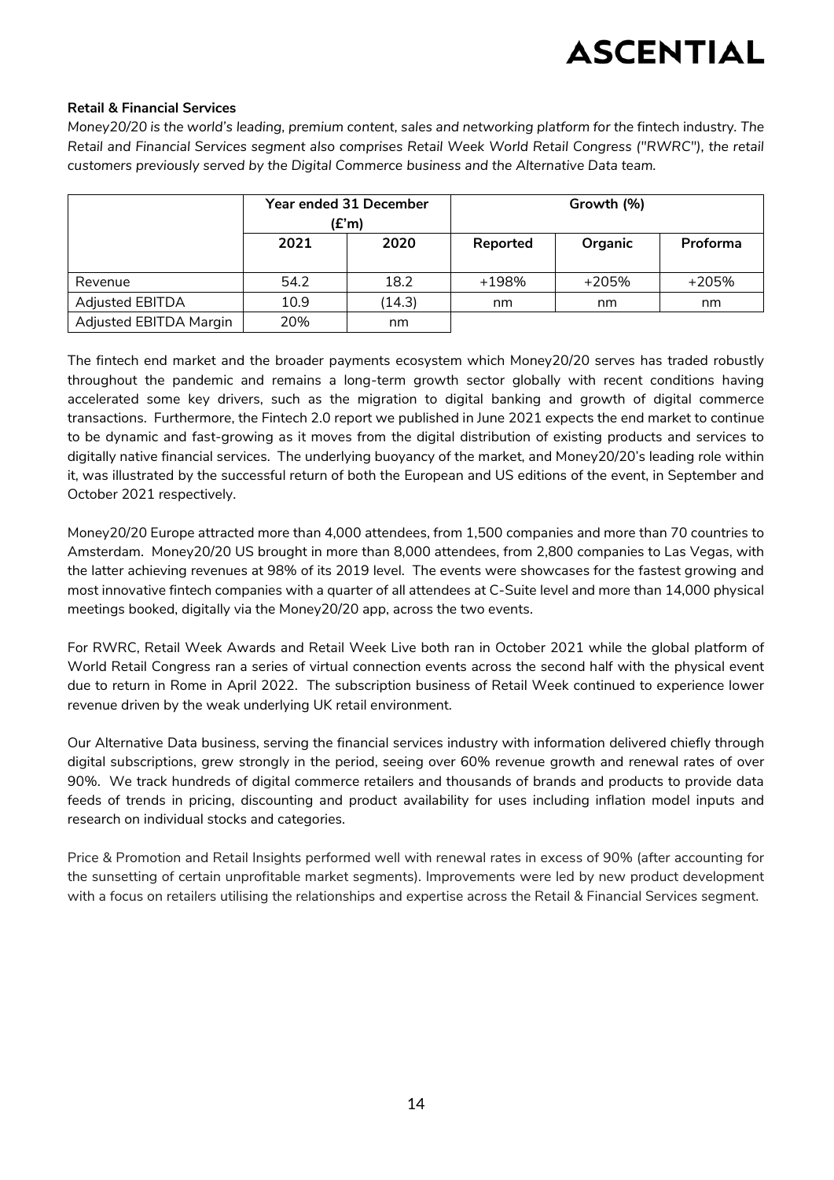**Retail & Financial Services**

*Money20/20 is the world's leading, premium content, sales and networking platform for the fintech industry. The Retail and Financial Services segment also comprises Retail Week World Retail Congress ("RWRC"), the retail customers previously served by the Digital Commerce business and the Alternative Data team.*

| | Year ended 31 December (£'m) | | Growth (%) | | |
|---|---|---|---|---|---|
| | 2021 | 2020 | Reported | Organic | Proforma |
| Revenue | 54.2 | 18.2 | +198% | +205% | +205% |
| Adjusted EBITDA | 10.9 | (14.3) | nm | nm | nm |
| Adjusted EBITDA Margin | 20% | nm | | | |

The fintech end market and the broader payments ecosystem which Money20/20 serves has traded robustly throughout the pandemic and remains a long-term growth sector globally with recent conditions having accelerated some key drivers, such as the migration to digital banking and growth of digital commerce transactions. Furthermore, the Fintech 2.0 report we published in June 2021 expects the end market to continue to be dynamic and fast-growing as it moves from the digital distribution of existing products and services to digitally native financial services. The underlying buoyancy of the market, and Money20/20's leading role within it, was illustrated by the successful return of both the European and US editions of the event, in September and October 2021 respectively.

Money20/20 Europe attracted more than 4,000 attendees, from 1,500 companies and more than 70 countries to Amsterdam. Money20/20 US brought in more than 8,000 attendees, from 2,800 companies to Las Vegas, with the latter achieving revenues at 98% of its 2019 level. The events were showcases for the fastest growing and most innovative fintech companies with a quarter of all attendees at C-Suite level and more than 14,000 physical meetings booked, digitally via the Money20/20 app, across the two events.

For RWRC, Retail Week Awards and Retail Week Live both ran in October 2021 while the global platform of World Retail Congress ran a series of virtual connection events across the second half with the physical event due to return in Rome in April 2022. The subscription business of Retail Week continued to experience lower revenue driven by the weak underlying UK retail environment.

Our Alternative Data business, serving the financial services industry with information delivered chiefly through digital subscriptions, grew strongly in the period, seeing over 60% revenue growth and renewal rates of over 90%. We track hundreds of digital commerce retailers and thousands of brands and products to provide data feeds of trends in pricing, discounting and product availability for uses including inflation model inputs and research on individual stocks and categories.

Price & Promotion and Retail Insights performed well with renewal rates in excess of 90% (after accounting for the sunsetting of certain unprofitable market segments). Improvements were led by new product development with a focus on retailers utilising the relationships and expertise across the Retail & Financial Services segment.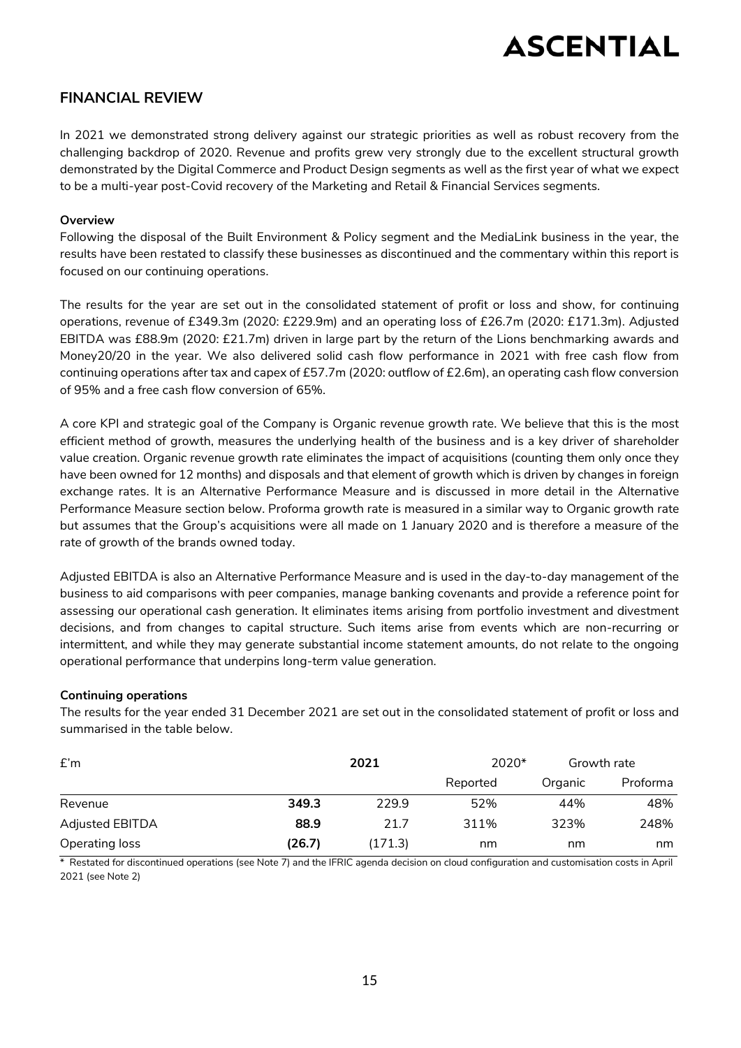## FINANCIAL REVIEW

In 2021 we demonstrated strong delivery against our strategic priorities as well as robust recovery from the challenging backdrop of 2020. Revenue and profits grew very strongly due to the excellent structural growth demonstrated by the Digital Commerce and Product Design segments as well as the first year of what we expect to be a multi-year post-Covid recovery of the Marketing and Retail & Financial Services segments.

**Overview**

Following the disposal of the Built Environment & Policy segment and the MediaLink business in the year, the results have been restated to classify these businesses as discontinued and the commentary within this report is focused on our continuing operations.

The results for the year are set out in the consolidated statement of profit or loss and show, for continuing operations, revenue of £349.3m (2020: £229.9m) and an operating loss of £26.7m (2020: £171.3m). Adjusted EBITDA was £88.9m (2020: £21.7m) driven in large part by the return of the Lions benchmarking awards and Money20/20 in the year. We also delivered solid cash flow performance in 2021 with free cash flow from continuing operations after tax and capex of £57.7m (2020: outflow of £2.6m), an operating cash flow conversion of 95% and a free cash flow conversion of 65%.

A core KPI and strategic goal of the Company is Organic revenue growth rate. We believe that this is the most efficient method of growth, measures the underlying health of the business and is a key driver of shareholder value creation. Organic revenue growth rate eliminates the impact of acquisitions (counting them only once they have been owned for 12 months) and disposals and that element of growth which is driven by changes in foreign exchange rates. It is an Alternative Performance Measure and is discussed in more detail in the Alternative Performance Measure section below. Proforma growth rate is measured in a similar way to Organic growth rate but assumes that the Group's acquisitions were all made on 1 January 2020 and is therefore a measure of the rate of growth of the brands owned today.

Adjusted EBITDA is also an Alternative Performance Measure and is used in the day-to-day management of the business to aid comparisons with peer companies, manage banking covenants and provide a reference point for assessing our operational cash generation. It eliminates items arising from portfolio investment and divestment decisions, and from changes to capital structure. Such items arise from events which are non-recurring or intermittent, and while they may generate substantial income statement amounts, do not relate to the ongoing operational performance that underpins long-term value generation.

**Continuing operations**

The results for the year ended 31 December 2021 are set out in the consolidated statement of profit or loss and summarised in the table below.

| £'m | 2021 | 2020* | Growth rate | | |
|---|---|---|---|---|---|
| | | | Reported | Organic | Proforma |
| Revenue | **349.3** | 229.9 | 52% | 44% | 48% |
| Adjusted EBITDA | **88.9** | 21.7 | 311% | 323% | 248% |
| Operating loss | **(26.7)** | (171.3) | nm | nm | nm |

\* Restated for discontinued operations (see Note 7) and the IFRIC agenda decision on cloud configuration and customisation costs in April 2021 (see Note 2)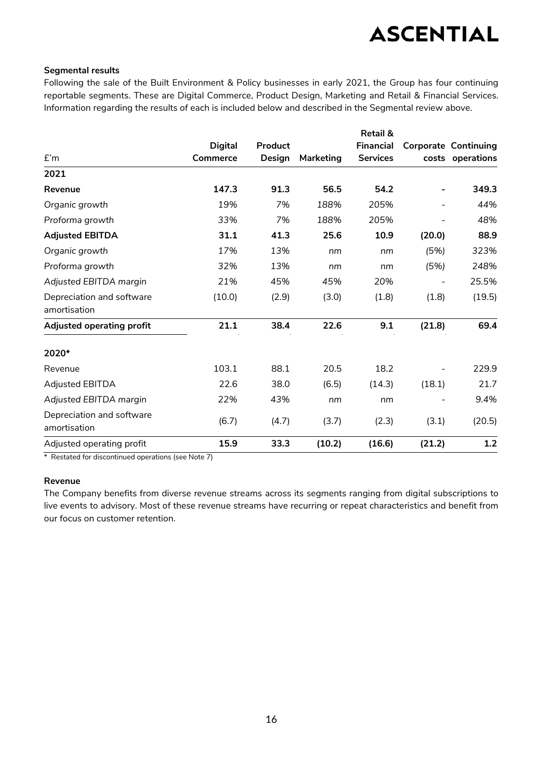**Segmental results**

Following the sale of the Built Environment & Policy businesses in early 2021, the Group has four continuing reportable segments. These are Digital Commerce, Product Design, Marketing and Retail & Financial Services. Information regarding the results of each is included below and described in the Segmental review above.

| £'m | Digital Commerce | Product Design | Marketing | Retail & Financial Services | Corporate costs | Continuing operations |
|---|---|---|---|---|---|---|
| **2021** | | | | | | |
| **Revenue** | **147.3** | **91.3** | **56.5** | **54.2** | **-** | **349.3** |
| *Organic growth* | *19%* | *7%* | *188%* | *205%* | - | *44%* |
| *Proforma growth* | 33% | 7% | 188% | 205% | - | 48% |
| **Adjusted EBITDA** | **31.1** | **41.3** | **25.6** | **10.9** | **(20.0)** | **88.9** |
| *Organic growth* | *17%* | *13%* | *nm* | *nm* | *(5%)* | *323%* |
| *Proforma growth* | 32% | 13% | nm | nm | (5%) | 248% |
| *Adjusted EBITDA margin* | 21% | 45% | 45% | 20% | - | 25.5% |
| Depreciation and software amortisation | (10.0) | (2.9) | (3.0) | (1.8) | (1.8) | (19.5) |
| **Adjusted operating profit** | **21.1** | **38.4** | **22.6** | **9.1** | **(21.8)** | **69.4** |
| **2020*** | | | | | | |
| Revenue | 103.1 | 88.1 | 20.5 | 18.2 | - | 229.9 |
| Adjusted EBITDA | 22.6 | 38.0 | (6.5) | (14.3) | (18.1) | 21.7 |
| *Adjusted EBITDA margin* | *22%* | *43%* | *nm* | *nm* | - | *9.4%* |
| Depreciation and software amortisation | (6.7) | (4.7) | (3.7) | (2.3) | (3.1) | (20.5) |
| Adjusted operating profit | **15.9** | **33.3** | **(10.2)** | **(16.6)** | **(21.2)** | **1.2** |

\* Restated for discontinued operations (see Note 7)

**Revenue**

The Company benefits from diverse revenue streams across its segments ranging from digital subscriptions to live events to advisory. Most of these revenue streams have recurring or repeat characteristics and benefit from our focus on customer retention.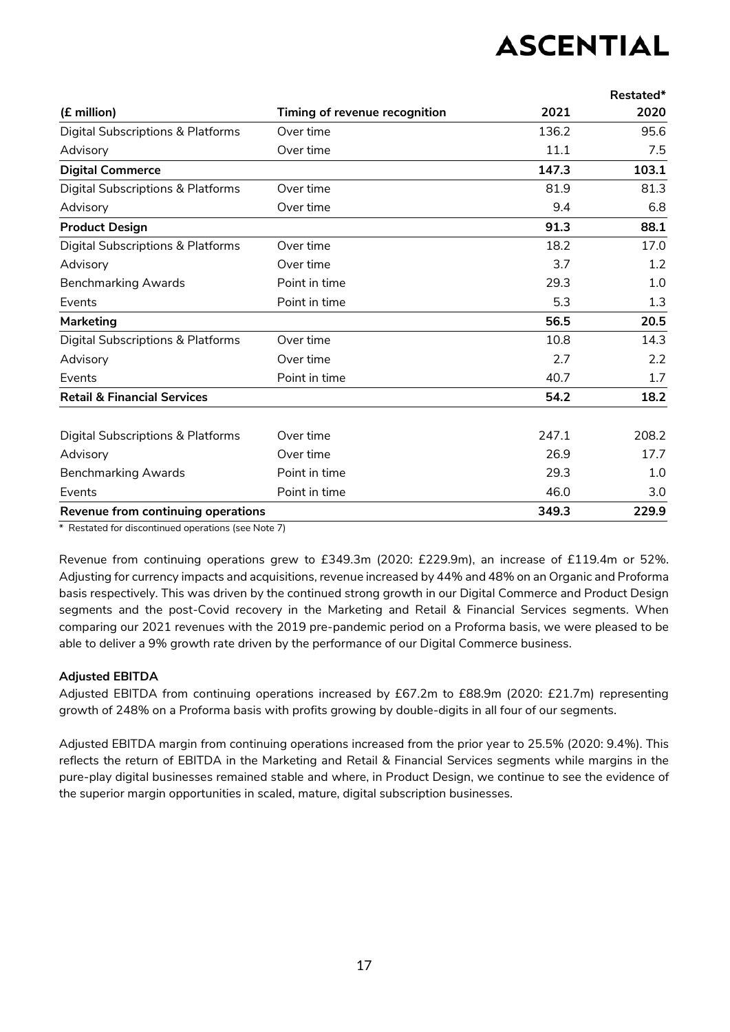| (£ million) | Timing of revenue recognition | 2021 | Restated* 2020 |
|---|---|---|---|
| Digital Subscriptions & Platforms | Over time | 136.2 | 95.6 |
| Advisory | Over time | 11.1 | 7.5 |
| **Digital Commerce** | | **147.3** | **103.1** |
| Digital Subscriptions & Platforms | Over time | 81.9 | 81.3 |
| Advisory | Over time | 9.4 | 6.8 |
| **Product Design** | | **91.3** | **88.1** |
| Digital Subscriptions & Platforms | Over time | 18.2 | 17.0 |
| Advisory | Over time | 3.7 | 1.2 |
| Benchmarking Awards | Point in time | 29.3 | 1.0 |
| Events | Point in time | 5.3 | 1.3 |
| **Marketing** | | **56.5** | **20.5** |
| Digital Subscriptions & Platforms | Over time | 10.8 | 14.3 |
| Advisory | Over time | 2.7 | 2.2 |
| Events | Point in time | 40.7 | 1.7 |
| **Retail & Financial Services** | | **54.2** | **18.2** |
| Digital Subscriptions & Platforms | Over time | 247.1 | 208.2 |
| Advisory | Over time | 26.9 | 17.7 |
| Benchmarking Awards | Point in time | 29.3 | 1.0 |
| Events | Point in time | 46.0 | 3.0 |
| **Revenue from continuing operations** | | **349.3** | **229.9** |

* Restated for discontinued operations (see Note 7)

Revenue from continuing operations grew to £349.3m (2020: £229.9m), an increase of £119.4m or 52%. Adjusting for currency impacts and acquisitions, revenue increased by 44% and 48% on an Organic and Proforma basis respectively. This was driven by the continued strong growth in our Digital Commerce and Product Design segments and the post-Covid recovery in the Marketing and Retail & Financial Services segments. When comparing our 2021 revenues with the 2019 pre-pandemic period on a Proforma basis, we were pleased to be able to deliver a 9% growth rate driven by the performance of our Digital Commerce business.

**Adjusted EBITDA**

Adjusted EBITDA from continuing operations increased by £67.2m to £88.9m (2020: £21.7m) representing growth of 248% on a Proforma basis with profits growing by double-digits in all four of our segments.

Adjusted EBITDA margin from continuing operations increased from the prior year to 25.5% (2020: 9.4%). This reflects the return of EBITDA in the Marketing and Retail & Financial Services segments while margins in the pure-play digital businesses remained stable and where, in Product Design, we continue to see the evidence of the superior margin opportunities in scaled, mature, digital subscription businesses.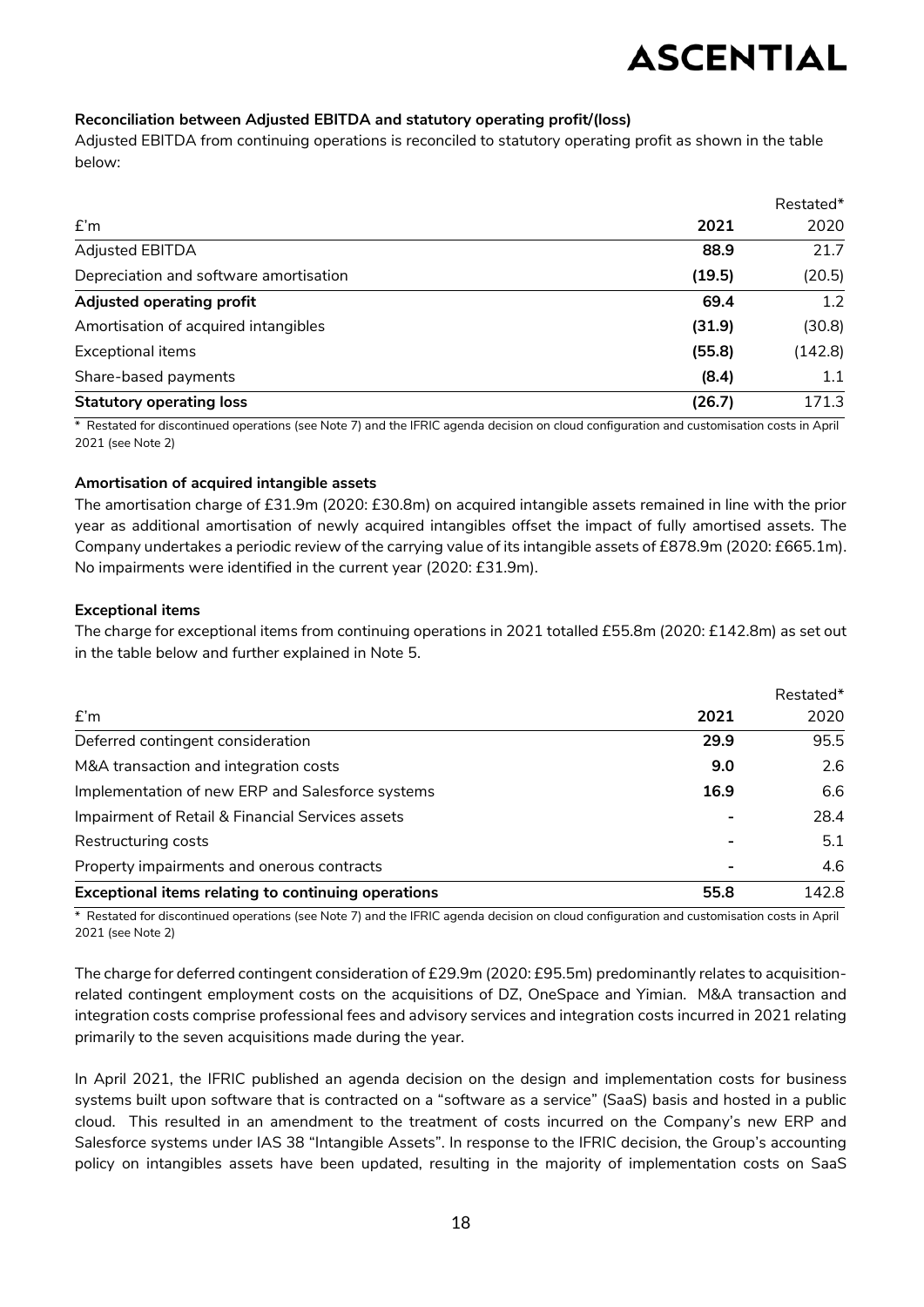**Reconciliation between Adjusted EBITDA and statutory operating profit/(loss)**

Adjusted EBITDA from continuing operations is reconciled to statutory operating profit as shown in the table below:

| £'m | 2021 | Restated* 2020 |
| --- | --- | --- |
| Adjusted EBITDA | **88.9** | 21.7 |
| Depreciation and software amortisation | **(19.5)** | (20.5) |
| **Adjusted operating profit** | **69.4** | 1.2 |
| Amortisation of acquired intangibles | **(31.9)** | (30.8) |
| Exceptional items | **(55.8)** | (142.8) |
| Share-based payments | **(8.4)** | 1.1 |
| **Statutory operating loss** | **(26.7)** | 171.3 |

* Restated for discontinued operations (see Note 7) and the IFRIC agenda decision on cloud configuration and customisation costs in April 2021 (see Note 2)

**Amortisation of acquired intangible assets**

The amortisation charge of £31.9m (2020: £30.8m) on acquired intangible assets remained in line with the prior year as additional amortisation of newly acquired intangibles offset the impact of fully amortised assets. The Company undertakes a periodic review of the carrying value of its intangible assets of £878.9m (2020: £665.1m). No impairments were identified in the current year (2020: £31.9m).

**Exceptional items**

The charge for exceptional items from continuing operations in 2021 totalled £55.8m (2020: £142.8m) as set out in the table below and further explained in Note 5.

| £'m | 2021 | Restated* 2020 |
| --- | --- | --- |
| Deferred contingent consideration | **29.9** | 95.5 |
| M&A transaction and integration costs | **9.0** | 2.6 |
| Implementation of new ERP and Salesforce systems | **16.9** | 6.6 |
| Impairment of Retail & Financial Services assets | **-** | 28.4 |
| Restructuring costs | **-** | 5.1 |
| Property impairments and onerous contracts | **-** | 4.6 |
| **Exceptional items relating to continuing operations** | **55.8** | 142.8 |

* Restated for discontinued operations (see Note 7) and the IFRIC agenda decision on cloud configuration and customisation costs in April 2021 (see Note 2)

The charge for deferred contingent consideration of £29.9m (2020: £95.5m) predominantly relates to acquisition-related contingent employment costs on the acquisitions of DZ, OneSpace and Yimian. M&A transaction and integration costs comprise professional fees and advisory services and integration costs incurred in 2021 relating primarily to the seven acquisitions made during the year.

In April 2021, the IFRIC published an agenda decision on the design and implementation costs for business systems built upon software that is contracted on a "software as a service" (SaaS) basis and hosted in a public cloud. This resulted in an amendment to the treatment of costs incurred on the Company's new ERP and Salesforce systems under IAS 38 "Intangible Assets". In response to the IFRIC decision, the Group's accounting policy on intangibles assets have been updated, resulting in the majority of implementation costs on SaaS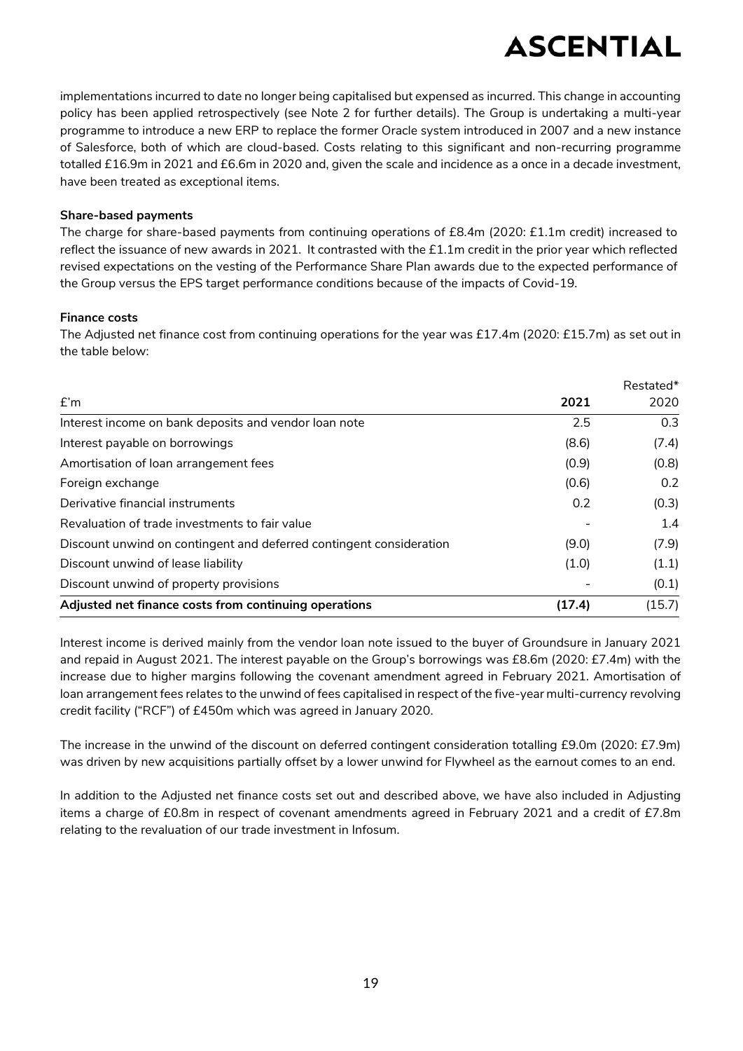implementations incurred to date no longer being capitalised but expensed as incurred. This change in accounting policy has been applied retrospectively (see Note 2 for further details). The Group is undertaking a multi-year programme to introduce a new ERP to replace the former Oracle system introduced in 2007 and a new instance of Salesforce, both of which are cloud-based. Costs relating to this significant and non-recurring programme totalled £16.9m in 2021 and £6.6m in 2020 and, given the scale and incidence as a once in a decade investment, have been treated as exceptional items.

**Share-based payments**

The charge for share-based payments from continuing operations of £8.4m (2020: £1.1m credit) increased to reflect the issuance of new awards in 2021. It contrasted with the £1.1m credit in the prior year which reflected revised expectations on the vesting of the Performance Share Plan awards due to the expected performance of the Group versus the EPS target performance conditions because of the impacts of Covid-19.

**Finance costs**

The Adjusted net finance cost from continuing operations for the year was £17.4m (2020: £15.7m) as set out in the table below:

| £'m | 2021 | Restated* 2020 |
|---|---|---|
| Interest income on bank deposits and vendor loan note | 2.5 | 0.3 |
| Interest payable on borrowings | (8.6) | (7.4) |
| Amortisation of loan arrangement fees | (0.9) | (0.8) |
| Foreign exchange | (0.6) | 0.2 |
| Derivative financial instruments | 0.2 | (0.3) |
| Revaluation of trade investments to fair value | - | 1.4 |
| Discount unwind on contingent and deferred contingent consideration | (9.0) | (7.9) |
| Discount unwind of lease liability | (1.0) | (1.1) |
| Discount unwind of property provisions | - | (0.1) |
| **Adjusted net finance costs from continuing operations** | **(17.4)** | (15.7) |

Interest income is derived mainly from the vendor loan note issued to the buyer of Groundsure in January 2021 and repaid in August 2021. The interest payable on the Group's borrowings was £8.6m (2020: £7.4m) with the increase due to higher margins following the covenant amendment agreed in February 2021. Amortisation of loan arrangement fees relates to the unwind of fees capitalised in respect of the five-year multi-currency revolving credit facility ("RCF") of £450m which was agreed in January 2020.

The increase in the unwind of the discount on deferred contingent consideration totalling £9.0m (2020: £7.9m) was driven by new acquisitions partially offset by a lower unwind for Flywheel as the earnout comes to an end.

In addition to the Adjusted net finance costs set out and described above, we have also included in Adjusting items a charge of £0.8m in respect of covenant amendments agreed in February 2021 and a credit of £7.8m relating to the revaluation of our trade investment in Infosum.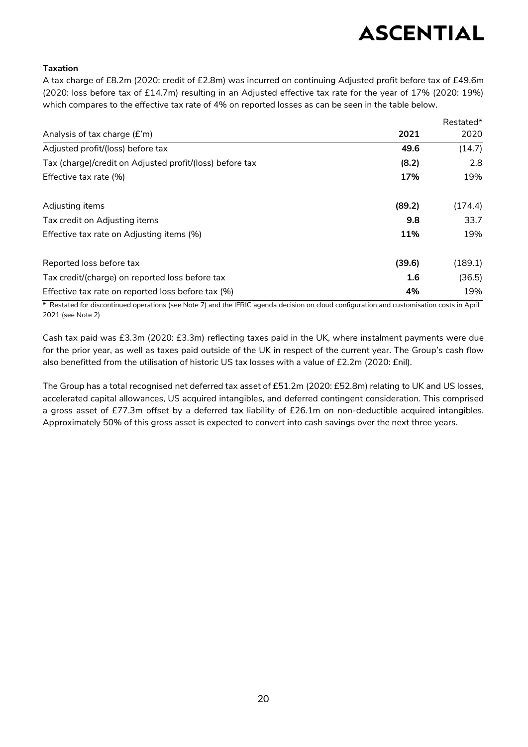**Taxation**

A tax charge of £8.2m (2020: credit of £2.8m) was incurred on continuing Adjusted profit before tax of £49.6m (2020: loss before tax of £14.7m) resulting in an Adjusted effective tax rate for the year of 17% (2020: 19%) which compares to the effective tax rate of 4% on reported losses as can be seen in the table below.

| Analysis of tax charge (£'m) | 2021 | Restated* 2020 |
|---|---|---|
| Adjusted profit/(loss) before tax | **49.6** | (14.7) |
| Tax (charge)/credit on Adjusted profit/(loss) before tax | **(8.2)** | 2.8 |
| Effective tax rate (%) | **17%** | 19% |
| | | |
| Adjusting items | **(89.2)** | (174.4) |
| Tax credit on Adjusting items | **9.8** | 33.7 |
| Effective tax rate on Adjusting items (%) | **11%** | 19% |
| | | |
| Reported loss before tax | **(39.6)** | (189.1) |
| Tax credit/(charge) on reported loss before tax | **1.6** | (36.5) |
| Effective tax rate on reported loss before tax (%) | **4%** | 19% |

* Restated for discontinued operations (see Note 7) and the IFRIC agenda decision on cloud configuration and customisation costs in April 2021 (see Note 2)

Cash tax paid was £3.3m (2020: £3.3m) reflecting taxes paid in the UK, where instalment payments were due for the prior year, as well as taxes paid outside of the UK in respect of the current year. The Group's cash flow also benefitted from the utilisation of historic US tax losses with a value of £2.2m (2020: £nil).

The Group has a total recognised net deferred tax asset of £51.2m (2020: £52.8m) relating to UK and US losses, accelerated capital allowances, US acquired intangibles, and deferred contingent consideration. This comprised a gross asset of £77.3m offset by a deferred tax liability of £26.1m on non-deductible acquired intangibles. Approximately 50% of this gross asset is expected to convert into cash savings over the next three years.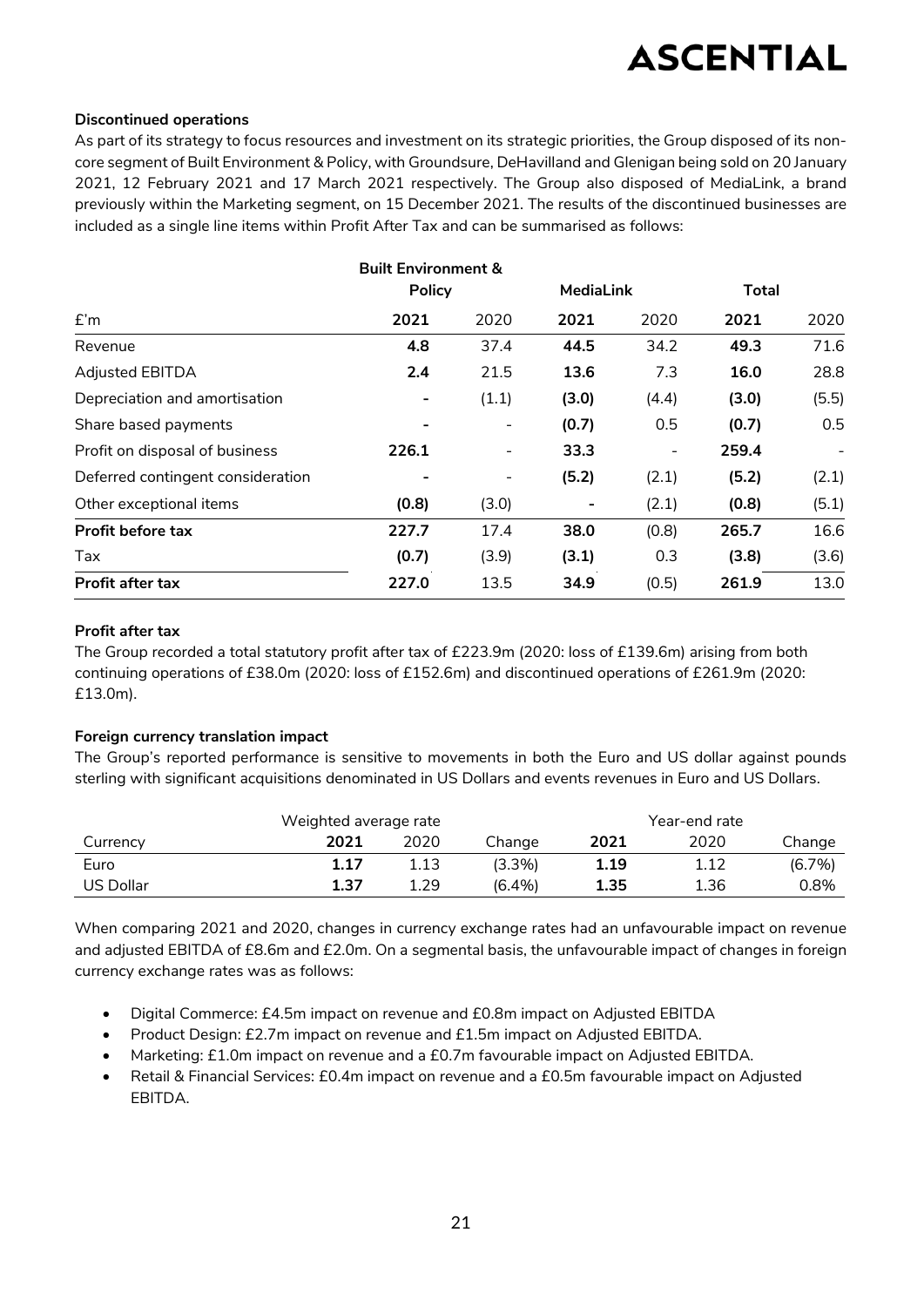### Discontinued operations

As part of its strategy to focus resources and investment on its strategic priorities, the Group disposed of its non-core segment of Built Environment & Policy, with Groundsure, DeHavilland and Glenigan being sold on 20 January 2021, 12 February 2021 and 17 March 2021 respectively. The Group also disposed of MediaLink, a brand previously within the Marketing segment, on 15 December 2021. The results of the discontinued businesses are included as a single line items within Profit After Tax and can be summarised as follows:

| | Built Environment & Policy | | MediaLink | | Total | |
|---|---|---|---|---|---|---|
| £'m | **2021** | 2020 | **2021** | 2020 | **2021** | 2020 |
| Revenue | **4.8** | 37.4 | **44.5** | 34.2 | **49.3** | 71.6 |
| Adjusted EBITDA | **2.4** | 21.5 | **13.6** | 7.3 | **16.0** | 28.8 |
| Depreciation and amortisation | **-** | (1.1) | **(3.0)** | (4.4) | **(3.0)** | (5.5) |
| Share based payments | **-** | - | **(0.7)** | 0.5 | **(0.7)** | 0.5 |
| Profit on disposal of business | **226.1** | - | **33.3** | - | **259.4** | - |
| Deferred contingent consideration | **-** | - | **(5.2)** | (2.1) | **(5.2)** | (2.1) |
| Other exceptional items | **(0.8)** | (3.0) | **-** | (2.1) | **(0.8)** | (5.1) |
| **Profit before tax** | **227.7** | 17.4 | **38.0** | (0.8) | **265.7** | 16.6 |
| Tax | **(0.7)** | (3.9) | **(3.1)** | 0.3 | **(3.8)** | (3.6) |
| **Profit after tax** | **227.0** | 13.5 | **34.9** | (0.5) | **261.9** | 13.0 |

### Profit after tax

The Group recorded a total statutory profit after tax of £223.9m (2020: loss of £139.6m) arising from both continuing operations of £38.0m (2020: loss of £152.6m) and discontinued operations of £261.9m (2020: £13.0m).

### Foreign currency translation impact

The Group's reported performance is sensitive to movements in both the Euro and US dollar against pounds sterling with significant acquisitions denominated in US Dollars and events revenues in Euro and US Dollars.

| | Weighted average rate | | | Year-end rate | | |
|---|---|---|---|---|---|---|
| Currency | **2021** | 2020 | Change | **2021** | 2020 | Change |
| Euro | **1.17** | 1.13 | (3.3%) | **1.19** | 1.12 | (6.7%) |
| US Dollar | **1.37** | 1.29 | (6.4%) | **1.35** | 1.36 | 0.8% |

When comparing 2021 and 2020, changes in currency exchange rates had an unfavourable impact on revenue and adjusted EBITDA of £8.6m and £2.0m. On a segmental basis, the unfavourable impact of changes in foreign currency exchange rates was as follows:

- Digital Commerce: £4.5m impact on revenue and £0.8m impact on Adjusted EBITDA
- Product Design: £2.7m impact on revenue and £1.5m impact on Adjusted EBITDA.
- Marketing: £1.0m impact on revenue and a £0.7m favourable impact on Adjusted EBITDA.
- Retail & Financial Services: £0.4m impact on revenue and a £0.5m favourable impact on Adjusted EBITDA.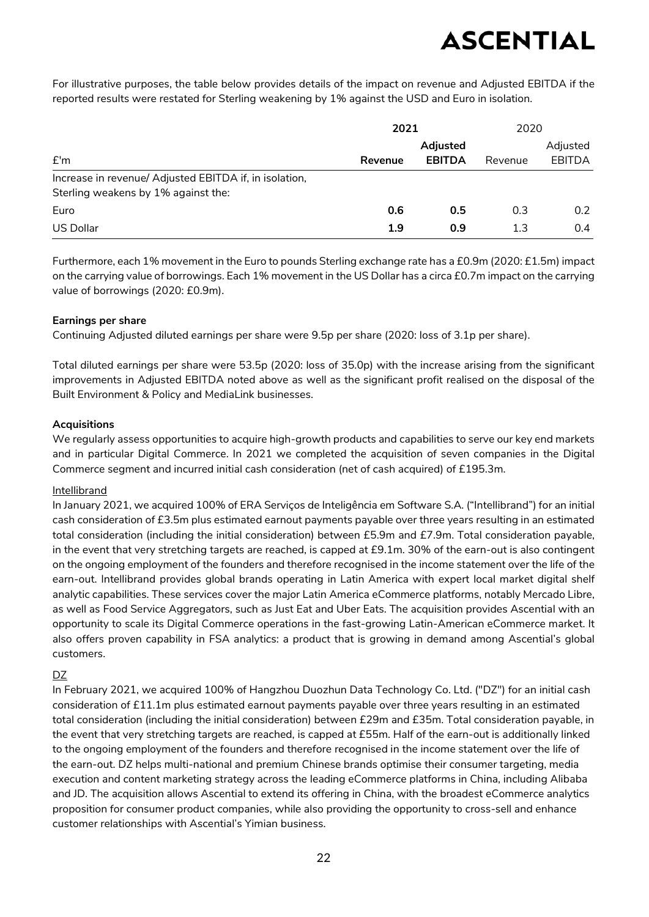For illustrative purposes, the table below provides details of the impact on revenue and Adjusted EBITDA if the reported results were restated for Sterling weakening by 1% against the USD and Euro in isolation.

| | 2021 | | 2020 | |
|---|---|---|---|---|
| £'m | Revenue | Adjusted EBITDA | Revenue | Adjusted EBITDA |
| Increase in revenue/ Adjusted EBITDA if, in isolation, Sterling weakens by 1% against the: | | | | |
| Euro | 0.6 | 0.5 | 0.3 | 0.2 |
| US Dollar | 1.9 | 0.9 | 1.3 | 0.4 |

Furthermore, each 1% movement in the Euro to pounds Sterling exchange rate has a £0.9m (2020: £1.5m) impact on the carrying value of borrowings. Each 1% movement in the US Dollar has a circa £0.7m impact on the carrying value of borrowings (2020: £0.9m).

**Earnings per share**

Continuing Adjusted diluted earnings per share were 9.5p per share (2020: loss of 3.1p per share).

Total diluted earnings per share were 53.5p (2020: loss of 35.0p) with the increase arising from the significant improvements in Adjusted EBITDA noted above as well as the significant profit realised on the disposal of the Built Environment & Policy and MediaLink businesses.

**Acquisitions**

We regularly assess opportunities to acquire high-growth products and capabilities to serve our key end markets and in particular Digital Commerce. In 2021 we completed the acquisition of seven companies in the Digital Commerce segment and incurred initial cash consideration (net of cash acquired) of £195.3m.

Intellibrand

In January 2021, we acquired 100% of ERA Serviços de Inteligência em Software S.A. ("Intellibrand") for an initial cash consideration of £3.5m plus estimated earnout payments payable over three years resulting in an estimated total consideration (including the initial consideration) between £5.9m and £7.9m. Total consideration payable, in the event that very stretching targets are reached, is capped at £9.1m. 30% of the earn-out is also contingent on the ongoing employment of the founders and therefore recognised in the income statement over the life of the earn-out. Intellibrand provides global brands operating in Latin America with expert local market digital shelf analytic capabilities. These services cover the major Latin America eCommerce platforms, notably Mercado Libre, as well as Food Service Aggregators, such as Just Eat and Uber Eats. The acquisition provides Ascential with an opportunity to scale its Digital Commerce operations in the fast-growing Latin-American eCommerce market. It also offers proven capability in FSA analytics: a product that is growing in demand among Ascential's global customers.

DZ

In February 2021, we acquired 100% of Hangzhou Duozhun Data Technology Co. Ltd. ("DZ") for an initial cash consideration of £11.1m plus estimated earnout payments payable over three years resulting in an estimated total consideration (including the initial consideration) between £29m and £35m. Total consideration payable, in the event that very stretching targets are reached, is capped at £55m. Half of the earn-out is additionally linked to the ongoing employment of the founders and therefore recognised in the income statement over the life of the earn-out. DZ helps multi-national and premium Chinese brands optimise their consumer targeting, media execution and content marketing strategy across the leading eCommerce platforms in China, including Alibaba and JD. The acquisition allows Ascential to extend its offering in China, with the broadest eCommerce analytics proposition for consumer product companies, while also providing the opportunity to cross-sell and enhance customer relationships with Ascential's Yimian business.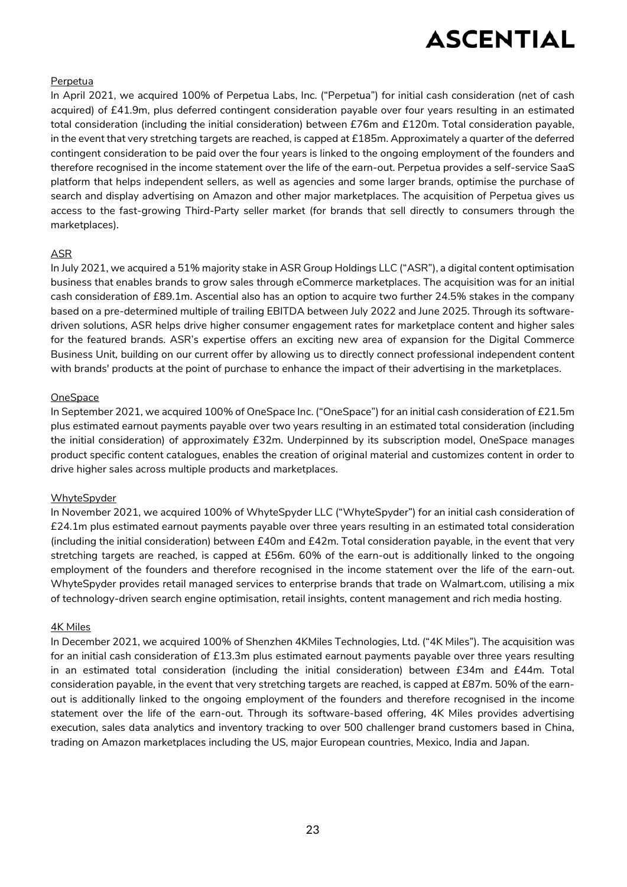Perpetua

In April 2021, we acquired 100% of Perpetua Labs, Inc. ("Perpetua") for initial cash consideration (net of cash acquired) of £41.9m, plus deferred contingent consideration payable over four years resulting in an estimated total consideration (including the initial consideration) between £76m and £120m. Total consideration payable, in the event that very stretching targets are reached, is capped at £185m. Approximately a quarter of the deferred contingent consideration to be paid over the four years is linked to the ongoing employment of the founders and therefore recognised in the income statement over the life of the earn-out. Perpetua provides a self-service SaaS platform that helps independent sellers, as well as agencies and some larger brands, optimise the purchase of search and display advertising on Amazon and other major marketplaces. The acquisition of Perpetua gives us access to the fast-growing Third-Party seller market (for brands that sell directly to consumers through the marketplaces).

ASR

In July 2021, we acquired a 51% majority stake in ASR Group Holdings LLC ("ASR"), a digital content optimisation business that enables brands to grow sales through eCommerce marketplaces. The acquisition was for an initial cash consideration of £89.1m. Ascential also has an option to acquire two further 24.5% stakes in the company based on a pre-determined multiple of trailing EBITDA between July 2022 and June 2025. Through its software-driven solutions, ASR helps drive higher consumer engagement rates for marketplace content and higher sales for the featured brands. ASR's expertise offers an exciting new area of expansion for the Digital Commerce Business Unit, building on our current offer by allowing us to directly connect professional independent content with brands' products at the point of purchase to enhance the impact of their advertising in the marketplaces.

OneSpace

In September 2021, we acquired 100% of OneSpace Inc. ("OneSpace") for an initial cash consideration of £21.5m plus estimated earnout payments payable over two years resulting in an estimated total consideration (including the initial consideration) of approximately £32m. Underpinned by its subscription model, OneSpace manages product specific content catalogues, enables the creation of original material and customizes content in order to drive higher sales across multiple products and marketplaces.

WhyteSpyder

In November 2021, we acquired 100% of WhyteSpyder LLC ("WhyteSpyder") for an initial cash consideration of £24.1m plus estimated earnout payments payable over three years resulting in an estimated total consideration (including the initial consideration) between £40m and £42m. Total consideration payable, in the event that very stretching targets are reached, is capped at £56m. 60% of the earn-out is additionally linked to the ongoing employment of the founders and therefore recognised in the income statement over the life of the earn-out. WhyteSpyder provides retail managed services to enterprise brands that trade on Walmart.com, utilising a mix of technology-driven search engine optimisation, retail insights, content management and rich media hosting.

4K Miles

In December 2021, we acquired 100% of Shenzhen 4KMiles Technologies, Ltd. ("4K Miles"). The acquisition was for an initial cash consideration of £13.3m plus estimated earnout payments payable over three years resulting in an estimated total consideration (including the initial consideration) between £34m and £44m. Total consideration payable, in the event that very stretching targets are reached, is capped at £87m. 50% of the earn-out is additionally linked to the ongoing employment of the founders and therefore recognised in the income statement over the life of the earn-out. Through its software-based offering, 4K Miles provides advertising execution, sales data analytics and inventory tracking to over 500 challenger brand customers based in China, trading on Amazon marketplaces including the US, major European countries, Mexico, India and Japan.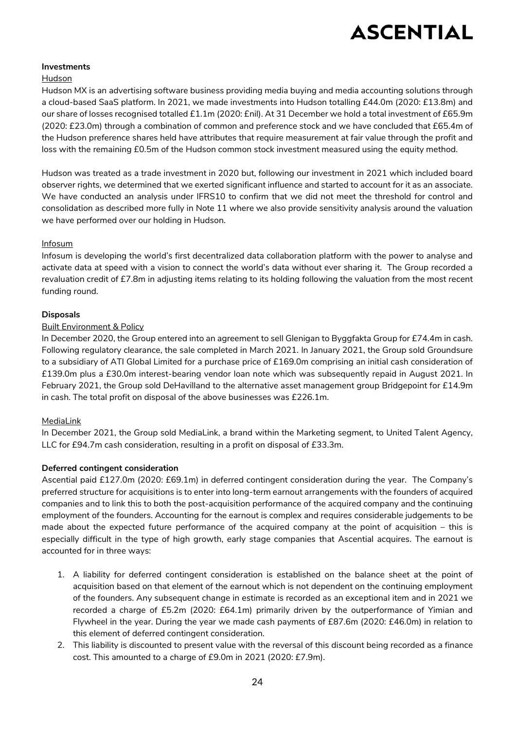**Investments**

Hudson

Hudson MX is an advertising software business providing media buying and media accounting solutions through a cloud-based SaaS platform. In 2021, we made investments into Hudson totalling £44.0m (2020: £13.8m) and our share of losses recognised totalled £1.1m (2020: £nil). At 31 December we hold a total investment of £65.9m (2020: £23.0m) through a combination of common and preference stock and we have concluded that £65.4m of the Hudson preference shares held have attributes that require measurement at fair value through the profit and loss with the remaining £0.5m of the Hudson common stock investment measured using the equity method.

Hudson was treated as a trade investment in 2020 but, following our investment in 2021 which included board observer rights, we determined that we exerted significant influence and started to account for it as an associate. We have conducted an analysis under IFRS10 to confirm that we did not meet the threshold for control and consolidation as described more fully in Note 11 where we also provide sensitivity analysis around the valuation we have performed over our holding in Hudson.

Infosum

Infosum is developing the world's first decentralized data collaboration platform with the power to analyse and activate data at speed with a vision to connect the world's data without ever sharing it. The Group recorded a revaluation credit of £7.8m in adjusting items relating to its holding following the valuation from the most recent funding round.

**Disposals**

Built Environment & Policy

In December 2020, the Group entered into an agreement to sell Glenigan to Byggfakta Group for £74.4m in cash. Following regulatory clearance, the sale completed in March 2021. In January 2021, the Group sold Groundsure to a subsidiary of ATI Global Limited for a purchase price of £169.0m comprising an initial cash consideration of £139.0m plus a £30.0m interest-bearing vendor loan note which was subsequently repaid in August 2021. In February 2021, the Group sold DeHavilland to the alternative asset management group Bridgepoint for £14.9m in cash. The total profit on disposal of the above businesses was £226.1m.

MediaLink

In December 2021, the Group sold MediaLink, a brand within the Marketing segment, to United Talent Agency, LLC for £94.7m cash consideration, resulting in a profit on disposal of £33.3m.

**Deferred contingent consideration**

Ascential paid £127.0m (2020: £69.1m) in deferred contingent consideration during the year. The Company's preferred structure for acquisitions is to enter into long-term earnout arrangements with the founders of acquired companies and to link this to both the post-acquisition performance of the acquired company and the continuing employment of the founders. Accounting for the earnout is complex and requires considerable judgements to be made about the expected future performance of the acquired company at the point of acquisition – this is especially difficult in the type of high growth, early stage companies that Ascential acquires. The earnout is accounted for in three ways:

1. A liability for deferred contingent consideration is established on the balance sheet at the point of acquisition based on that element of the earnout which is not dependent on the continuing employment of the founders. Any subsequent change in estimate is recorded as an exceptional item and in 2021 we recorded a charge of £5.2m (2020: £64.1m) primarily driven by the outperformance of Yimian and Flywheel in the year. During the year we made cash payments of £87.6m (2020: £46.0m) in relation to this element of deferred contingent consideration.
2. This liability is discounted to present value with the reversal of this discount being recorded as a finance cost. This amounted to a charge of £9.0m in 2021 (2020: £7.9m).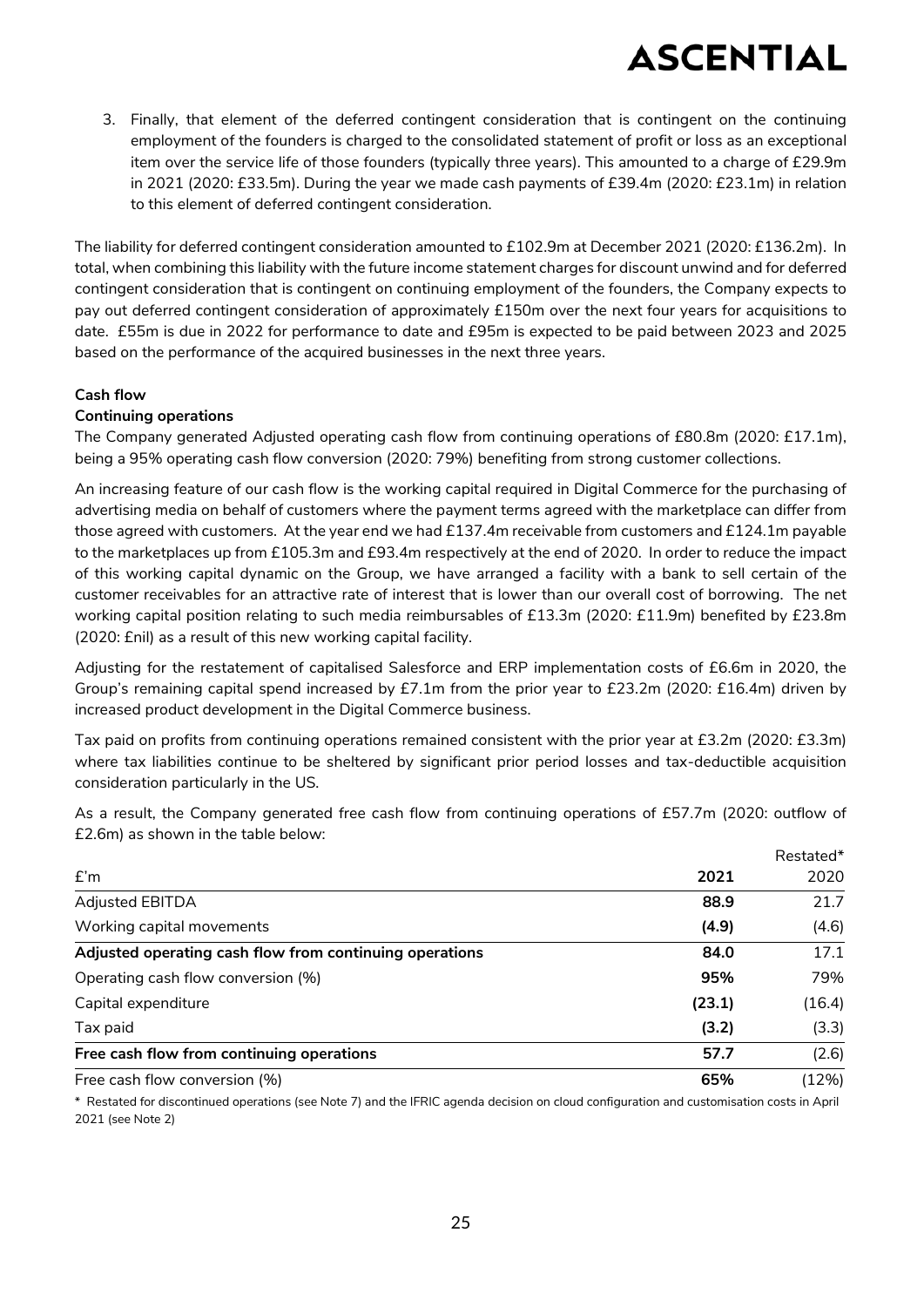3. Finally, that element of the deferred contingent consideration that is contingent on the continuing employment of the founders is charged to the consolidated statement of profit or loss as an exceptional item over the service life of those founders (typically three years). This amounted to a charge of £29.9m in 2021 (2020: £33.5m). During the year we made cash payments of £39.4m (2020: £23.1m) in relation to this element of deferred contingent consideration.

The liability for deferred contingent consideration amounted to £102.9m at December 2021 (2020: £136.2m). In total, when combining this liability with the future income statement charges for discount unwind and for deferred contingent consideration that is contingent on continuing employment of the founders, the Company expects to pay out deferred contingent consideration of approximately £150m over the next four years for acquisitions to date. £55m is due in 2022 for performance to date and £95m is expected to be paid between 2023 and 2025 based on the performance of the acquired businesses in the next three years.

**Cash flow**

**Continuing operations**

The Company generated Adjusted operating cash flow from continuing operations of £80.8m (2020: £17.1m), being a 95% operating cash flow conversion (2020: 79%) benefiting from strong customer collections.

An increasing feature of our cash flow is the working capital required in Digital Commerce for the purchasing of advertising media on behalf of customers where the payment terms agreed with the marketplace can differ from those agreed with customers. At the year end we had £137.4m receivable from customers and £124.1m payable to the marketplaces up from £105.3m and £93.4m respectively at the end of 2020. In order to reduce the impact of this working capital dynamic on the Group, we have arranged a facility with a bank to sell certain of the customer receivables for an attractive rate of interest that is lower than our overall cost of borrowing. The net working capital position relating to such media reimbursables of £13.3m (2020: £11.9m) benefited by £23.8m (2020: £nil) as a result of this new working capital facility.

Adjusting for the restatement of capitalised Salesforce and ERP implementation costs of £6.6m in 2020, the Group's remaining capital spend increased by £7.1m from the prior year to £23.2m (2020: £16.4m) driven by increased product development in the Digital Commerce business.

Tax paid on profits from continuing operations remained consistent with the prior year at £3.2m (2020: £3.3m) where tax liabilities continue to be sheltered by significant prior period losses and tax-deductible acquisition consideration particularly in the US.

As a result, the Company generated free cash flow from continuing operations of £57.7m (2020: outflow of £2.6m) as shown in the table below:

| £'m | 2021 | Restated* 2020 |
|---|---|---|
| Adjusted EBITDA | **88.9** | 21.7 |
| Working capital movements | **(4.9)** | (4.6) |
| **Adjusted operating cash flow from continuing operations** | **84.0** | 17.1 |
| Operating cash flow conversion (%) | **95%** | 79% |
| Capital expenditure | **(23.1)** | (16.4) |
| Tax paid | **(3.2)** | (3.3) |
| **Free cash flow from continuing operations** | **57.7** | (2.6) |
| Free cash flow conversion (%) | **65%** | (12%) |

\* Restated for discontinued operations (see Note 7) and the IFRIC agenda decision on cloud configuration and customisation costs in April 2021 (see Note 2)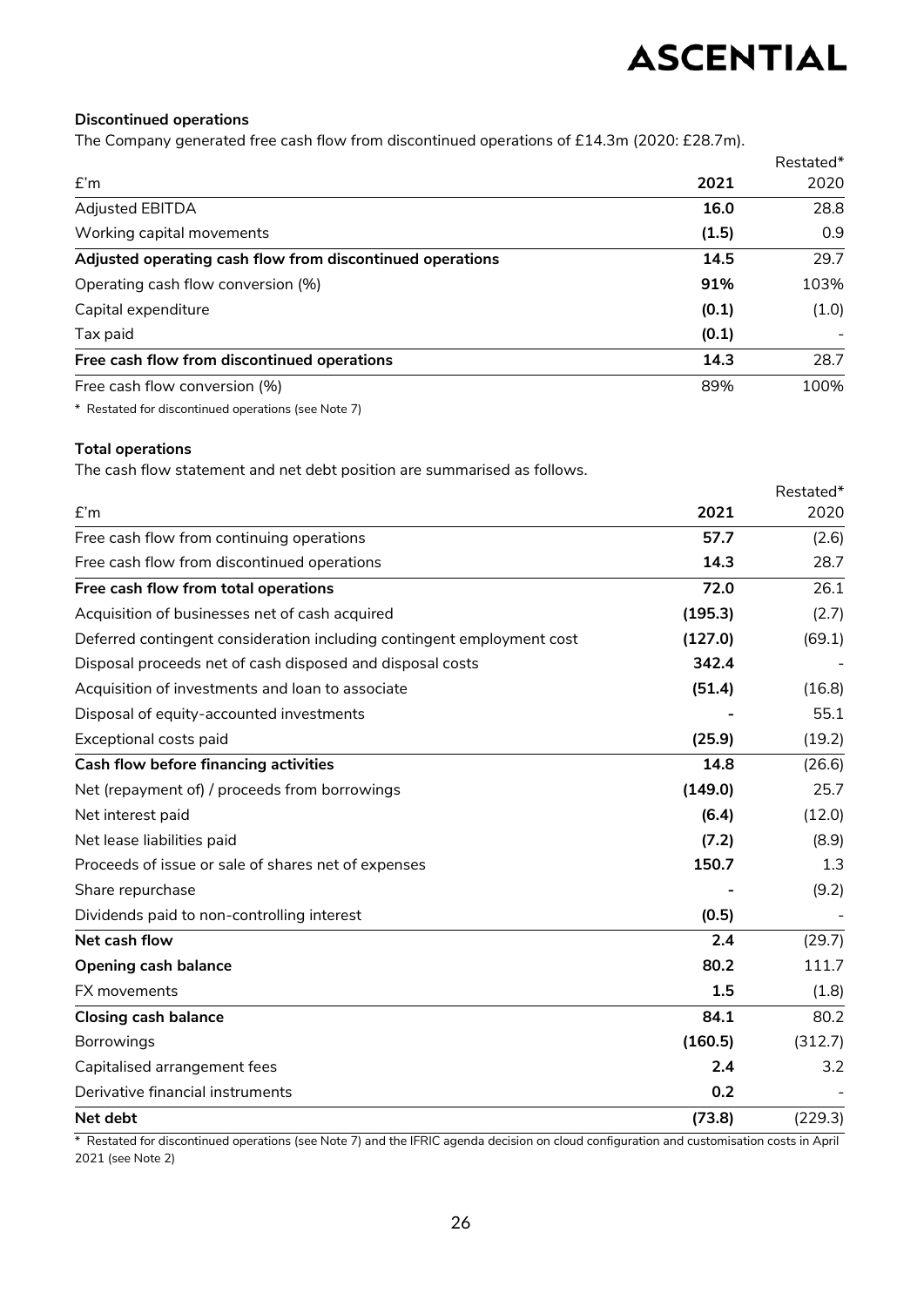### Discontinued operations

The Company generated free cash flow from discontinued operations of £14.3m (2020: £28.7m).

| £'m | 2021 | Restated* 2020 |
|---|---|---|
| Adjusted EBITDA | **16.0** | 28.8 |
| Working capital movements | **(1.5)** | 0.9 |
| **Adjusted operating cash flow from discontinued operations** | **14.5** | 29.7 |
| Operating cash flow conversion (%) | **91%** | 103% |
| Capital expenditure | **(0.1)** | (1.0) |
| Tax paid | **(0.1)** | - |
| **Free cash flow from discontinued operations** | **14.3** | 28.7 |
| Free cash flow conversion (%) | 89% | 100% |

\* Restated for discontinued operations (see Note 7)

### Total operations

The cash flow statement and net debt position are summarised as follows.

| £'m | 2021 | Restated* 2020 |
|---|---|---|
| Free cash flow from continuing operations | **57.7** | (2.6) |
| Free cash flow from discontinued operations | **14.3** | 28.7 |
| **Free cash flow from total operations** | **72.0** | 26.1 |
| Acquisition of businesses net of cash acquired | **(195.3)** | (2.7) |
| Deferred contingent consideration including contingent employment cost | **(127.0)** | (69.1) |
| Disposal proceeds net of cash disposed and disposal costs | **342.4** | - |
| Acquisition of investments and loan to associate | **(51.4)** | (16.8) |
| Disposal of equity-accounted investments | **-** | 55.1 |
| Exceptional costs paid | **(25.9)** | (19.2) |
| **Cash flow before financing activities** | **14.8** | (26.6) |
| Net (repayment of) / proceeds from borrowings | **(149.0)** | 25.7 |
| Net interest paid | **(6.4)** | (12.0) |
| Net lease liabilities paid | **(7.2)** | (8.9) |
| Proceeds of issue or sale of shares net of expenses | **150.7** | 1.3 |
| Share repurchase | **-** | (9.2) |
| Dividends paid to non-controlling interest | **(0.5)** | - |
| **Net cash flow** | **2.4** | (29.7) |
| **Opening cash balance** | **80.2** | 111.7 |
| FX movements | **1.5** | (1.8) |
| **Closing cash balance** | **84.1** | 80.2 |
| Borrowings | **(160.5)** | (312.7) |
| Capitalised arrangement fees | **2.4** | 3.2 |
| Derivative financial instruments | **0.2** | - |
| **Net debt** | **(73.8)** | (229.3) |

\* Restated for discontinued operations (see Note 7) and the IFRIC agenda decision on cloud configuration and customisation costs in April 2021 (see Note 2)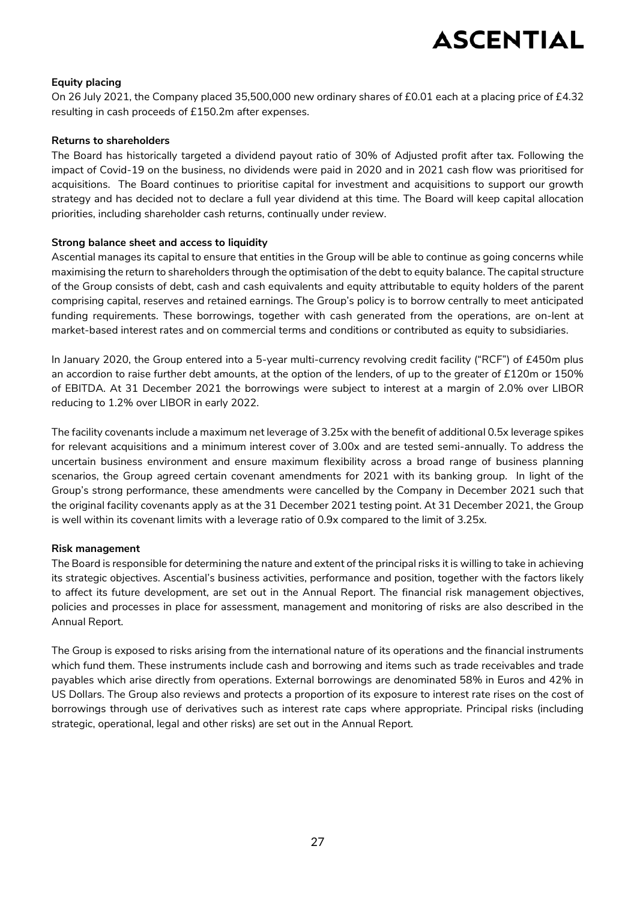**Equity placing**

On 26 July 2021, the Company placed 35,500,000 new ordinary shares of £0.01 each at a placing price of £4.32 resulting in cash proceeds of £150.2m after expenses.

**Returns to shareholders**

The Board has historically targeted a dividend payout ratio of 30% of Adjusted profit after tax. Following the impact of Covid-19 on the business, no dividends were paid in 2020 and in 2021 cash flow was prioritised for acquisitions. The Board continues to prioritise capital for investment and acquisitions to support our growth strategy and has decided not to declare a full year dividend at this time. The Board will keep capital allocation priorities, including shareholder cash returns, continually under review.

**Strong balance sheet and access to liquidity**

Ascential manages its capital to ensure that entities in the Group will be able to continue as going concerns while maximising the return to shareholders through the optimisation of the debt to equity balance. The capital structure of the Group consists of debt, cash and cash equivalents and equity attributable to equity holders of the parent comprising capital, reserves and retained earnings. The Group's policy is to borrow centrally to meet anticipated funding requirements. These borrowings, together with cash generated from the operations, are on-lent at market-based interest rates and on commercial terms and conditions or contributed as equity to subsidiaries.

In January 2020, the Group entered into a 5-year multi-currency revolving credit facility ("RCF") of £450m plus an accordion to raise further debt amounts, at the option of the lenders, of up to the greater of £120m or 150% of EBITDA. At 31 December 2021 the borrowings were subject to interest at a margin of 2.0% over LIBOR reducing to 1.2% over LIBOR in early 2022.

The facility covenants include a maximum net leverage of 3.25x with the benefit of additional 0.5x leverage spikes for relevant acquisitions and a minimum interest cover of 3.00x and are tested semi-annually. To address the uncertain business environment and ensure maximum flexibility across a broad range of business planning scenarios, the Group agreed certain covenant amendments for 2021 with its banking group. In light of the Group's strong performance, these amendments were cancelled by the Company in December 2021 such that the original facility covenants apply as at the 31 December 2021 testing point. At 31 December 2021, the Group is well within its covenant limits with a leverage ratio of 0.9x compared to the limit of 3.25x.

**Risk management**

The Board is responsible for determining the nature and extent of the principal risks it is willing to take in achieving its strategic objectives. Ascential's business activities, performance and position, together with the factors likely to affect its future development, are set out in the Annual Report. The financial risk management objectives, policies and processes in place for assessment, management and monitoring of risks are also described in the Annual Report.

The Group is exposed to risks arising from the international nature of its operations and the financial instruments which fund them. These instruments include cash and borrowing and items such as trade receivables and trade payables which arise directly from operations. External borrowings are denominated 58% in Euros and 42% in US Dollars. The Group also reviews and protects a proportion of its exposure to interest rate rises on the cost of borrowings through use of derivatives such as interest rate caps where appropriate. Principal risks (including strategic, operational, legal and other risks) are set out in the Annual Report.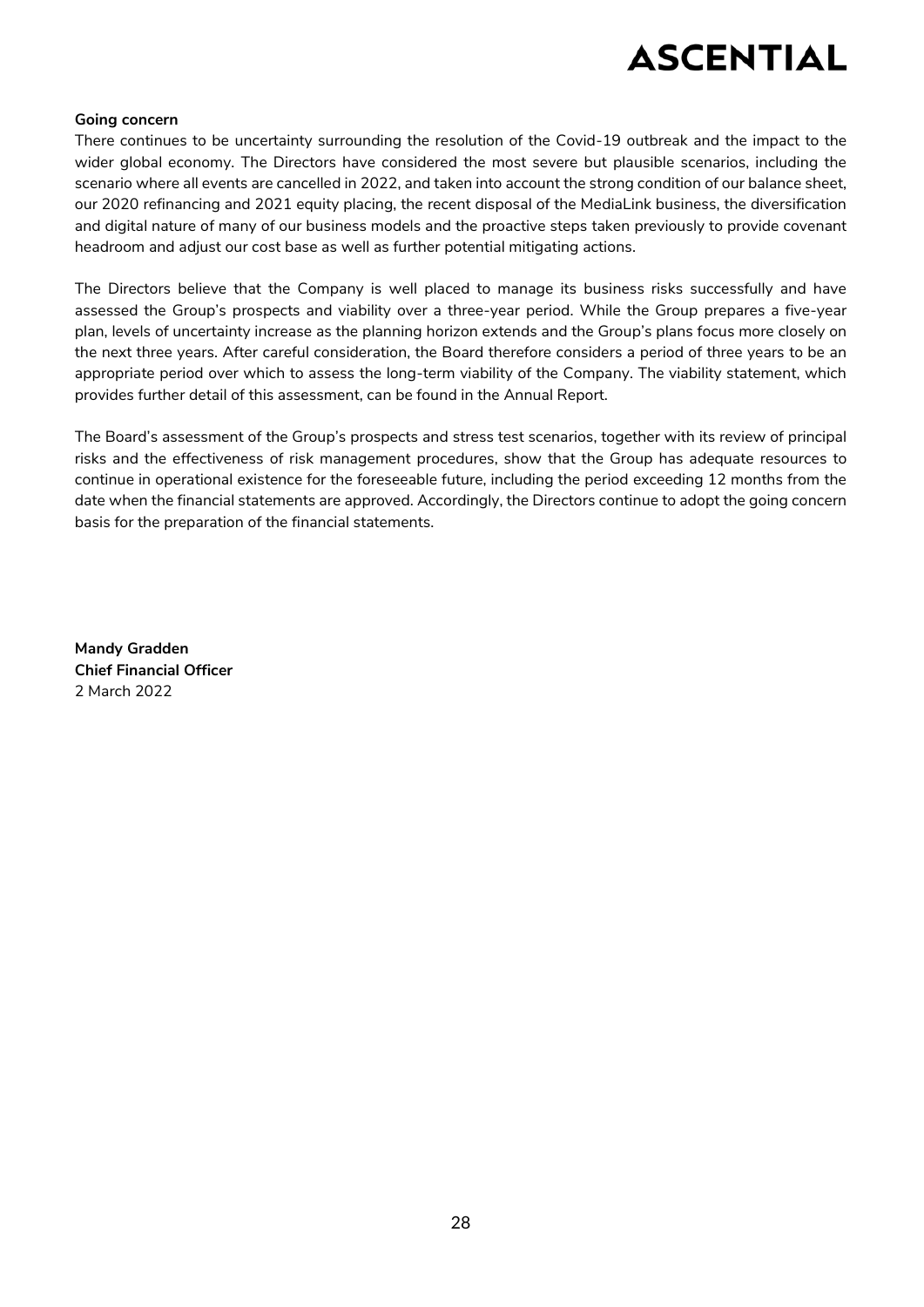**Going concern**

There continues to be uncertainty surrounding the resolution of the Covid-19 outbreak and the impact to the wider global economy. The Directors have considered the most severe but plausible scenarios, including the scenario where all events are cancelled in 2022, and taken into account the strong condition of our balance sheet, our 2020 refinancing and 2021 equity placing, the recent disposal of the MediaLink business, the diversification and digital nature of many of our business models and the proactive steps taken previously to provide covenant headroom and adjust our cost base as well as further potential mitigating actions.

The Directors believe that the Company is well placed to manage its business risks successfully and have assessed the Group's prospects and viability over a three-year period. While the Group prepares a five-year plan, levels of uncertainty increase as the planning horizon extends and the Group's plans focus more closely on the next three years. After careful consideration, the Board therefore considers a period of three years to be an appropriate period over which to assess the long-term viability of the Company. The viability statement, which provides further detail of this assessment, can be found in the Annual Report.

The Board's assessment of the Group's prospects and stress test scenarios, together with its review of principal risks and the effectiveness of risk management procedures, show that the Group has adequate resources to continue in operational existence for the foreseeable future, including the period exceeding 12 months from the date when the financial statements are approved. Accordingly, the Directors continue to adopt the going concern basis for the preparation of the financial statements.

**Mandy Gradden**
**Chief Financial Officer**
2 March 2022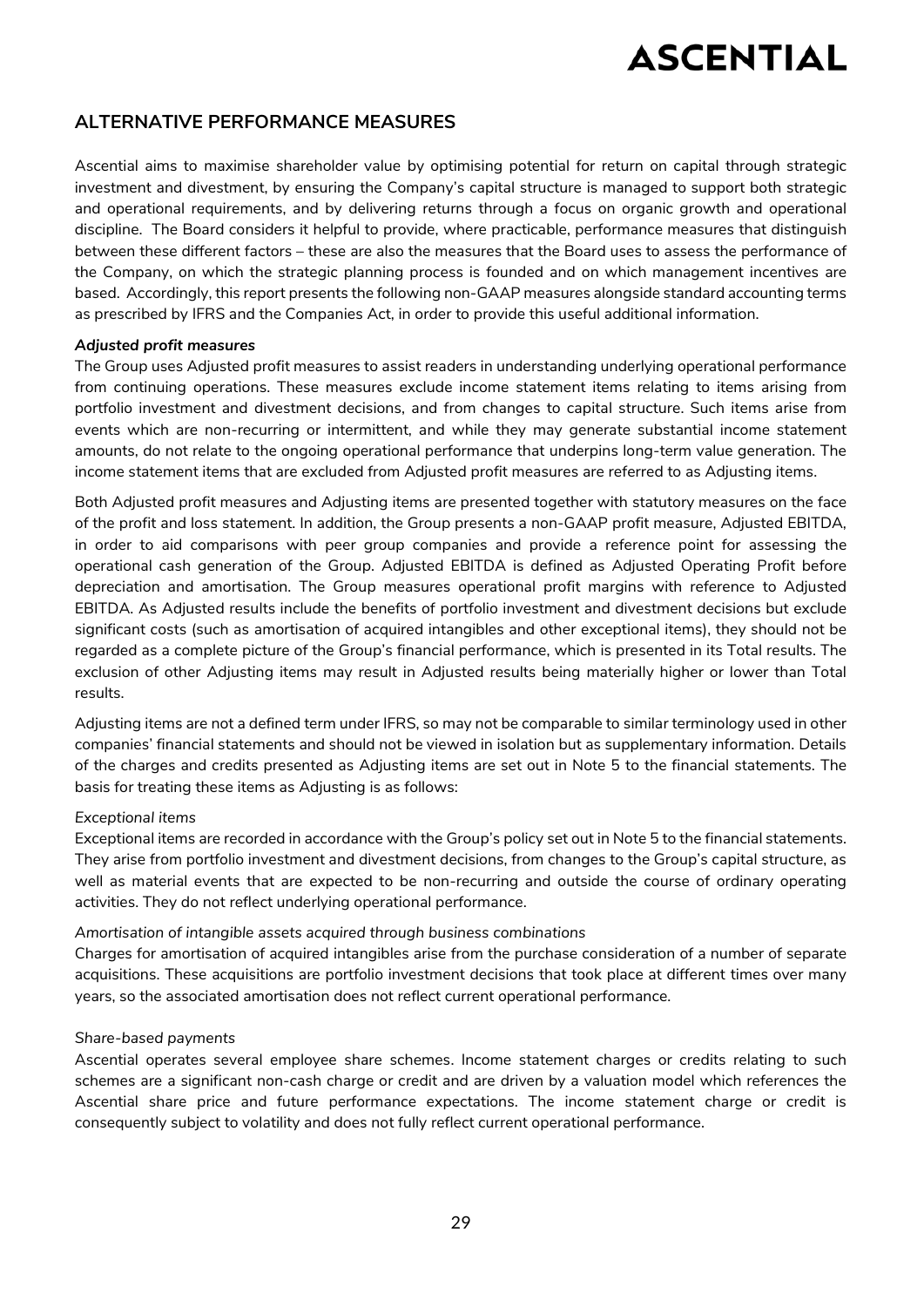## ALTERNATIVE PERFORMANCE MEASURES

Ascential aims to maximise shareholder value by optimising potential for return on capital through strategic investment and divestment, by ensuring the Company's capital structure is managed to support both strategic and operational requirements, and by delivering returns through a focus on organic growth and operational discipline. The Board considers it helpful to provide, where practicable, performance measures that distinguish between these different factors – these are also the measures that the Board uses to assess the performance of the Company, on which the strategic planning process is founded and on which management incentives are based. Accordingly, this report presents the following non-GAAP measures alongside standard accounting terms as prescribed by IFRS and the Companies Act, in order to provide this useful additional information.

***Adjusted profit measures***

The Group uses Adjusted profit measures to assist readers in understanding underlying operational performance from continuing operations. These measures exclude income statement items relating to items arising from portfolio investment and divestment decisions, and from changes to capital structure. Such items arise from events which are non-recurring or intermittent, and while they may generate substantial income statement amounts, do not relate to the ongoing operational performance that underpins long-term value generation. The income statement items that are excluded from Adjusted profit measures are referred to as Adjusting items.

Both Adjusted profit measures and Adjusting items are presented together with statutory measures on the face of the profit and loss statement. In addition, the Group presents a non-GAAP profit measure, Adjusted EBITDA, in order to aid comparisons with peer group companies and provide a reference point for assessing the operational cash generation of the Group. Adjusted EBITDA is defined as Adjusted Operating Profit before depreciation and amortisation. The Group measures operational profit margins with reference to Adjusted EBITDA. As Adjusted results include the benefits of portfolio investment and divestment decisions but exclude significant costs (such as amortisation of acquired intangibles and other exceptional items), they should not be regarded as a complete picture of the Group's financial performance, which is presented in its Total results. The exclusion of other Adjusting items may result in Adjusted results being materially higher or lower than Total results.

Adjusting items are not a defined term under IFRS, so may not be comparable to similar terminology used in other companies' financial statements and should not be viewed in isolation but as supplementary information. Details of the charges and credits presented as Adjusting items are set out in Note 5 to the financial statements. The basis for treating these items as Adjusting is as follows:

*Exceptional items*

Exceptional items are recorded in accordance with the Group's policy set out in Note 5 to the financial statements. They arise from portfolio investment and divestment decisions, from changes to the Group's capital structure, as well as material events that are expected to be non-recurring and outside the course of ordinary operating activities. They do not reflect underlying operational performance.

*Amortisation of intangible assets acquired through business combinations*

Charges for amortisation of acquired intangibles arise from the purchase consideration of a number of separate acquisitions. These acquisitions are portfolio investment decisions that took place at different times over many years, so the associated amortisation does not reflect current operational performance.

*Share-based payments*

Ascential operates several employee share schemes. Income statement charges or credits relating to such schemes are a significant non-cash charge or credit and are driven by a valuation model which references the Ascential share price and future performance expectations. The income statement charge or credit is consequently subject to volatility and does not fully reflect current operational performance.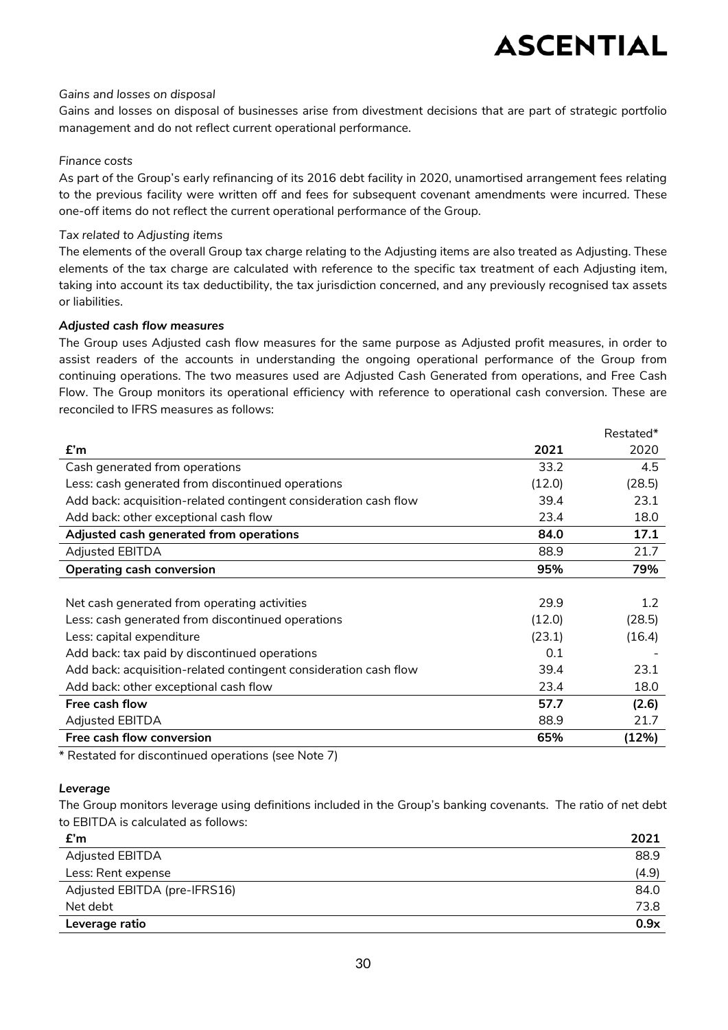*Gains and losses on disposal*

Gains and losses on disposal of businesses arise from divestment decisions that are part of strategic portfolio management and do not reflect current operational performance.

*Finance costs*

As part of the Group's early refinancing of its 2016 debt facility in 2020, unamortised arrangement fees relating to the previous facility were written off and fees for subsequent covenant amendments were incurred. These one-off items do not reflect the current operational performance of the Group.

*Tax related to Adjusting items*

The elements of the overall Group tax charge relating to the Adjusting items are also treated as Adjusting. These elements of the tax charge are calculated with reference to the specific tax treatment of each Adjusting item, taking into account its tax deductibility, the tax jurisdiction concerned, and any previously recognised tax assets or liabilities.

***Adjusted cash flow measures***

The Group uses Adjusted cash flow measures for the same purpose as Adjusted profit measures, in order to assist readers of the accounts in understanding the ongoing operational performance of the Group from continuing operations. The two measures used are Adjusted Cash Generated from operations, and Free Cash Flow. The Group monitors its operational efficiency with reference to operational cash conversion. These are reconciled to IFRS measures as follows:

| £'m | 2021 | Restated* 2020 |
|---|---|---|
| Cash generated from operations | 33.2 | 4.5 |
| Less: cash generated from discontinued operations | (12.0) | (28.5) |
| Add back: acquisition-related contingent consideration cash flow | 39.4 | 23.1 |
| Add back: other exceptional cash flow | 23.4 | 18.0 |
| **Adjusted cash generated from operations** | **84.0** | **17.1** |
| Adjusted EBITDA | 88.9 | 21.7 |
| **Operating cash conversion** | **95%** | **79%** |
| | | |
| Net cash generated from operating activities | 29.9 | 1.2 |
| Less: cash generated from discontinued operations | (12.0) | (28.5) |
| Less: capital expenditure | (23.1) | (16.4) |
| Add back: tax paid by discontinued operations | 0.1 | - |
| Add back: acquisition-related contingent consideration cash flow | 39.4 | 23.1 |
| Add back: other exceptional cash flow | 23.4 | 18.0 |
| **Free cash flow** | **57.7** | **(2.6)** |
| Adjusted EBITDA | 88.9 | 21.7 |
| **Free cash flow conversion** | **65%** | **(12%)** |

\* Restated for discontinued operations (see Note 7)

***Leverage***

The Group monitors leverage using definitions included in the Group's banking covenants. The ratio of net debt to EBITDA is calculated as follows:

| £'m | 2021 |
|---|---|
| Adjusted EBITDA | 88.9 |
| Less: Rent expense | (4.9) |
| Adjusted EBITDA (pre-IFRS16) | 84.0 |
| Net debt | 73.8 |
| **Leverage ratio** | **0.9x** |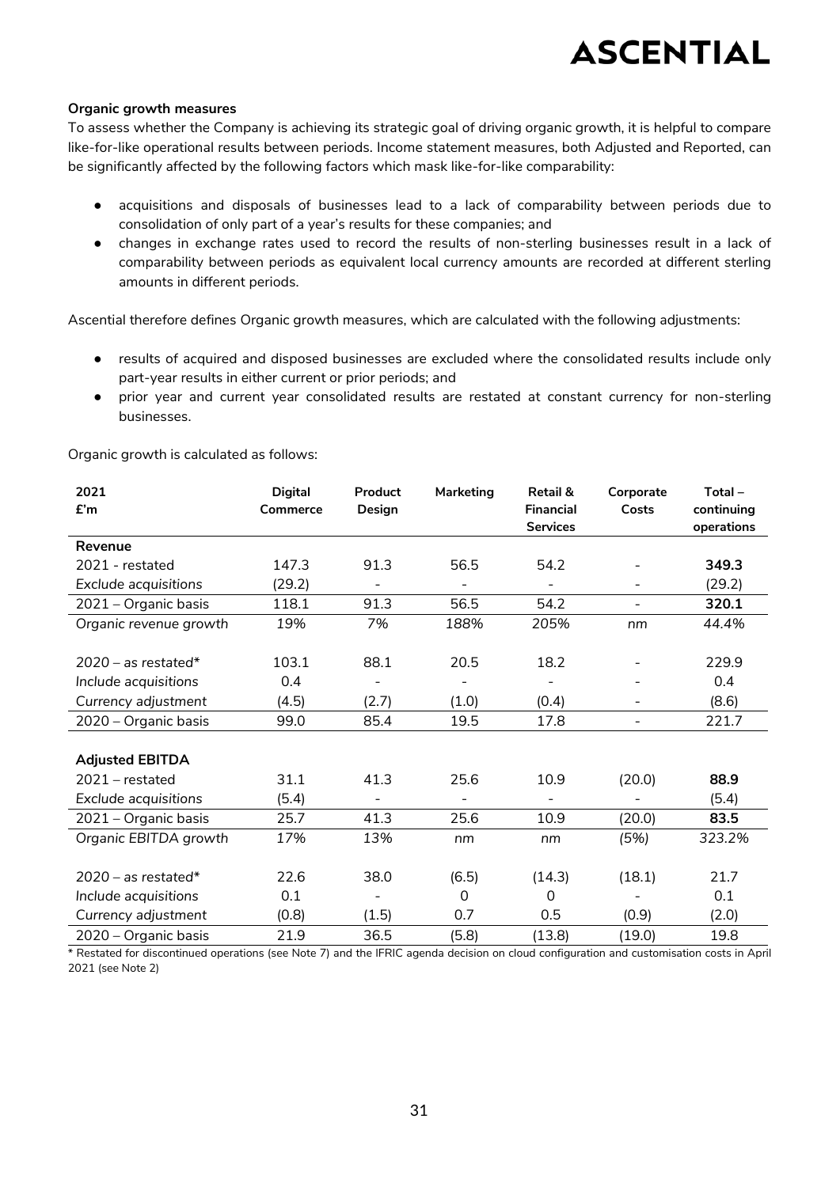**Organic growth measures**

To assess whether the Company is achieving its strategic goal of driving organic growth, it is helpful to compare like-for-like operational results between periods. Income statement measures, both Adjusted and Reported, can be significantly affected by the following factors which mask like-for-like comparability:

- acquisitions and disposals of businesses lead to a lack of comparability between periods due to consolidation of only part of a year's results for these companies; and
- changes in exchange rates used to record the results of non-sterling businesses result in a lack of comparability between periods as equivalent local currency amounts are recorded at different sterling amounts in different periods.

Ascential therefore defines Organic growth measures, which are calculated with the following adjustments:

- results of acquired and disposed businesses are excluded where the consolidated results include only part-year results in either current or prior periods; and
- prior year and current year consolidated results are restated at constant currency for non-sterling businesses.

Organic growth is calculated as follows:

| 2021 £'m | Digital Commerce | Product Design | Marketing | Retail & Financial Services | Corporate Costs | Total – continuing operations |
|---|---|---|---|---|---|---|
| **Revenue** | | | | | | |
| 2021 - restated | 147.3 | 91.3 | 56.5 | 54.2 | - | **349.3** |
| *Exclude acquisitions* | (29.2) | - | - | - | - | (29.2) |
| 2021 – Organic basis | 118.1 | 91.3 | 56.5 | 54.2 | - | **320.1** |
| *Organic revenue growth* | *19%* | *7%* | *188%* | *205%* | *nm* | *44.4%* |
| | | | | | | |
| 2020 – as restated* | 103.1 | 88.1 | 20.5 | 18.2 | - | 229.9 |
| *Include acquisitions* | 0.4 | - | - | - | - | 0.4 |
| *Currency adjustment* | (4.5) | (2.7) | (1.0) | (0.4) | - | (8.6) |
| 2020 – Organic basis | 99.0 | 85.4 | 19.5 | 17.8 | - | 221.7 |
| | | | | | | |
| **Adjusted EBITDA** | | | | | | |
| 2021 – restated | 31.1 | 41.3 | 25.6 | 10.9 | (20.0) | **88.9** |
| *Exclude acquisitions* | (5.4) | - | - | - | - | (5.4) |
| 2021 – Organic basis | 25.7 | 41.3 | 25.6 | 10.9 | (20.0) | **83.5** |
| *Organic EBITDA growth* | *17%* | *13%* | *nm* | *nm* | *(5%)* | *323.2%* |
| | | | | | | |
| 2020 – as restated* | 22.6 | 38.0 | (6.5) | (14.3) | (18.1) | 21.7 |
| *Include acquisitions* | 0.1 | - | 0 | 0 | - | 0.1 |
| *Currency adjustment* | (0.8) | (1.5) | 0.7 | 0.5 | (0.9) | (2.0) |
| 2020 – Organic basis | 21.9 | 36.5 | (5.8) | (13.8) | (19.0) | 19.8 |

\* Restated for discontinued operations (see Note 7) and the IFRIC agenda decision on cloud configuration and customisation costs in April 2021 (see Note 2)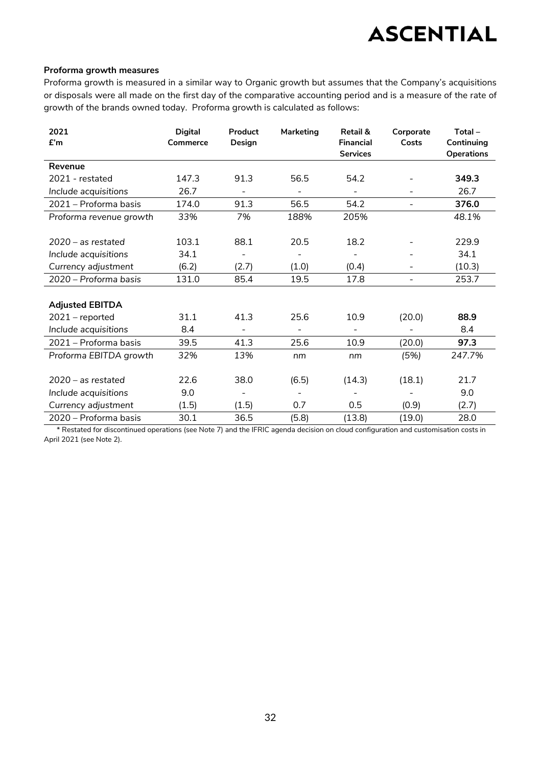**Proforma growth measures**

Proforma growth is measured in a similar way to Organic growth but assumes that the Company's acquisitions or disposals were all made on the first day of the comparative accounting period and is a measure of the rate of growth of the brands owned today. Proforma growth is calculated as follows:

| 2021<br>£'m | Digital Commerce | Product Design | Marketing | Retail & Financial Services | Corporate Costs | Total – Continuing Operations |
|---|---|---|---|---|---|---|
| **Revenue** | | | | | | |
| 2021 - restated | 147.3 | 91.3 | 56.5 | 54.2 | - | **349.3** |
| *Include acquisitions* | 26.7 | - | - | - | - | 26.7 |
| 2021 – Proforma basis | 174.0 | 91.3 | 56.5 | 54.2 | - | **376.0** |
| *Proforma revenue growth* | *33%* | *7%* | *188%* | *205%* | | *48.1%* |
| | | | | | | |
| 2020 – *as restated* | 103.1 | 88.1 | 20.5 | 18.2 | - | 229.9 |
| *Include acquisitions* | 34.1 | - | - | - | - | 34.1 |
| *Currency adjustment* | (6.2) | (2.7) | (1.0) | (0.4) | - | (10.3) |
| 2020 – *Proforma basis* | 131.0 | 85.4 | 19.5 | 17.8 | - | 253.7 |
| | | | | | | |
| **Adjusted EBITDA** | | | | | | |
| 2021 – reported | 31.1 | 41.3 | 25.6 | 10.9 | (20.0) | **88.9** |
| *Include acquisitions* | 8.4 | - | - | - | - | 8.4 |
| 2021 – Proforma basis | 39.5 | 41.3 | 25.6 | 10.9 | (20.0) | **97.3** |
| *Proforma EBITDA growth* | *32%* | *13%* | *nm* | *nm* | *(5%)* | *247.7%* |
| | | | | | | |
| 2020 – *as restated* | 22.6 | 38.0 | (6.5) | (14.3) | (18.1) | 21.7 |
| *Include acquisitions* | 9.0 | - | - | - | - | 9.0 |
| *Currency adjustment* | (1.5) | (1.5) | 0.7 | 0.5 | (0.9) | (2.7) |
| 2020 – Proforma basis | 30.1 | 36.5 | (5.8) | (13.8) | (19.0) | 28.0 |

\* Restated for discontinued operations (see Note 7) and the IFRIC agenda decision on cloud configuration and customisation costs in April 2021 (see Note 2).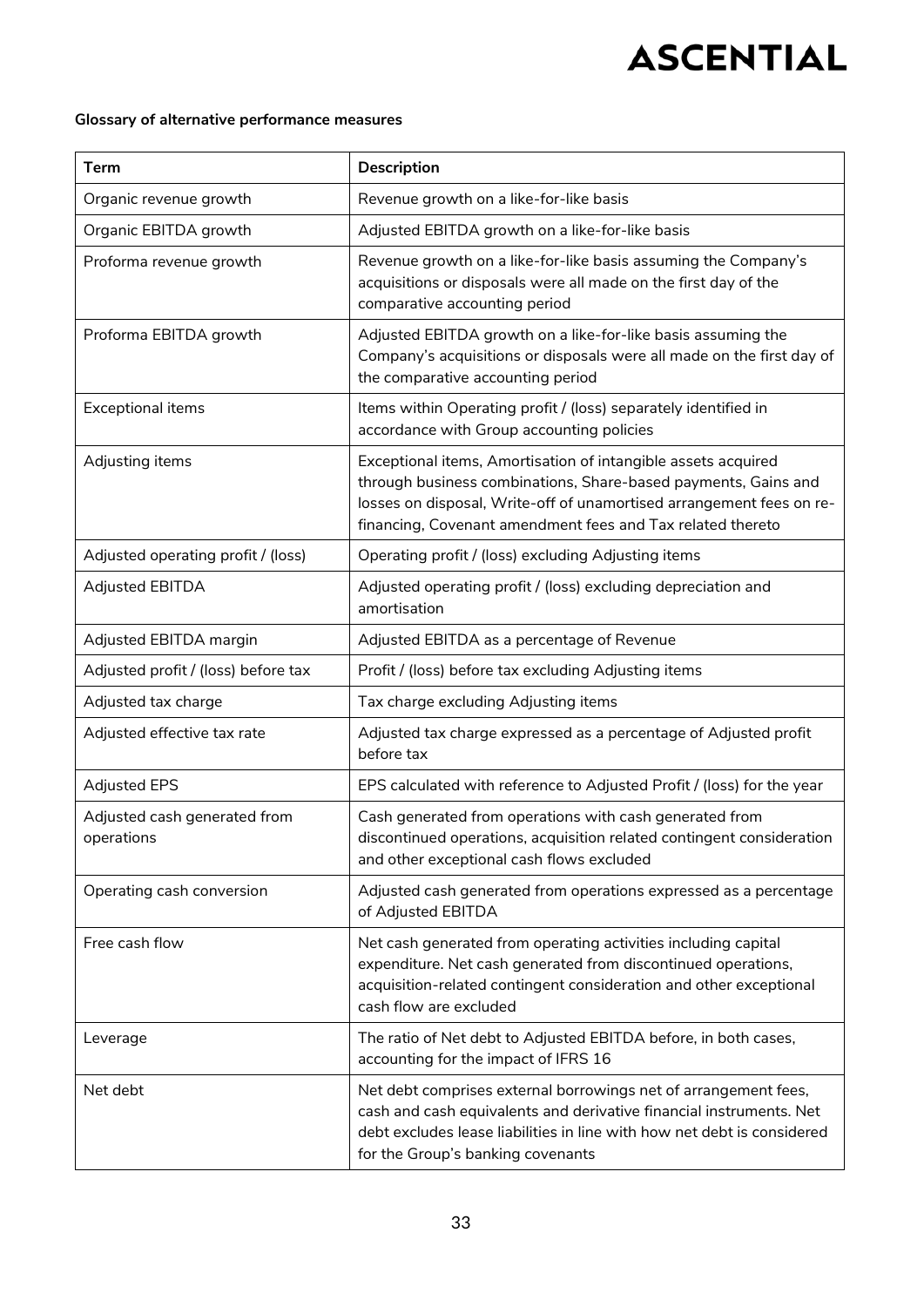**Glossary of alternative performance measures**

| Term | Description |
| --- | --- |
| Organic revenue growth | Revenue growth on a like-for-like basis |
| Organic EBITDA growth | Adjusted EBITDA growth on a like-for-like basis |
| Proforma revenue growth | Revenue growth on a like-for-like basis assuming the Company's acquisitions or disposals were all made on the first day of the comparative accounting period |
| Proforma EBITDA growth | Adjusted EBITDA growth on a like-for-like basis assuming the Company's acquisitions or disposals were all made on the first day of the comparative accounting period |
| Exceptional items | Items within Operating profit / (loss) separately identified in accordance with Group accounting policies |
| Adjusting items | Exceptional items, Amortisation of intangible assets acquired through business combinations, Share-based payments, Gains and losses on disposal, Write-off of unamortised arrangement fees on re-financing, Covenant amendment fees and Tax related thereto |
| Adjusted operating profit / (loss) | Operating profit / (loss) excluding Adjusting items |
| Adjusted EBITDA | Adjusted operating profit / (loss) excluding depreciation and amortisation |
| Adjusted EBITDA margin | Adjusted EBITDA as a percentage of Revenue |
| Adjusted profit / (loss) before tax | Profit / (loss) before tax excluding Adjusting items |
| Adjusted tax charge | Tax charge excluding Adjusting items |
| Adjusted effective tax rate | Adjusted tax charge expressed as a percentage of Adjusted profit before tax |
| Adjusted EPS | EPS calculated with reference to Adjusted Profit / (loss) for the year |
| Adjusted cash generated from operations | Cash generated from operations with cash generated from discontinued operations, acquisition related contingent consideration and other exceptional cash flows excluded |
| Operating cash conversion | Adjusted cash generated from operations expressed as a percentage of Adjusted EBITDA |
| Free cash flow | Net cash generated from operating activities including capital expenditure. Net cash generated from discontinued operations, acquisition-related contingent consideration and other exceptional cash flow are excluded |
| Leverage | The ratio of Net debt to Adjusted EBITDA before, in both cases, accounting for the impact of IFRS 16 |
| Net debt | Net debt comprises external borrowings net of arrangement fees, cash and cash equivalents and derivative financial instruments. Net debt excludes lease liabilities in line with how net debt is considered for the Group's banking covenants |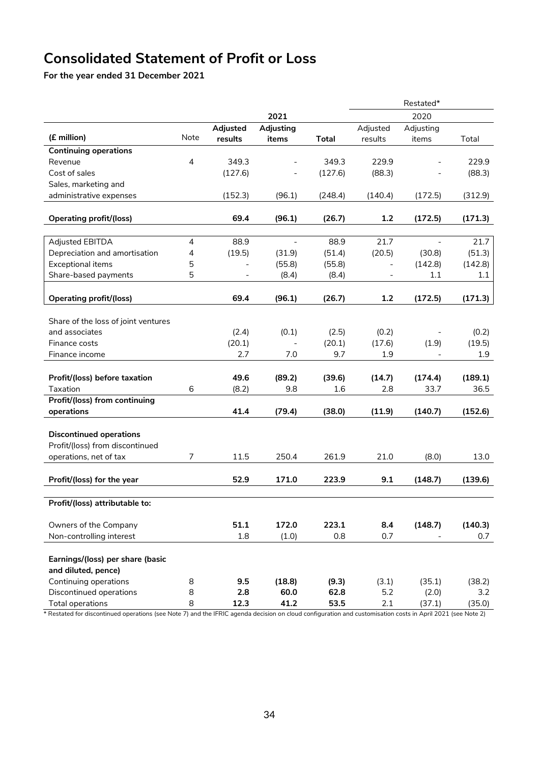# Consolidated Statement of Profit or Loss

**For the year ended 31 December 2021**

| | | | | | Restated* | | |
|---|---|---|---|---|---|---|---|
| | | | **2021** | | | 2020 | |
| **(£ million)** | Note | **Adjusted results** | **Adjusting items** | **Total** | Adjusted results | Adjusting items | Total |
| **Continuing operations** | | | | | | | |
| Revenue | 4 | 349.3 | - | 349.3 | 229.9 | - | 229.9 |
| Cost of sales | | (127.6) | - | (127.6) | (88.3) | - | (88.3) |
| Sales, marketing and administrative expenses | | (152.3) | (96.1) | (248.4) | (140.4) | (172.5) | (312.9) |
| **Operating profit/(loss)** | | **69.4** | **(96.1)** | **(26.7)** | **1.2** | **(172.5)** | **(171.3)** |
| Adjusted EBITDA | 4 | 88.9 | - | 88.9 | 21.7 | - | 21.7 |
| Depreciation and amortisation | 4 | (19.5) | (31.9) | (51.4) | (20.5) | (30.8) | (51.3) |
| Exceptional items | 5 | - | (55.8) | (55.8) | - | (142.8) | (142.8) |
| Share-based payments | 5 | - | (8.4) | (8.4) | - | 1.1 | 1.1 |
| **Operating profit/(loss)** | | **69.4** | **(96.1)** | **(26.7)** | **1.2** | **(172.5)** | **(171.3)** |
| Share of the loss of joint ventures and associates | | (2.4) | (0.1) | (2.5) | (0.2) | - | (0.2) |
| Finance costs | | (20.1) | - | (20.1) | (17.6) | (1.9) | (19.5) |
| Finance income | | 2.7 | 7.0 | 9.7 | 1.9 | - | 1.9 |
| **Profit/(loss) before taxation** | | **49.6** | **(89.2)** | **(39.6)** | **(14.7)** | **(174.4)** | **(189.1)** |
| Taxation | 6 | (8.2) | 9.8 | 1.6 | 2.8 | 33.7 | 36.5 |
| **Profit/(loss) from continuing operations** | | **41.4** | **(79.4)** | **(38.0)** | **(11.9)** | **(140.7)** | **(152.6)** |
| **Discontinued operations** | | | | | | | |
| Profit/(loss) from discontinued operations, net of tax | 7 | 11.5 | 250.4 | 261.9 | 21.0 | (8.0) | 13.0 |
| **Profit/(loss) for the year** | | **52.9** | **171.0** | **223.9** | **9.1** | **(148.7)** | **(139.6)** |
| **Profit/(loss) attributable to:** | | | | | | | |
| Owners of the Company | | **51.1** | **172.0** | **223.1** | **8.4** | **(148.7)** | **(140.3)** |
| Non-controlling interest | | 1.8 | (1.0) | 0.8 | 0.7 | - | 0.7 |
| **Earnings/(loss) per share (basic and diluted, pence)** | | | | | | | |
| Continuing operations | 8 | **9.5** | **(18.8)** | **(9.3)** | (3.1) | (35.1) | (38.2) |
| Discontinued operations | 8 | **2.8** | **60.0** | **62.8** | 5.2 | (2.0) | 3.2 |
| Total operations | 8 | **12.3** | **41.2** | **53.5** | 2.1 | (37.1) | (35.0) |

* Restated for discontinued operations (see Note 7) and the IFRIC agenda decision on cloud configuration and customisation costs in April 2021 (see Note 2)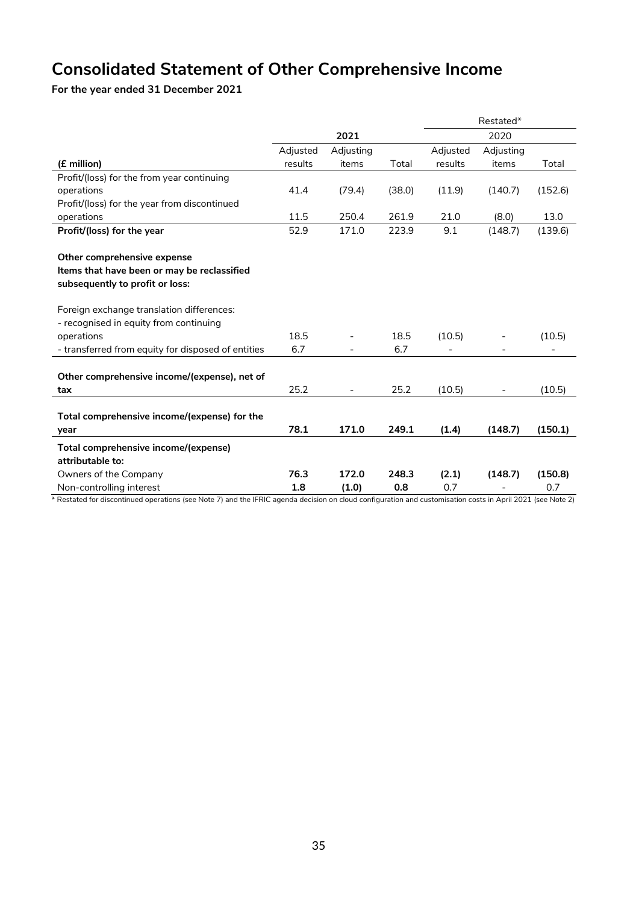# Consolidated Statement of Other Comprehensive Income

**For the year ended 31 December 2021**

| | 2021 | | | Restated* 2020 | | |
|---|---|---|---|---|---|---|
| **(£ million)** | Adjusted results | Adjusting items | Total | Adjusted results | Adjusting items | Total |
| Profit/(loss) for the from year continuing operations | 41.4 | (79.4) | (38.0) | (11.9) | (140.7) | (152.6) |
| Profit/(loss) for the year from discontinued operations | 11.5 | 250.4 | 261.9 | 21.0 | (8.0) | 13.0 |
| **Profit/(loss) for the year** | 52.9 | 171.0 | 223.9 | 9.1 | (148.7) | (139.6) |
| **Other comprehensive expense** | | | | | | |
| **Items that have been or may be reclassified subsequently to profit or loss:** | | | | | | |
| Foreign exchange translation differences: | | | | | | |
| - recognised in equity from continuing operations | 18.5 | - | 18.5 | (10.5) | - | (10.5) |
| - transferred from equity for disposed of entities | 6.7 | - | 6.7 | - | - | - |
| **Other comprehensive income/(expense), net of tax** | 25.2 | - | 25.2 | (10.5) | - | (10.5) |
| **Total comprehensive income/(expense) for the year** | **78.1** | **171.0** | **249.1** | **(1.4)** | **(148.7)** | **(150.1)** |
| **Total comprehensive income/(expense) attributable to:** | | | | | | |
| Owners of the Company | **76.3** | **172.0** | **248.3** | **(2.1)** | **(148.7)** | **(150.8)** |
| Non-controlling interest | **1.8** | **(1.0)** | **0.8** | 0.7 | - | 0.7 |

* Restated for discontinued operations (see Note 7) and the IFRIC agenda decision on cloud configuration and customisation costs in April 2021 (see Note 2)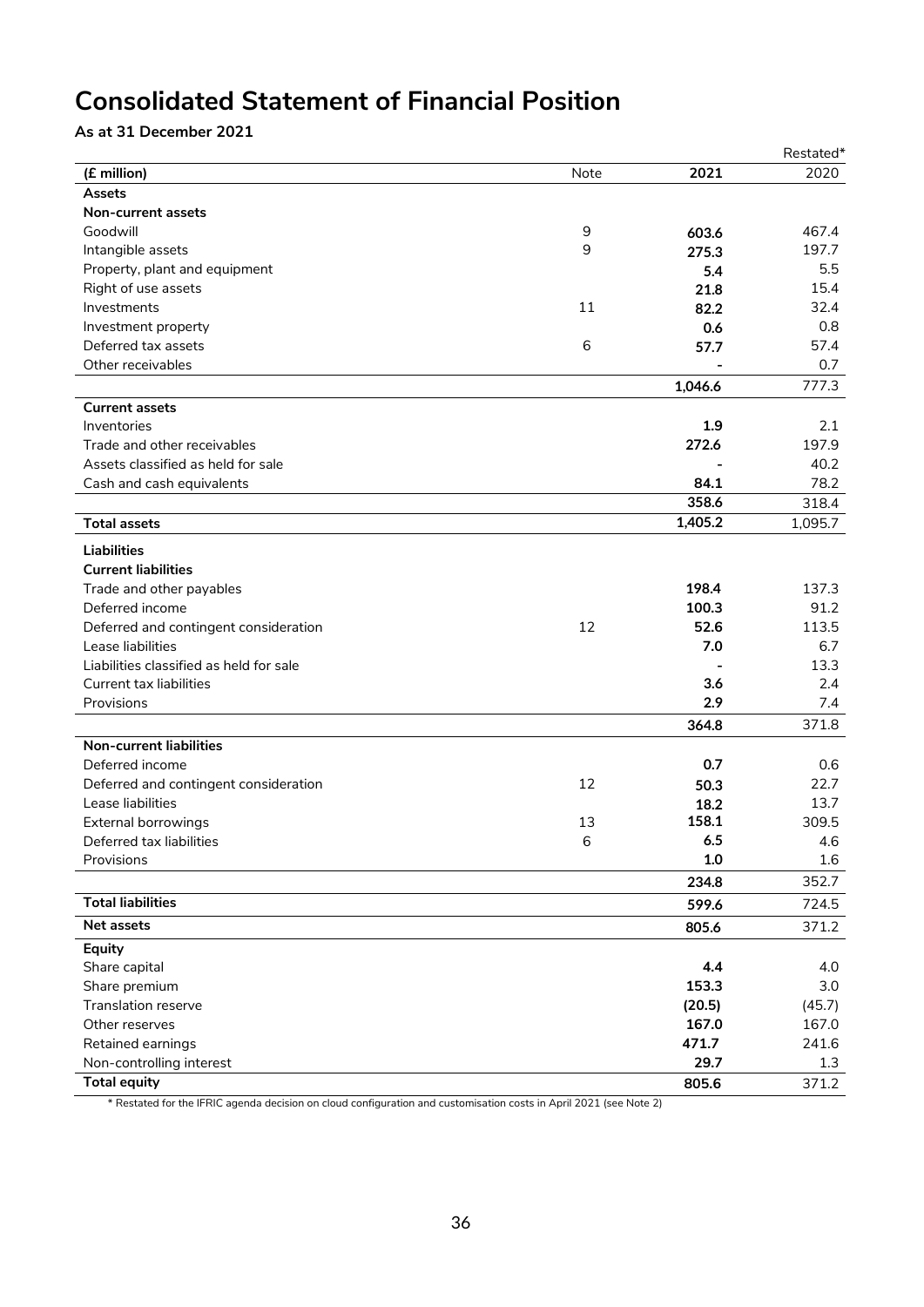# Consolidated Statement of Financial Position

**As at 31 December 2021**

| (£ million) | Note | 2021 | Restated* 2020 |
|---|---|---|---|
| **Assets** | | | |
| **Non-current assets** | | | |
| Goodwill | 9 | **603.6** | 467.4 |
| Intangible assets | 9 | **275.3** | 197.7 |
| Property, plant and equipment | | **5.4** | 5.5 |
| Right of use assets | | **21.8** | 15.4 |
| Investments | 11 | **82.2** | 32.4 |
| Investment property | | **0.6** | 0.8 |
| Deferred tax assets | 6 | **57.7** | 57.4 |
| Other receivables | | **-** | 0.7 |
| | | **1,046.6** | 777.3 |
| **Current assets** | | | |
| Inventories | | **1.9** | 2.1 |
| Trade and other receivables | | **272.6** | 197.9 |
| Assets classified as held for sale | | **-** | 40.2 |
| Cash and cash equivalents | | **84.1** | 78.2 |
| | | **358.6** | 318.4 |
| **Total assets** | | **1,405.2** | 1,095.7 |
| **Liabilities** | | | |
| **Current liabilities** | | | |
| Trade and other payables | | **198.4** | 137.3 |
| Deferred income | | **100.3** | 91.2 |
| Deferred and contingent consideration | 12 | **52.6** | 113.5 |
| Lease liabilities | | **7.0** | 6.7 |
| Liabilities classified as held for sale | | **-** | 13.3 |
| Current tax liabilities | | **3.6** | 2.4 |
| Provisions | | **2.9** | 7.4 |
| | | **364.8** | 371.8 |
| **Non-current liabilities** | | | |
| Deferred income | | **0.7** | 0.6 |
| Deferred and contingent consideration | 12 | **50.3** | 22.7 |
| Lease liabilities | | **18.2** | 13.7 |
| External borrowings | 13 | **158.1** | 309.5 |
| Deferred tax liabilities | 6 | **6.5** | 4.6 |
| Provisions | | **1.0** | 1.6 |
| | | **234.8** | 352.7 |
| **Total liabilities** | | **599.6** | 724.5 |
| **Net assets** | | **805.6** | 371.2 |
| **Equity** | | | |
| Share capital | | **4.4** | 4.0 |
| Share premium | | **153.3** | 3.0 |
| Translation reserve | | **(20.5)** | (45.7) |
| Other reserves | | **167.0** | 167.0 |
| Retained earnings | | **471.7** | 241.6 |
| Non-controlling interest | | **29.7** | 1.3 |
| **Total equity** | | **805.6** | 371.2 |

* Restated for the IFRIC agenda decision on cloud configuration and customisation costs in April 2021 (see Note 2)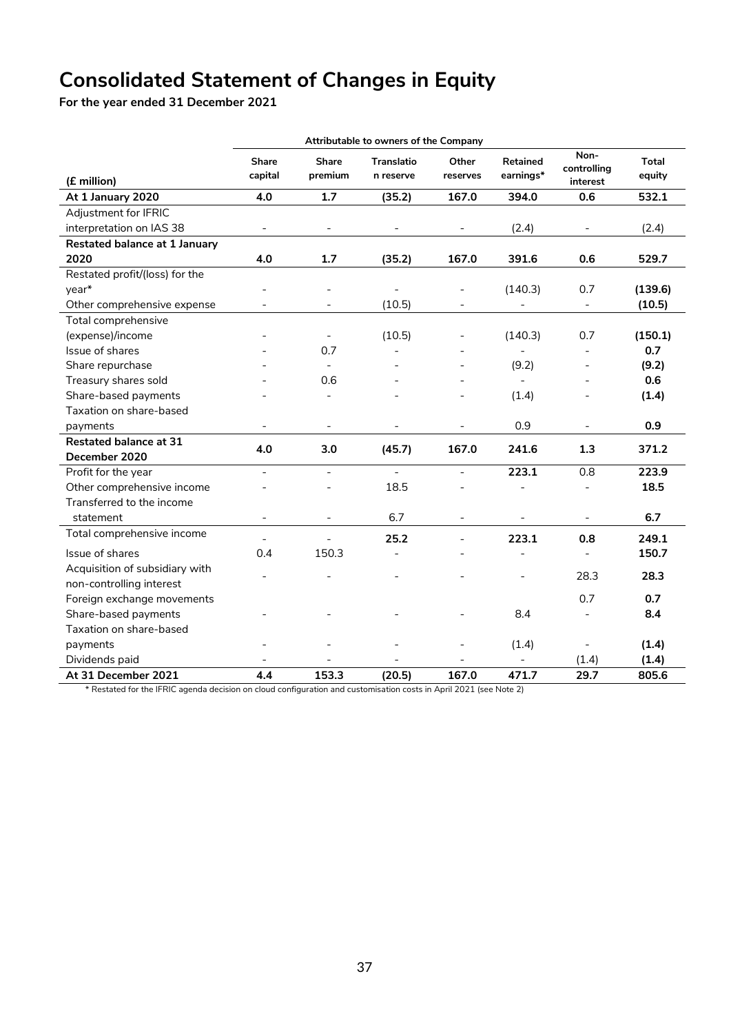# Consolidated Statement of Changes in Equity

**For the year ended 31 December 2021**

| | Attributable to owners of the Company | | | | | | |
|---|---|---|---|---|---|---|---|
| (£ million) | Share capital | Share premium | Translation reserve | Other reserves | Retained earnings* | Non-controlling interest | Total equity |
| **At 1 January 2020** | **4.0** | **1.7** | **(35.2)** | **167.0** | **394.0** | **0.6** | **532.1** |
| Adjustment for IFRIC interpretation on IAS 38 | - | - | - | - | (2.4) | - | (2.4) |
| **Restated balance at 1 January 2020** | **4.0** | **1.7** | **(35.2)** | **167.0** | **391.6** | **0.6** | **529.7** |
| Restated profit/(loss) for the year* | - | - | - | - | (140.3) | 0.7 | **(139.6)** |
| Other comprehensive expense | - | - | (10.5) | - | - | - | **(10.5)** |
| Total comprehensive (expense)/income | - | - | (10.5) | - | (140.3) | 0.7 | **(150.1)** |
| Issue of shares | - | 0.7 | - | - | - | - | **0.7** |
| Share repurchase | - | - | - | - | (9.2) | - | **(9.2)** |
| Treasury shares sold | - | 0.6 | - | - | - | - | **0.6** |
| Share-based payments | - | - | - | - | (1.4) | - | **(1.4)** |
| Taxation on share-based payments | - | - | - | - | 0.9 | - | **0.9** |
| **Restated balance at 31 December 2020** | **4.0** | **3.0** | **(45.7)** | **167.0** | **241.6** | **1.3** | **371.2** |
| Profit for the year | - | - | - | - | **223.1** | 0.8 | **223.9** |
| Other comprehensive income | - | - | 18.5 | - | - | - | **18.5** |
| Transferred to the income statement | - | - | 6.7 | - | - | - | **6.7** |
| Total comprehensive income | - | - | **25.2** | - | **223.1** | **0.8** | **249.1** |
| Issue of shares | 0.4 | 150.3 | - | - | - | - | **150.7** |
| Acquisition of subsidiary with non-controlling interest | - | - | - | - | - | 28.3 | **28.3** |
| Foreign exchange movements | | | | | | 0.7 | **0.7** |
| Share-based payments | - | - | - | - | 8.4 | - | **8.4** |
| Taxation on share-based payments | - | - | - | - | (1.4) | - | **(1.4)** |
| Dividends paid | - | - | - | - | - | (1.4) | **(1.4)** |
| **At 31 December 2021** | **4.4** | **153.3** | **(20.5)** | **167.0** | **471.7** | **29.7** | **805.6** |

\* Restated for the IFRIC agenda decision on cloud configuration and customisation costs in April 2021 (see Note 2)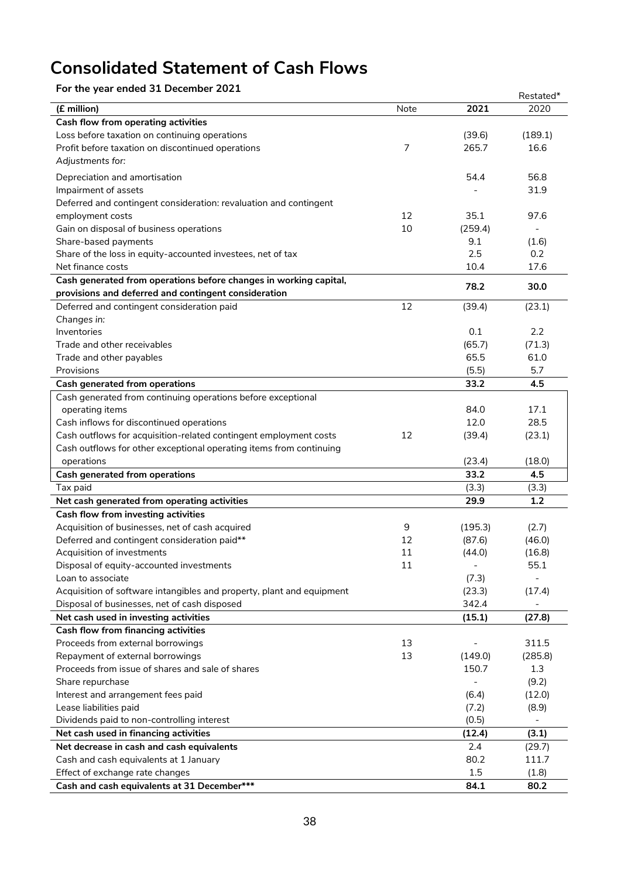# Consolidated Statement of Cash Flows

**For the year ended 31 December 2021**

| **(£ million)** | Note | **2021** | Restated* 2020 |
|---|---|---|---|
| **Cash flow from operating activities** | | | |
| Loss before taxation on continuing operations | | (39.6) | (189.1) |
| Profit before taxation on discontinued operations | 7 | 265.7 | 16.6 |
| *Adjustments for:* | | | |
| Depreciation and amortisation | | 54.4 | 56.8 |
| Impairment of assets | | - | 31.9 |
| Deferred and contingent consideration: revaluation and contingent employment costs | 12 | 35.1 | 97.6 |
| Gain on disposal of business operations | 10 | (259.4) | - |
| Share-based payments | | 9.1 | (1.6) |
| Share of the loss in equity-accounted investees, net of tax | | 2.5 | 0.2 |
| Net finance costs | | 10.4 | 17.6 |
| **Cash generated from operations before changes in working capital, provisions and deferred and contingent consideration** | | **78.2** | **30.0** |
| Deferred and contingent consideration paid | 12 | (39.4) | (23.1) |
| *Changes in:* | | | |
| Inventories | | 0.1 | 2.2 |
| Trade and other receivables | | (65.7) | (71.3) |
| Trade and other payables | | 65.5 | 61.0 |
| Provisions | | (5.5) | 5.7 |
| **Cash generated from operations** | | **33.2** | **4.5** |
| Cash generated from continuing operations before exceptional operating items | | 84.0 | 17.1 |
| Cash inflows for discontinued operations | | 12.0 | 28.5 |
| Cash outflows for acquisition-related contingent employment costs | 12 | (39.4) | (23.1) |
| Cash outflows for other exceptional operating items from continuing operations | | (23.4) | (18.0) |
| **Cash generated from operations** | | **33.2** | **4.5** |
| Tax paid | | (3.3) | (3.3) |
| **Net cash generated from operating activities** | | **29.9** | **1.2** |
| **Cash flow from investing activities** | | | |
| Acquisition of businesses, net of cash acquired | 9 | (195.3) | (2.7) |
| Deferred and contingent consideration paid** | 12 | (87.6) | (46.0) |
| Acquisition of investments | 11 | (44.0) | (16.8) |
| Disposal of equity-accounted investments | 11 | - | 55.1 |
| Loan to associate | | (7.3) | - |
| Acquisition of software intangibles and property, plant and equipment | | (23.3) | (17.4) |
| Disposal of businesses, net of cash disposed | | 342.4 | - |
| **Net cash used in investing activities** | | **(15.1)** | **(27.8)** |
| **Cash flow from financing activities** | | | |
| Proceeds from external borrowings | 13 | - | 311.5 |
| Repayment of external borrowings | 13 | (149.0) | (285.8) |
| Proceeds from issue of shares and sale of shares | | 150.7 | 1.3 |
| Share repurchase | | - | (9.2) |
| Interest and arrangement fees paid | | (6.4) | (12.0) |
| Lease liabilities paid | | (7.2) | (8.9) |
| Dividends paid to non-controlling interest | | (0.5) | - |
| **Net cash used in financing activities** | | **(12.4)** | **(3.1)** |
| **Net decrease in cash and cash equivalents** | | 2.4 | (29.7) |
| Cash and cash equivalents at 1 January | | 80.2 | 111.7 |
| Effect of exchange rate changes | | 1.5 | (1.8) |
| **Cash and cash equivalents at 31 December***** | | **84.1** | **80.2** |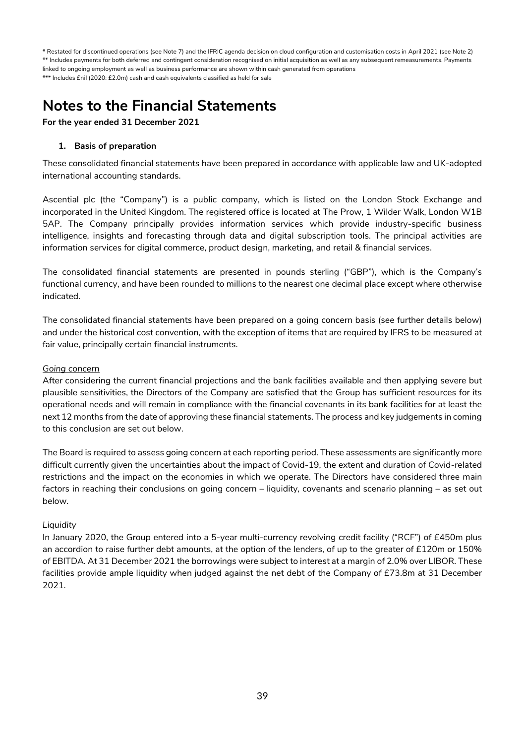\* Restated for discontinued operations (see Note 7) and the IFRIC agenda decision on cloud configuration and customisation costs in April 2021 (see Note 2)

** Includes payments for both deferred and contingent consideration recognised on initial acquisition as well as any subsequent remeasurements. Payments linked to ongoing employment as well as business performance are shown within cash generated from operations

*** Includes £nil (2020: £2.0m) cash and cash equivalents classified as held for sale

# Notes to the Financial Statements

**For the year ended 31 December 2021**

## 1. Basis of preparation

These consolidated financial statements have been prepared in accordance with applicable law and UK-adopted international accounting standards.

Ascential plc (the "Company") is a public company, which is listed on the London Stock Exchange and incorporated in the United Kingdom. The registered office is located at The Prow, 1 Wilder Walk, London W1B 5AP. The Company principally provides information services which provide industry-specific business intelligence, insights and forecasting through data and digital subscription tools. The principal activities are information services for digital commerce, product design, marketing, and retail & financial services.

The consolidated financial statements are presented in pounds sterling ("GBP"), which is the Company's functional currency, and have been rounded to millions to the nearest one decimal place except where otherwise indicated.

The consolidated financial statements have been prepared on a going concern basis (see further details below) and under the historical cost convention, with the exception of items that are required by IFRS to be measured at fair value, principally certain financial instruments.

### Going concern

After considering the current financial projections and the bank facilities available and then applying severe but plausible sensitivities, the Directors of the Company are satisfied that the Group has sufficient resources for its operational needs and will remain in compliance with the financial covenants in its bank facilities for at least the next 12 months from the date of approving these financial statements. The process and key judgements in coming to this conclusion are set out below.

The Board is required to assess going concern at each reporting period. These assessments are significantly more difficult currently given the uncertainties about the impact of Covid-19, the extent and duration of Covid-related restrictions and the impact on the economies in which we operate. The Directors have considered three main factors in reaching their conclusions on going concern – liquidity, covenants and scenario planning – as set out below.

*Liquidity*

In January 2020, the Group entered into a 5-year multi-currency revolving credit facility ("RCF") of £450m plus an accordion to raise further debt amounts, at the option of the lenders, of up to the greater of £120m or 150% of EBITDA. At 31 December 2021 the borrowings were subject to interest at a margin of 2.0% over LIBOR. These facilities provide ample liquidity when judged against the net debt of the Company of £73.8m at 31 December 2021.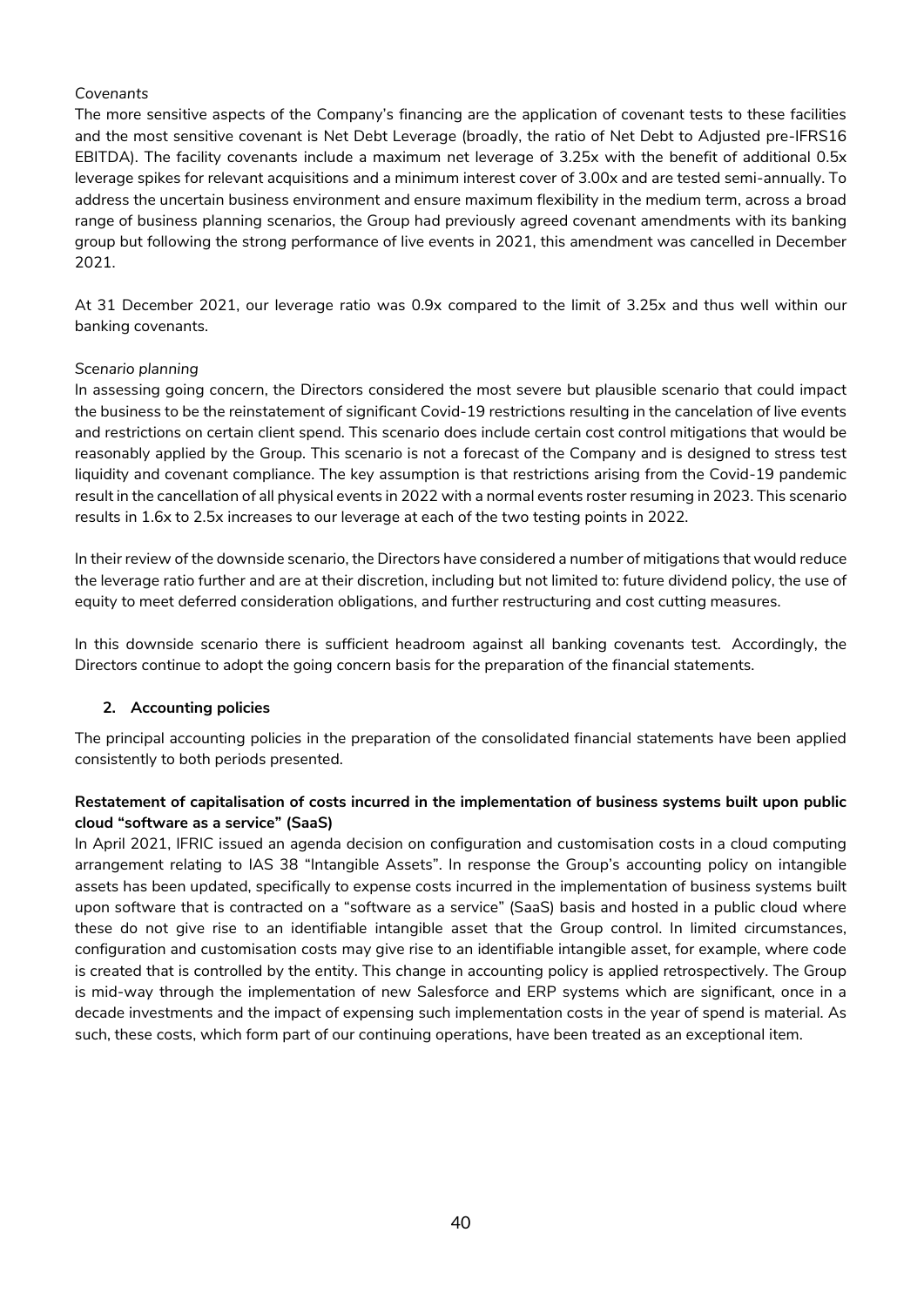*Covenants*

The more sensitive aspects of the Company's financing are the application of covenant tests to these facilities and the most sensitive covenant is Net Debt Leverage (broadly, the ratio of Net Debt to Adjusted pre-IFRS16 EBITDA). The facility covenants include a maximum net leverage of 3.25x with the benefit of additional 0.5x leverage spikes for relevant acquisitions and a minimum interest cover of 3.00x and are tested semi-annually. To address the uncertain business environment and ensure maximum flexibility in the medium term, across a broad range of business planning scenarios, the Group had previously agreed covenant amendments with its banking group but following the strong performance of live events in 2021, this amendment was cancelled in December 2021.

At 31 December 2021, our leverage ratio was 0.9x compared to the limit of 3.25x and thus well within our banking covenants.

*Scenario planning*

In assessing going concern, the Directors considered the most severe but plausible scenario that could impact the business to be the reinstatement of significant Covid-19 restrictions resulting in the cancelation of live events and restrictions on certain client spend. This scenario does include certain cost control mitigations that would be reasonably applied by the Group. This scenario is not a forecast of the Company and is designed to stress test liquidity and covenant compliance. The key assumption is that restrictions arising from the Covid-19 pandemic result in the cancellation of all physical events in 2022 with a normal events roster resuming in 2023. This scenario results in 1.6x to 2.5x increases to our leverage at each of the two testing points in 2022.

In their review of the downside scenario, the Directors have considered a number of mitigations that would reduce the leverage ratio further and are at their discretion, including but not limited to: future dividend policy, the use of equity to meet deferred consideration obligations, and further restructuring and cost cutting measures.

In this downside scenario there is sufficient headroom against all banking covenants test. Accordingly, the Directors continue to adopt the going concern basis for the preparation of the financial statements.

## 2. Accounting policies

The principal accounting policies in the preparation of the consolidated financial statements have been applied consistently to both periods presented.

**Restatement of capitalisation of costs incurred in the implementation of business systems built upon public cloud "software as a service" (SaaS)**

In April 2021, IFRIC issued an agenda decision on configuration and customisation costs in a cloud computing arrangement relating to IAS 38 "Intangible Assets". In response the Group's accounting policy on intangible assets has been updated, specifically to expense costs incurred in the implementation of business systems built upon software that is contracted on a "software as a service" (SaaS) basis and hosted in a public cloud where these do not give rise to an identifiable intangible asset that the Group control. In limited circumstances, configuration and customisation costs may give rise to an identifiable intangible asset, for example, where code is created that is controlled by the entity. This change in accounting policy is applied retrospectively. The Group is mid-way through the implementation of new Salesforce and ERP systems which are significant, once in a decade investments and the impact of expensing such implementation costs in the year of spend is material. As such, these costs, which form part of our continuing operations, have been treated as an exceptional item.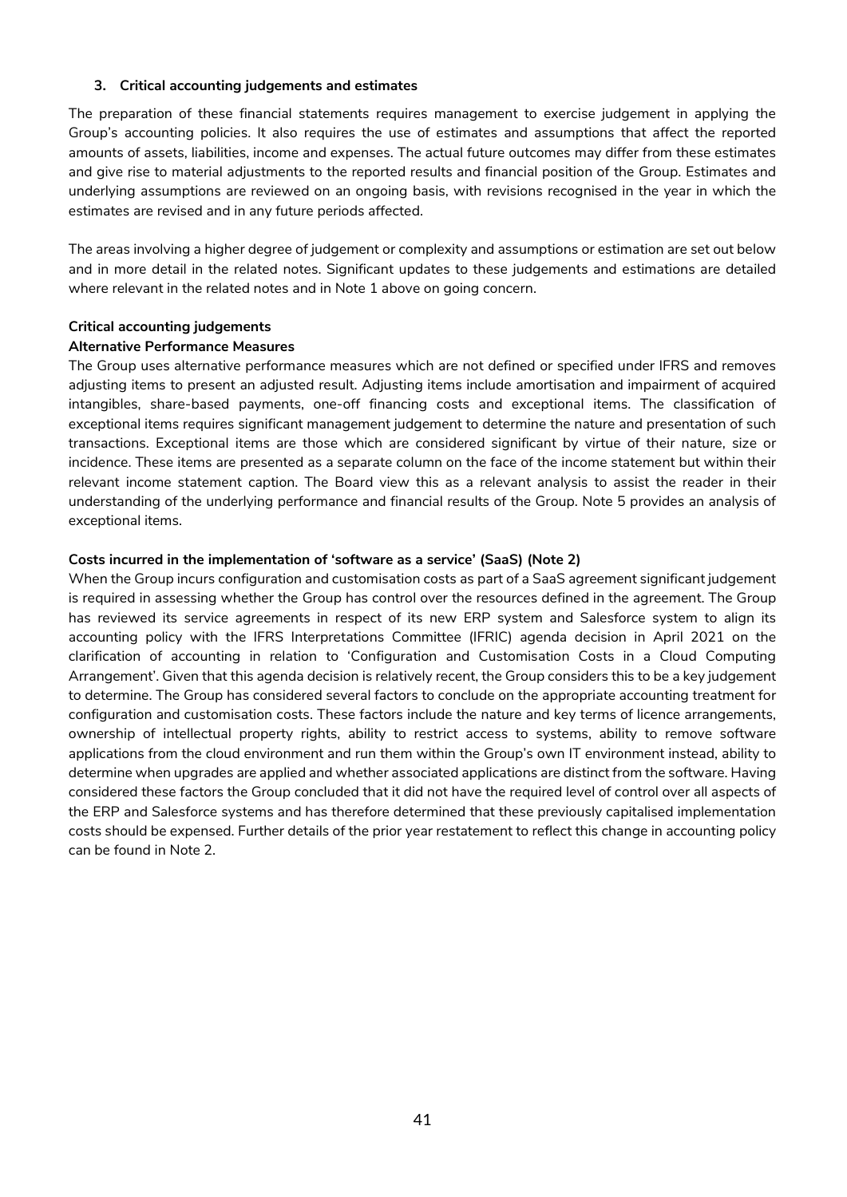## 3. Critical accounting judgements and estimates

The preparation of these financial statements requires management to exercise judgement in applying the Group's accounting policies. It also requires the use of estimates and assumptions that affect the reported amounts of assets, liabilities, income and expenses. The actual future outcomes may differ from these estimates and give rise to material adjustments to the reported results and financial position of the Group. Estimates and underlying assumptions are reviewed on an ongoing basis, with revisions recognised in the year in which the estimates are revised and in any future periods affected.

The areas involving a higher degree of judgement or complexity and assumptions or estimation are set out below and in more detail in the related notes. Significant updates to these judgements and estimations are detailed where relevant in the related notes and in Note 1 above on going concern.

### Critical accounting judgements

**Alternative Performance Measures**

The Group uses alternative performance measures which are not defined or specified under IFRS and removes adjusting items to present an adjusted result. Adjusting items include amortisation and impairment of acquired intangibles, share-based payments, one-off financing costs and exceptional items. The classification of exceptional items requires significant management judgement to determine the nature and presentation of such transactions. Exceptional items are those which are considered significant by virtue of their nature, size or incidence. These items are presented as a separate column on the face of the income statement but within their relevant income statement caption. The Board view this as a relevant analysis to assist the reader in their understanding of the underlying performance and financial results of the Group. Note 5 provides an analysis of exceptional items.

**Costs incurred in the implementation of 'software as a service' (SaaS) (Note 2)**

When the Group incurs configuration and customisation costs as part of a SaaS agreement significant judgement is required in assessing whether the Group has control over the resources defined in the agreement. The Group has reviewed its service agreements in respect of its new ERP system and Salesforce system to align its accounting policy with the IFRS Interpretations Committee (IFRIC) agenda decision in April 2021 on the clarification of accounting in relation to 'Configuration and Customisation Costs in a Cloud Computing Arrangement'. Given that this agenda decision is relatively recent, the Group considers this to be a key judgement to determine. The Group has considered several factors to conclude on the appropriate accounting treatment for configuration and customisation costs. These factors include the nature and key terms of licence arrangements, ownership of intellectual property rights, ability to restrict access to systems, ability to remove software applications from the cloud environment and run them within the Group's own IT environment instead, ability to determine when upgrades are applied and whether associated applications are distinct from the software. Having considered these factors the Group concluded that it did not have the required level of control over all aspects of the ERP and Salesforce systems and has therefore determined that these previously capitalised implementation costs should be expensed. Further details of the prior year restatement to reflect this change in accounting policy can be found in Note 2.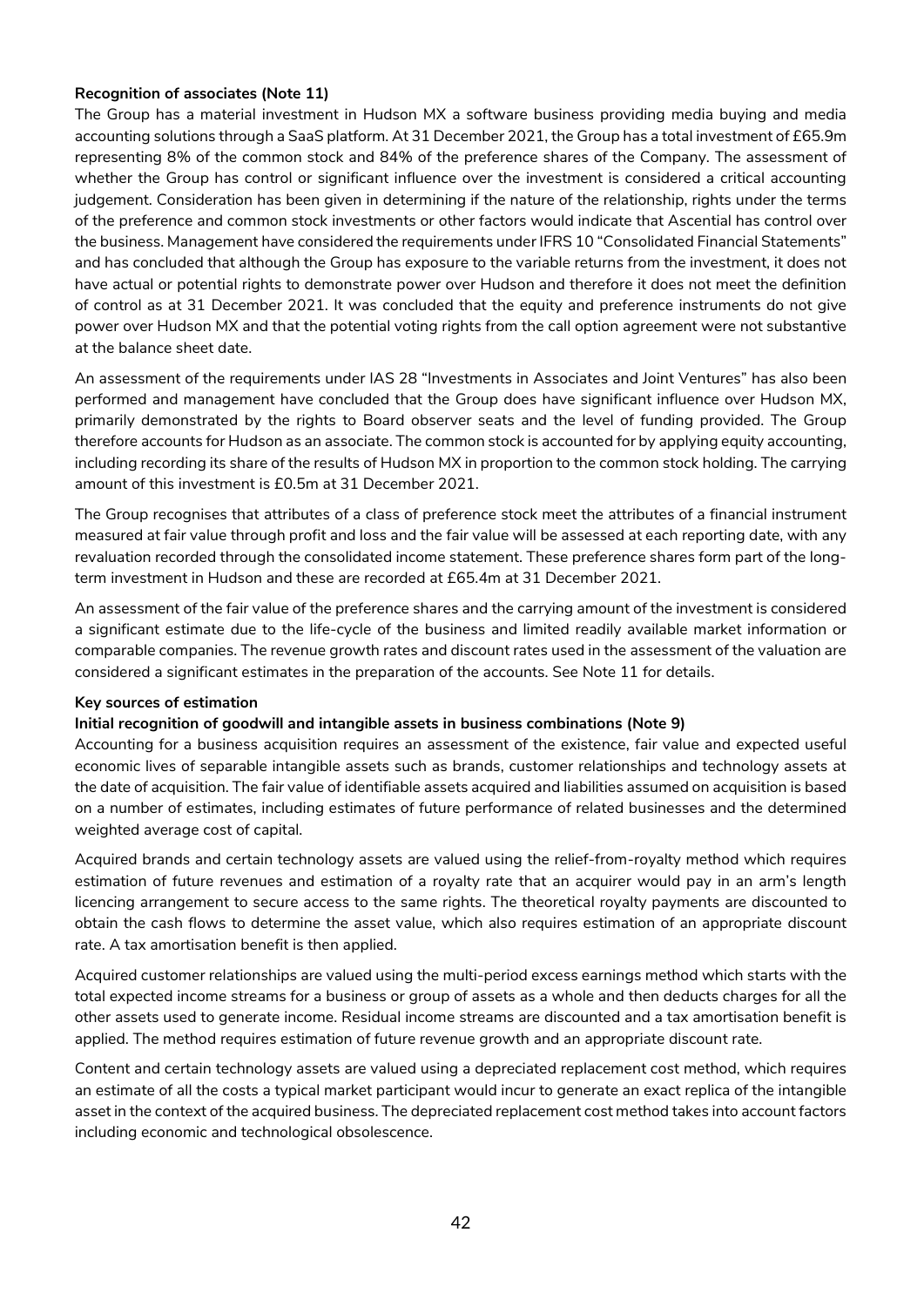**Recognition of associates (Note 11)**

The Group has a material investment in Hudson MX a software business providing media buying and media accounting solutions through a SaaS platform. At 31 December 2021, the Group has a total investment of £65.9m representing 8% of the common stock and 84% of the preference shares of the Company. The assessment of whether the Group has control or significant influence over the investment is considered a critical accounting judgement. Consideration has been given in determining if the nature of the relationship, rights under the terms of the preference and common stock investments or other factors would indicate that Ascential has control over the business. Management have considered the requirements under IFRS 10 "Consolidated Financial Statements" and has concluded that although the Group has exposure to the variable returns from the investment, it does not have actual or potential rights to demonstrate power over Hudson and therefore it does not meet the definition of control as at 31 December 2021. It was concluded that the equity and preference instruments do not give power over Hudson MX and that the potential voting rights from the call option agreement were not substantive at the balance sheet date.

An assessment of the requirements under IAS 28 "Investments in Associates and Joint Ventures" has also been performed and management have concluded that the Group does have significant influence over Hudson MX, primarily demonstrated by the rights to Board observer seats and the level of funding provided. The Group therefore accounts for Hudson as an associate. The common stock is accounted for by applying equity accounting, including recording its share of the results of Hudson MX in proportion to the common stock holding. The carrying amount of this investment is £0.5m at 31 December 2021.

The Group recognises that attributes of a class of preference stock meet the attributes of a financial instrument measured at fair value through profit and loss and the fair value will be assessed at each reporting date, with any revaluation recorded through the consolidated income statement. These preference shares form part of the long-term investment in Hudson and these are recorded at £65.4m at 31 December 2021.

An assessment of the fair value of the preference shares and the carrying amount of the investment is considered a significant estimate due to the life-cycle of the business and limited readily available market information or comparable companies. The revenue growth rates and discount rates used in the assessment of the valuation are considered a significant estimates in the preparation of the accounts. See Note 11 for details.

**Key sources of estimation**

**Initial recognition of goodwill and intangible assets in business combinations (Note 9)**

Accounting for a business acquisition requires an assessment of the existence, fair value and expected useful economic lives of separable intangible assets such as brands, customer relationships and technology assets at the date of acquisition. The fair value of identifiable assets acquired and liabilities assumed on acquisition is based on a number of estimates, including estimates of future performance of related businesses and the determined weighted average cost of capital.

Acquired brands and certain technology assets are valued using the relief-from-royalty method which requires estimation of future revenues and estimation of a royalty rate that an acquirer would pay in an arm's length licencing arrangement to secure access to the same rights. The theoretical royalty payments are discounted to obtain the cash flows to determine the asset value, which also requires estimation of an appropriate discount rate. A tax amortisation benefit is then applied.

Acquired customer relationships are valued using the multi-period excess earnings method which starts with the total expected income streams for a business or group of assets as a whole and then deducts charges for all the other assets used to generate income. Residual income streams are discounted and a tax amortisation benefit is applied. The method requires estimation of future revenue growth and an appropriate discount rate.

Content and certain technology assets are valued using a depreciated replacement cost method, which requires an estimate of all the costs a typical market participant would incur to generate an exact replica of the intangible asset in the context of the acquired business. The depreciated replacement cost method takes into account factors including economic and technological obsolescence.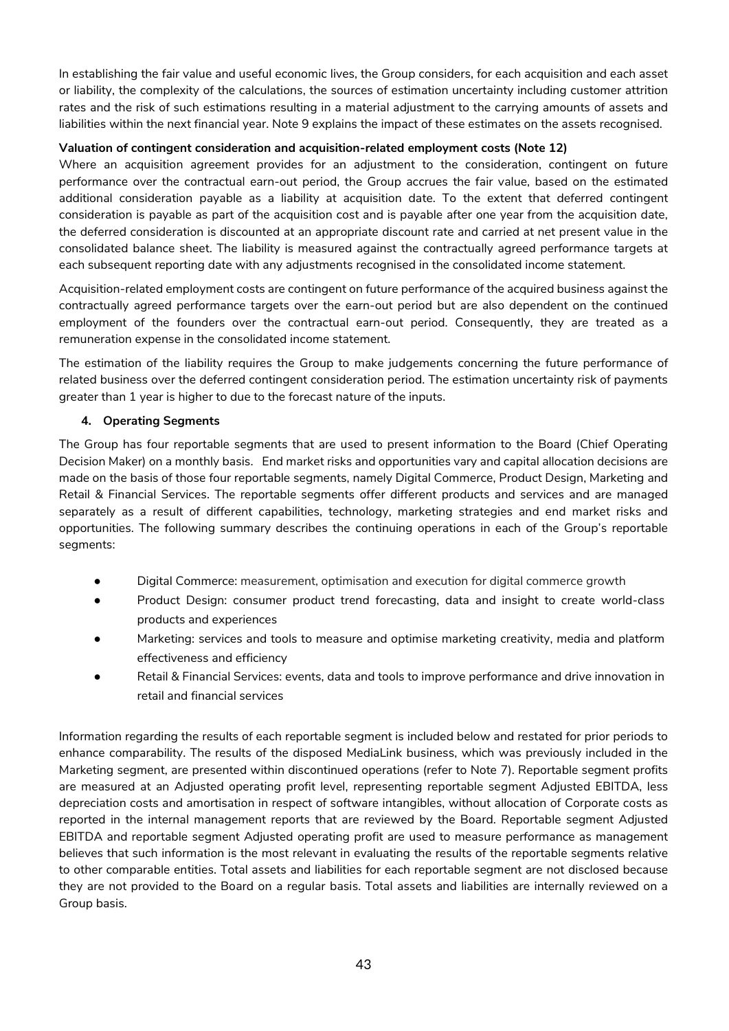In establishing the fair value and useful economic lives, the Group considers, for each acquisition and each asset or liability, the complexity of the calculations, the sources of estimation uncertainty including customer attrition rates and the risk of such estimations resulting in a material adjustment to the carrying amounts of assets and liabilities within the next financial year. Note 9 explains the impact of these estimates on the assets recognised.

**Valuation of contingent consideration and acquisition-related employment costs (Note 12)**

Where an acquisition agreement provides for an adjustment to the consideration, contingent on future performance over the contractual earn-out period, the Group accrues the fair value, based on the estimated additional consideration payable as a liability at acquisition date. To the extent that deferred contingent consideration is payable as part of the acquisition cost and is payable after one year from the acquisition date, the deferred consideration is discounted at an appropriate discount rate and carried at net present value in the consolidated balance sheet. The liability is measured against the contractually agreed performance targets at each subsequent reporting date with any adjustments recognised in the consolidated income statement.

Acquisition-related employment costs are contingent on future performance of the acquired business against the contractually agreed performance targets over the earn-out period but are also dependent on the continued employment of the founders over the contractual earn-out period. Consequently, they are treated as a remuneration expense in the consolidated income statement.

The estimation of the liability requires the Group to make judgements concerning the future performance of related business over the deferred contingent consideration period. The estimation uncertainty risk of payments greater than 1 year is higher to due to the forecast nature of the inputs.

## 4. Operating Segments

The Group has four reportable segments that are used to present information to the Board (Chief Operating Decision Maker) on a monthly basis. End market risks and opportunities vary and capital allocation decisions are made on the basis of those four reportable segments, namely Digital Commerce, Product Design, Marketing and Retail & Financial Services. The reportable segments offer different products and services and are managed separately as a result of different capabilities, technology, marketing strategies and end market risks and opportunities. The following summary describes the continuing operations in each of the Group's reportable segments:

- Digital Commerce: measurement, optimisation and execution for digital commerce growth
- Product Design: consumer product trend forecasting, data and insight to create world-class products and experiences
- Marketing: services and tools to measure and optimise marketing creativity, media and platform effectiveness and efficiency
- Retail & Financial Services: events, data and tools to improve performance and drive innovation in retail and financial services

Information regarding the results of each reportable segment is included below and restated for prior periods to enhance comparability. The results of the disposed MediaLink business, which was previously included in the Marketing segment, are presented within discontinued operations (refer to Note 7). Reportable segment profits are measured at an Adjusted operating profit level, representing reportable segment Adjusted EBITDA, less depreciation costs and amortisation in respect of software intangibles, without allocation of Corporate costs as reported in the internal management reports that are reviewed by the Board. Reportable segment Adjusted EBITDA and reportable segment Adjusted operating profit are used to measure performance as management believes that such information is the most relevant in evaluating the results of the reportable segments relative to other comparable entities. Total assets and liabilities for each reportable segment are not disclosed because they are not provided to the Board on a regular basis. Total assets and liabilities are internally reviewed on a Group basis.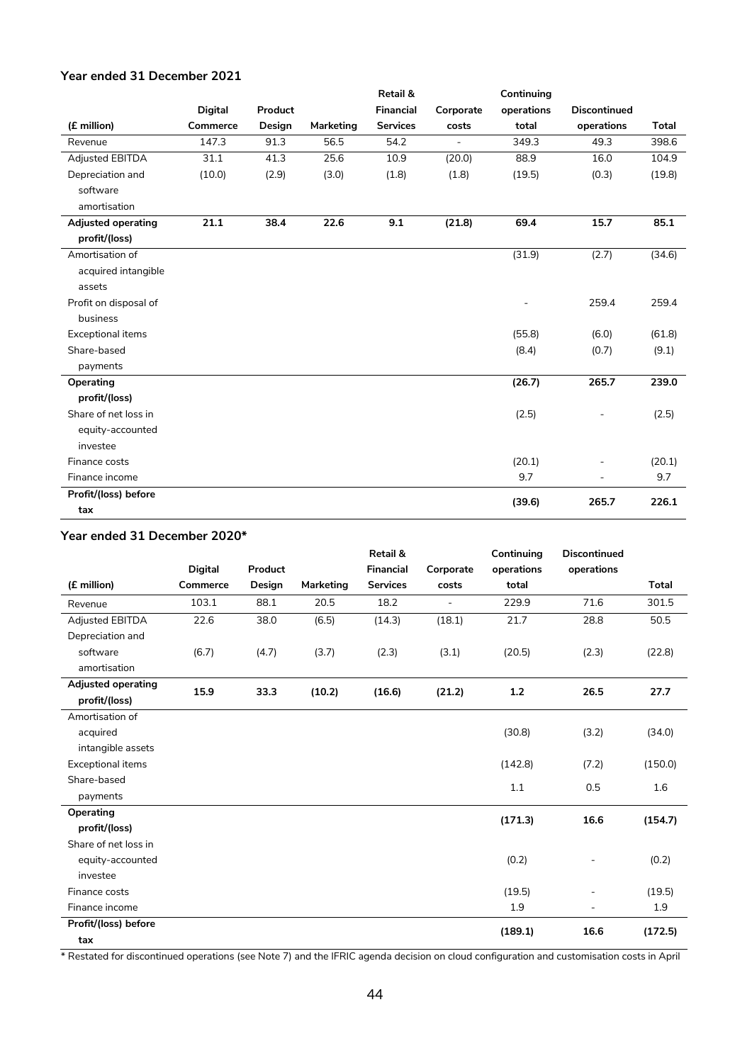### Year ended 31 December 2021

| (£ million) | Digital Commerce | Product Design | Marketing | Retail & Financial Services | Corporate costs | Continuing operations total | Discontinued operations | Total |
|---|---|---|---|---|---|---|---|---|
| Revenue | 147.3 | 91.3 | 56.5 | 54.2 | - | 349.3 | 49.3 | 398.6 |
| Adjusted EBITDA | 31.1 | 41.3 | 25.6 | 10.9 | (20.0) | 88.9 | 16.0 | 104.9 |
| Depreciation and software amortisation | (10.0) | (2.9) | (3.0) | (1.8) | (1.8) | (19.5) | (0.3) | (19.8) |
| **Adjusted operating profit/(loss)** | **21.1** | **38.4** | **22.6** | **9.1** | **(21.8)** | **69.4** | **15.7** | **85.1** |
| Amortisation of acquired intangible assets | | | | | | (31.9) | (2.7) | (34.6) |
| Profit on disposal of business | | | | | | - | 259.4 | 259.4 |
| Exceptional items | | | | | | (55.8) | (6.0) | (61.8) |
| Share-based payments | | | | | | (8.4) | (0.7) | (9.1) |
| **Operating profit/(loss)** | | | | | | **(26.7)** | **265.7** | **239.0** |
| Share of net loss in equity-accounted investee | | | | | | (2.5) | - | (2.5) |
| Finance costs | | | | | | (20.1) | - | (20.1) |
| Finance income | | | | | | 9.7 | - | 9.7 |
| **Profit/(loss) before tax** | | | | | | **(39.6)** | **265.7** | **226.1** |

### Year ended 31 December 2020*

| (£ million) | Digital Commerce | Product Design | Marketing | Retail & Financial Services | Corporate costs | Continuing operations total | Discontinued operations | Total |
|---|---|---|---|---|---|---|---|---|
| Revenue | 103.1 | 88.1 | 20.5 | 18.2 | - | 229.9 | 71.6 | 301.5 |
| Adjusted EBITDA | 22.6 | 38.0 | (6.5) | (14.3) | (18.1) | 21.7 | 28.8 | 50.5 |
| Depreciation and software amortisation | (6.7) | (4.7) | (3.7) | (2.3) | (3.1) | (20.5) | (2.3) | (22.8) |
| **Adjusted operating profit/(loss)** | **15.9** | **33.3** | **(10.2)** | **(16.6)** | **(21.2)** | **1.2** | **26.5** | **27.7** |
| Amortisation of acquired intangible assets | | | | | | (30.8) | (3.2) | (34.0) |
| Exceptional items | | | | | | (142.8) | (7.2) | (150.0) |
| Share-based payments | | | | | | 1.1 | 0.5 | 1.6 |
| **Operating profit/(loss)** | | | | | | **(171.3)** | **16.6** | **(154.7)** |
| Share of net loss in equity-accounted investee | | | | | | (0.2) | - | (0.2) |
| Finance costs | | | | | | (19.5) | - | (19.5) |
| Finance income | | | | | | 1.9 | - | 1.9 |
| **Profit/(loss) before tax** | | | | | | **(189.1)** | **16.6** | **(172.5)** |

\* Restated for discontinued operations (see Note 7) and the IFRIC agenda decision on cloud configuration and customisation costs in April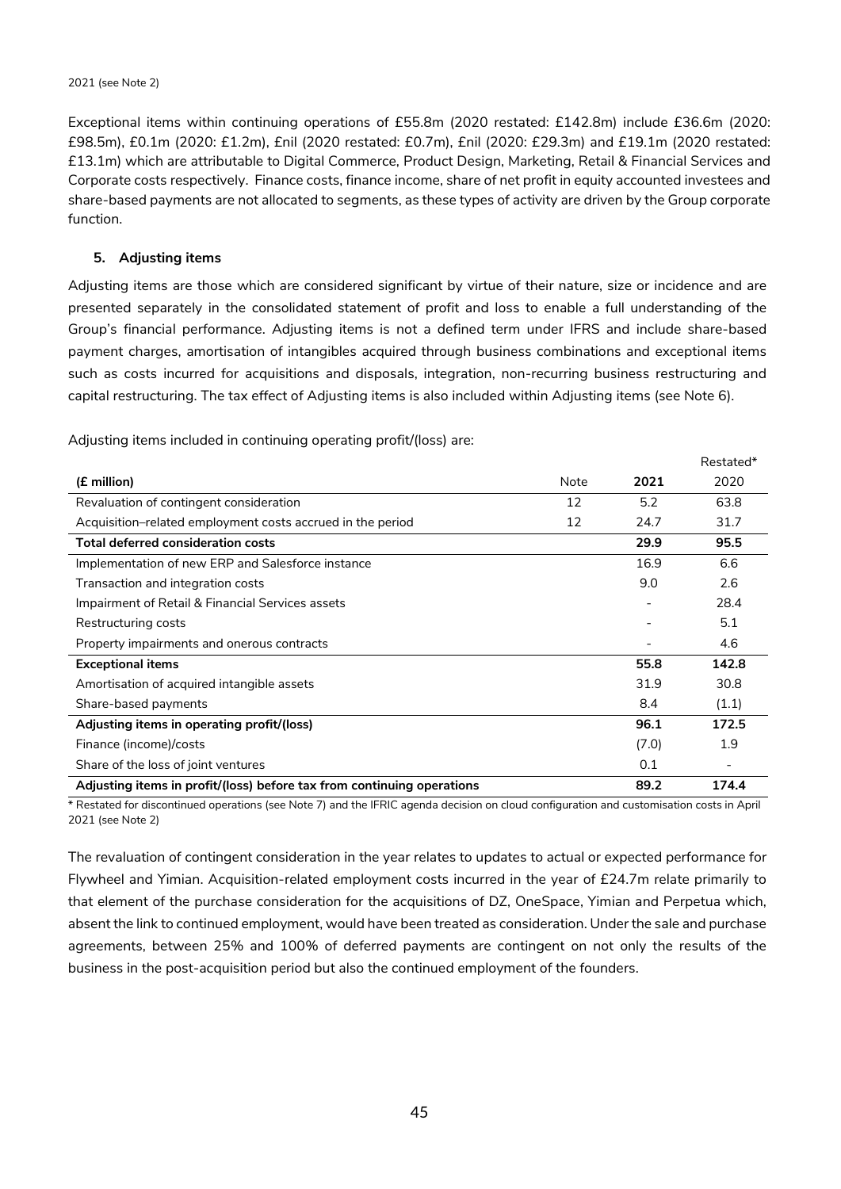2021 (see Note 2)

Exceptional items within continuing operations of £55.8m (2020 restated: £142.8m) include £36.6m (2020: £98.5m), £0.1m (2020: £1.2m), £nil (2020 restated: £0.7m), £nil (2020: £29.3m) and £19.1m (2020 restated: £13.1m) which are attributable to Digital Commerce, Product Design, Marketing, Retail & Financial Services and Corporate costs respectively. Finance costs, finance income, share of net profit in equity accounted investees and share-based payments are not allocated to segments, as these types of activity are driven by the Group corporate function.

## 5. Adjusting items

Adjusting items are those which are considered significant by virtue of their nature, size or incidence and are presented separately in the consolidated statement of profit and loss to enable a full understanding of the Group's financial performance. Adjusting items is not a defined term under IFRS and include share-based payment charges, amortisation of intangibles acquired through business combinations and exceptional items such as costs incurred for acquisitions and disposals, integration, non-recurring business restructuring and capital restructuring. The tax effect of Adjusting items is also included within Adjusting items (see Note 6).

Adjusting items included in continuing operating profit/(loss) are:

| (£ million) | Note | 2021 | Restated* 2020 |
|---|---|---|---|
| Revaluation of contingent consideration | 12 | 5.2 | 63.8 |
| Acquisition–related employment costs accrued in the period | 12 | 24.7 | 31.7 |
| **Total deferred consideration costs** | | **29.9** | **95.5** |
| Implementation of new ERP and Salesforce instance | | 16.9 | 6.6 |
| Transaction and integration costs | | 9.0 | 2.6 |
| Impairment of Retail & Financial Services assets | | - | 28.4 |
| Restructuring costs | | - | 5.1 |
| Property impairments and onerous contracts | | - | 4.6 |
| **Exceptional items** | | **55.8** | **142.8** |
| Amortisation of acquired intangible assets | | 31.9 | 30.8 |
| Share-based payments | | 8.4 | (1.1) |
| **Adjusting items in operating profit/(loss)** | | **96.1** | **172.5** |
| Finance (income)/costs | | (7.0) | 1.9 |
| Share of the loss of joint ventures | | 0.1 | - |
| **Adjusting items in profit/(loss) before tax from continuing operations** | | **89.2** | **174.4** |

\* Restated for discontinued operations (see Note 7) and the IFRIC agenda decision on cloud configuration and customisation costs in April 2021 (see Note 2)

The revaluation of contingent consideration in the year relates to updates to actual or expected performance for Flywheel and Yimian. Acquisition-related employment costs incurred in the year of £24.7m relate primarily to that element of the purchase consideration for the acquisitions of DZ, OneSpace, Yimian and Perpetua which, absent the link to continued employment, would have been treated as consideration. Under the sale and purchase agreements, between 25% and 100% of deferred payments are contingent on not only the results of the business in the post-acquisition period but also the continued employment of the founders.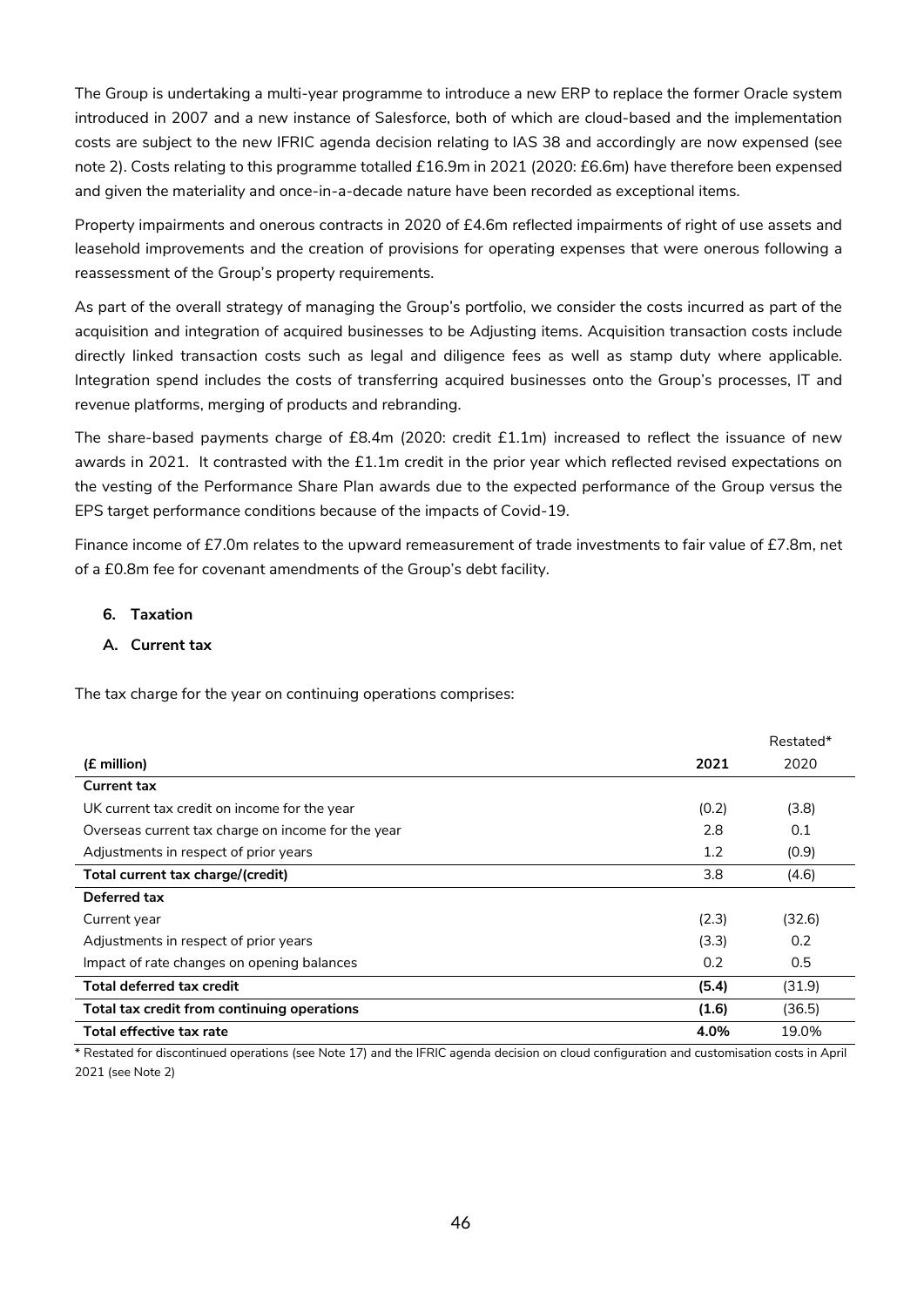The Group is undertaking a multi-year programme to introduce a new ERP to replace the former Oracle system introduced in 2007 and a new instance of Salesforce, both of which are cloud-based and the implementation costs are subject to the new IFRIC agenda decision relating to IAS 38 and accordingly are now expensed (see note 2). Costs relating to this programme totalled £16.9m in 2021 (2020: £6.6m) have therefore been expensed and given the materiality and once-in-a-decade nature have been recorded as exceptional items.

Property impairments and onerous contracts in 2020 of £4.6m reflected impairments of right of use assets and leasehold improvements and the creation of provisions for operating expenses that were onerous following a reassessment of the Group's property requirements.

As part of the overall strategy of managing the Group's portfolio, we consider the costs incurred as part of the acquisition and integration of acquired businesses to be Adjusting items. Acquisition transaction costs include directly linked transaction costs such as legal and diligence fees as well as stamp duty where applicable. Integration spend includes the costs of transferring acquired businesses onto the Group's processes, IT and revenue platforms, merging of products and rebranding.

The share-based payments charge of £8.4m (2020: credit £1.1m) increased to reflect the issuance of new awards in 2021. It contrasted with the £1.1m credit in the prior year which reflected revised expectations on the vesting of the Performance Share Plan awards due to the expected performance of the Group versus the EPS target performance conditions because of the impacts of Covid-19.

Finance income of £7.0m relates to the upward remeasurement of trade investments to fair value of £7.8m, net of a £0.8m fee for covenant amendments of the Group's debt facility.

## 6. Taxation

### A. Current tax

The tax charge for the year on continuing operations comprises:

| (£ million) | 2021 | Restated* 2020 |
|---|---|---|
| **Current tax** | | |
| UK current tax credit on income for the year | (0.2) | (3.8) |
| Overseas current tax charge on income for the year | 2.8 | 0.1 |
| Adjustments in respect of prior years | 1.2 | (0.9) |
| **Total current tax charge/(credit)** | 3.8 | (4.6) |
| **Deferred tax** | | |
| Current year | (2.3) | (32.6) |
| Adjustments in respect of prior years | (3.3) | 0.2 |
| Impact of rate changes on opening balances | 0.2 | 0.5 |
| **Total deferred tax credit** | **(5.4)** | (31.9) |
| **Total tax credit from continuing operations** | **(1.6)** | (36.5) |
| **Total effective tax rate** | **4.0%** | 19.0% |

* Restated for discontinued operations (see Note 17) and the IFRIC agenda decision on cloud configuration and customisation costs in April 2021 (see Note 2)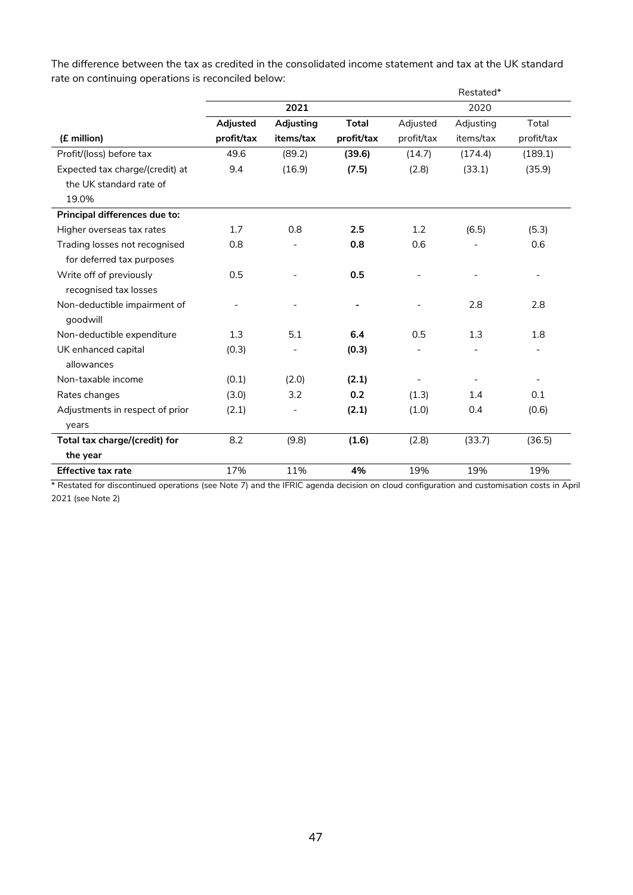The difference between the tax as credited in the consolidated income statement and tax at the UK standard rate on continuing operations is reconciled below:

| | | | | Restated* | | |
|---|---|---|---|---|---|---|
| | | **2021** | | | 2020 | |
| | **Adjusted** | **Adjusting** | **Total** | Adjusted | Adjusting | Total |
| **(£ million)** | **profit/tax** | **items/tax** | **profit/tax** | profit/tax | items/tax | profit/tax |
| Profit/(loss) before tax | 49.6 | (89.2) | **(39.6)** | (14.7) | (174.4) | (189.1) |
| Expected tax charge/(credit) at the UK standard rate of 19.0% | 9.4 | (16.9) | **(7.5)** | (2.8) | (33.1) | (35.9) |
| **Principal differences due to:** | | | | | | |
| Higher overseas tax rates | 1.7 | 0.8 | **2.5** | 1.2 | (6.5) | (5.3) |
| Trading losses not recognised for deferred tax purposes | 0.8 | - | **0.8** | 0.6 | - | 0.6 |
| Write off of previously recognised tax losses | 0.5 | - | **0.5** | - | - | - |
| Non-deductible impairment of goodwill | - | - | **-** | - | 2.8 | 2.8 |
| Non-deductible expenditure | 1.3 | 5.1 | **6.4** | 0.5 | 1.3 | 1.8 |
| UK enhanced capital allowances | (0.3) | - | **(0.3)** | - | - | - |
| Non-taxable income | (0.1) | (2.0) | **(2.1)** | - | - | - |
| Rates changes | (3.0) | 3.2 | **0.2** | (1.3) | 1.4 | 0.1 |
| Adjustments in respect of prior years | (2.1) | - | **(2.1)** | (1.0) | 0.4 | (0.6) |
| **Total tax charge/(credit) for the year** | 8.2 | (9.8) | **(1.6)** | (2.8) | (33.7) | (36.5) |
| **Effective tax rate** | 17% | 11% | **4%** | 19% | 19% | 19% |

* Restated for discontinued operations (see Note 7) and the IFRIC agenda decision on cloud configuration and customisation costs in April 2021 (see Note 2)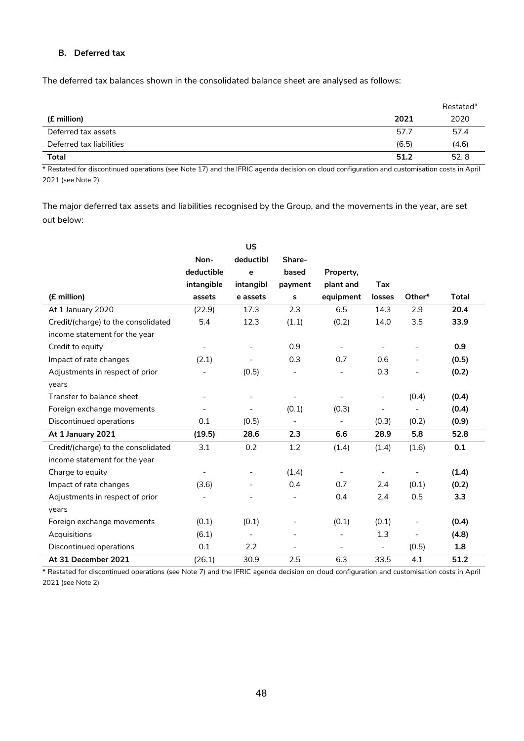### B. Deferred tax

The deferred tax balances shown in the consolidated balance sheet are analysed as follows:

| (£ million) | 2021 | Restated* 2020 |
|---|---|---|
| Deferred tax assets | 57.7 | 57.4 |
| Deferred tax liabilities | (6.5) | (4.6) |
| **Total** | **51.2** | 52. 8 |

\* Restated for discontinued operations (see Note 17) and the IFRIC agenda decision on cloud configuration and customisation costs in April 2021 (see Note 2)

The major deferred tax assets and liabilities recognised by the Group, and the movements in the year, are set out below:

| (£ million) | Non-deductible intangible assets | US deductible intangible assets | Share-based payments | Property, plant and equipment | Tax losses | Other* | Total |
|---|---|---|---|---|---|---|---|
| At 1 January 2020 | (22.9) | 17.3 | 2.3 | 6.5 | 14.3 | 2.9 | **20.4** |
| Credit/(charge) to the consolidated income statement for the year | 5.4 | 12.3 | (1.1) | (0.2) | 14.0 | 3.5 | **33.9** |
| Credit to equity | - | - | 0.9 | - | - | - | **0.9** |
| Impact of rate changes | (2.1) | - | 0.3 | 0.7 | 0.6 | - | **(0.5)** |
| Adjustments in respect of prior years | - | (0.5) | - | - | 0.3 | - | **(0.2)** |
| Transfer to balance sheet | - | - | - | - | - | (0.4) | **(0.4)** |
| Foreign exchange movements | - | - | (0.1) | (0.3) | - | - | **(0.4)** |
| Discontinued operations | 0.1 | (0.5) | - | - | (0.3) | (0.2) | **(0.9)** |
| **At 1 January 2021** | **(19.5)** | **28.6** | **2.3** | **6.6** | **28.9** | **5.8** | **52.8** |
| Credit/(charge) to the consolidated income statement for the year | 3.1 | 0.2 | 1.2 | (1.4) | (1.4) | (1.6) | **0.1** |
| Charge to equity | - | - | (1.4) | - | - | - | **(1.4)** |
| Impact of rate changes | (3.6) | - | 0.4 | 0.7 | 2.4 | (0.1) | **(0.2)** |
| Adjustments in respect of prior years | - | - | - | 0.4 | 2.4 | 0.5 | **3.3** |
| Foreign exchange movements | (0.1) | (0.1) | - | (0.1) | (0.1) | - | **(0.4)** |
| Acquisitions | (6.1) | - | - | - | 1.3 | - | **(4.8)** |
| Discontinued operations | 0.1 | 2.2 | - | - | - | (0.5) | **1.8** |
| **At 31 December 2021** | (26.1) | 30.9 | 2.5 | 6.3 | 33.5 | 4.1 | **51.2** |

\* Restated for discontinued operations (see Note 7) and the IFRIC agenda decision on cloud configuration and customisation costs in April 2021 (see Note 2)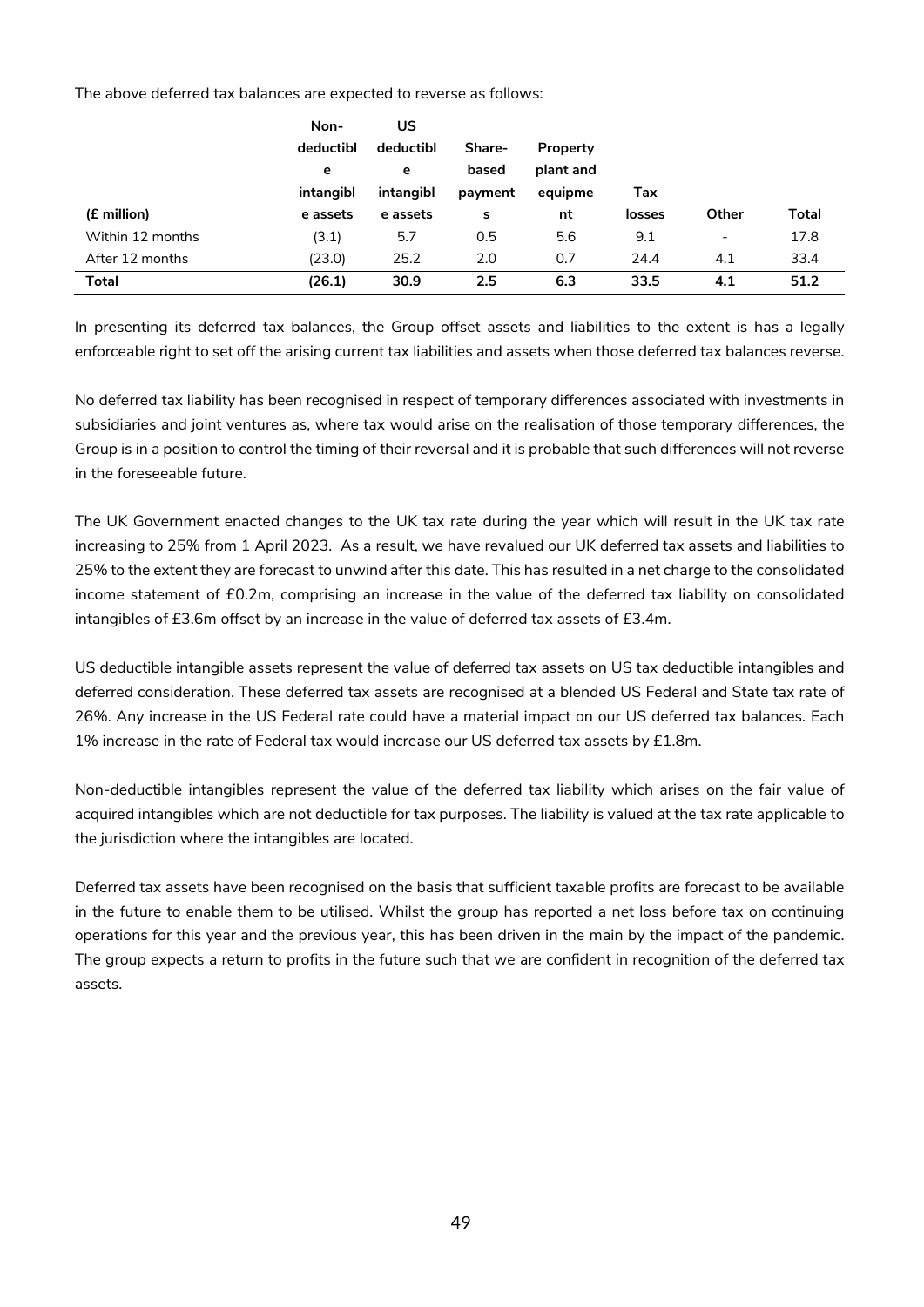The above deferred tax balances are expected to reverse as follows:

| (£ million) | Non-deductible intangible assets | US deductible intangible assets | Share-based payments | Property plant and equipment | Tax losses | Other | Total |
|---|---|---|---|---|---|---|---|
| Within 12 months | (3.1) | 5.7 | 0.5 | 5.6 | 9.1 | - | 17.8 |
| After 12 months | (23.0) | 25.2 | 2.0 | 0.7 | 24.4 | 4.1 | 33.4 |
| **Total** | **(26.1)** | **30.9** | **2.5** | **6.3** | **33.5** | **4.1** | **51.2** |

In presenting its deferred tax balances, the Group offset assets and liabilities to the extent is has a legally enforceable right to set off the arising current tax liabilities and assets when those deferred tax balances reverse.

No deferred tax liability has been recognised in respect of temporary differences associated with investments in subsidiaries and joint ventures as, where tax would arise on the realisation of those temporary differences, the Group is in a position to control the timing of their reversal and it is probable that such differences will not reverse in the foreseeable future.

The UK Government enacted changes to the UK tax rate during the year which will result in the UK tax rate increasing to 25% from 1 April 2023. As a result, we have revalued our UK deferred tax assets and liabilities to 25% to the extent they are forecast to unwind after this date. This has resulted in a net charge to the consolidated income statement of £0.2m, comprising an increase in the value of the deferred tax liability on consolidated intangibles of £3.6m offset by an increase in the value of deferred tax assets of £3.4m.

US deductible intangible assets represent the value of deferred tax assets on US tax deductible intangibles and deferred consideration. These deferred tax assets are recognised at a blended US Federal and State tax rate of 26%. Any increase in the US Federal rate could have a material impact on our US deferred tax balances. Each 1% increase in the rate of Federal tax would increase our US deferred tax assets by £1.8m.

Non-deductible intangibles represent the value of the deferred tax liability which arises on the fair value of acquired intangibles which are not deductible for tax purposes. The liability is valued at the tax rate applicable to the jurisdiction where the intangibles are located.

Deferred tax assets have been recognised on the basis that sufficient taxable profits are forecast to be available in the future to enable them to be utilised. Whilst the group has reported a net loss before tax on continuing operations for this year and the previous year, this has been driven in the main by the impact of the pandemic. The group expects a return to profits in the future such that we are confident in recognition of the deferred tax assets.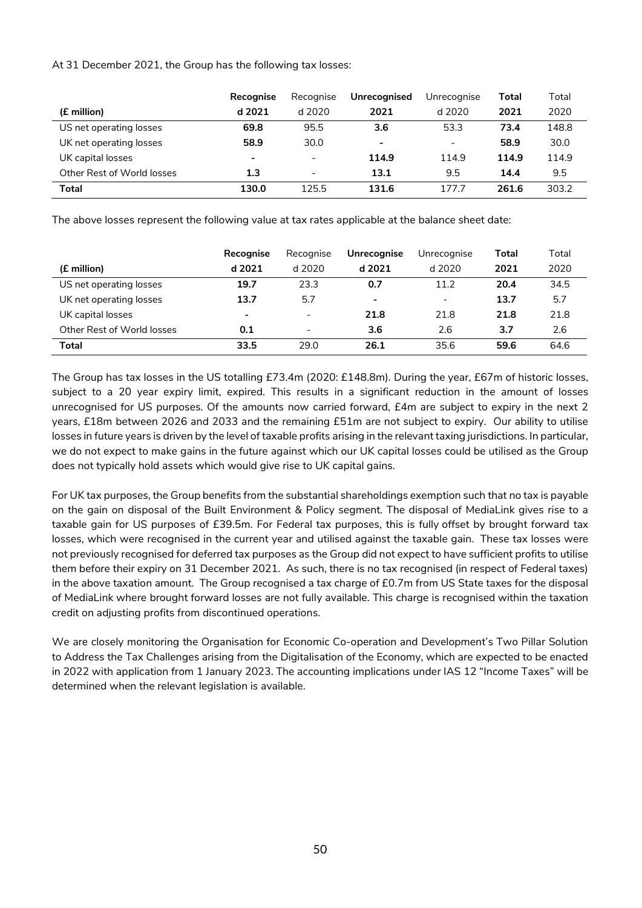At 31 December 2021, the Group has the following tax losses:

| (£ million) | **Recognised 2021** | Recognised 2020 | **Unrecognised 2021** | Unrecognised 2020 | **Total 2021** | Total 2020 |
|---|---|---|---|---|---|---|
| US net operating losses | **69.8** | 95.5 | **3.6** | 53.3 | **73.4** | 148.8 |
| UK net operating losses | **58.9** | 30.0 | **-** | - | **58.9** | 30.0 |
| UK capital losses | **-** | - | **114.9** | 114.9 | **114.9** | 114.9 |
| Other Rest of World losses | **1.3** | - | **13.1** | 9.5 | **14.4** | 9.5 |
| **Total** | **130.0** | 125.5 | **131.6** | 177.7 | **261.6** | 303.2 |

The above losses represent the following value at tax rates applicable at the balance sheet date:

| (£ million) | **Recognised 2021** | Recognised 2020 | **Unrecognised 2021** | Unrecognised 2020 | **Total 2021** | Total 2020 |
|---|---|---|---|---|---|---|
| US net operating losses | **19.7** | 23.3 | **0.7** | 11.2 | **20.4** | 34.5 |
| UK net operating losses | **13.7** | 5.7 | **-** | - | **13.7** | 5.7 |
| UK capital losses | **-** | - | **21.8** | 21.8 | **21.8** | 21.8 |
| Other Rest of World losses | **0.1** | - | **3.6** | 2.6 | **3.7** | 2.6 |
| **Total** | **33.5** | 29.0 | **26.1** | 35.6 | **59.6** | 64.6 |

The Group has tax losses in the US totalling £73.4m (2020: £148.8m). During the year, £67m of historic losses, subject to a 20 year expiry limit, expired. This results in a significant reduction in the amount of losses unrecognised for US purposes. Of the amounts now carried forward, £4m are subject to expiry in the next 2 years, £18m between 2026 and 2033 and the remaining £51m are not subject to expiry. Our ability to utilise losses in future years is driven by the level of taxable profits arising in the relevant taxing jurisdictions. In particular, we do not expect to make gains in the future against which our UK capital losses could be utilised as the Group does not typically hold assets which would give rise to UK capital gains.

For UK tax purposes, the Group benefits from the substantial shareholdings exemption such that no tax is payable on the gain on disposal of the Built Environment & Policy segment. The disposal of MediaLink gives rise to a taxable gain for US purposes of £39.5m. For Federal tax purposes, this is fully offset by brought forward tax losses, which were recognised in the current year and utilised against the taxable gain. These tax losses were not previously recognised for deferred tax purposes as the Group did not expect to have sufficient profits to utilise them before their expiry on 31 December 2021. As such, there is no tax recognised (in respect of Federal taxes) in the above taxation amount. The Group recognised a tax charge of £0.7m from US State taxes for the disposal of MediaLink where brought forward losses are not fully available. This charge is recognised within the taxation credit on adjusting profits from discontinued operations.

We are closely monitoring the Organisation for Economic Co-operation and Development's Two Pillar Solution to Address the Tax Challenges arising from the Digitalisation of the Economy, which are expected to be enacted in 2022 with application from 1 January 2023. The accounting implications under IAS 12 "Income Taxes" will be determined when the relevant legislation is available.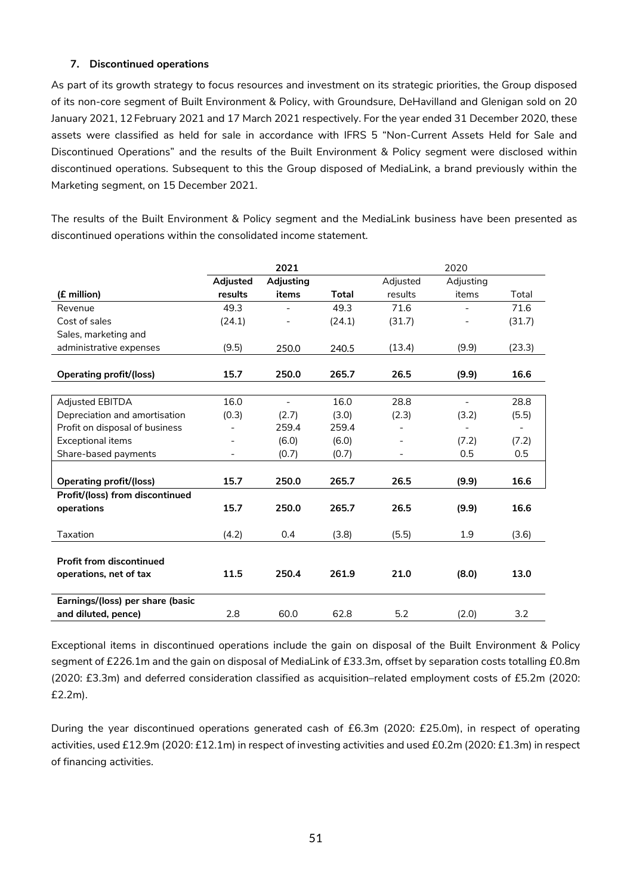### 7. Discontinued operations

As part of its growth strategy to focus resources and investment on its strategic priorities, the Group disposed of its non-core segment of Built Environment & Policy, with Groundsure, DeHavilland and Glenigan sold on 20 January 2021, 12 February 2021 and 17 March 2021 respectively. For the year ended 31 December 2020, these assets were classified as held for sale in accordance with IFRS 5 "Non-Current Assets Held for Sale and Discontinued Operations" and the results of the Built Environment & Policy segment were disclosed within discontinued operations. Subsequent to this the Group disposed of MediaLink, a brand previously within the Marketing segment, on 15 December 2021.

The results of the Built Environment & Policy segment and the MediaLink business have been presented as discontinued operations within the consolidated income statement.

| | **2021** | | | 2020 | | |
|---|---|---|---|---|---|---|
| **(£ million)** | **Adjusted results** | **Adjusting items** | **Total** | Adjusted results | Adjusting items | Total |
| Revenue | 49.3 | - | 49.3 | 71.6 | - | 71.6 |
| Cost of sales | (24.1) | - | (24.1) | (31.7) | - | (31.7) |
| Sales, marketing and administrative expenses | (9.5) | 250.0 | 240.5 | (13.4) | (9.9) | (23.3) |
| **Operating profit/(loss)** | **15.7** | **250.0** | **265.7** | **26.5** | **(9.9)** | **16.6** |
| Adjusted EBITDA | 16.0 | - | 16.0 | 28.8 | - | 28.8 |
| Depreciation and amortisation | (0.3) | (2.7) | (3.0) | (2.3) | (3.2) | (5.5) |
| Profit on disposal of business | - | 259.4 | 259.4 | - | - | - |
| Exceptional items | - | (6.0) | (6.0) | - | (7.2) | (7.2) |
| Share-based payments | - | (0.7) | (0.7) | - | 0.5 | 0.5 |
| **Operating profit/(loss)** | **15.7** | **250.0** | **265.7** | **26.5** | **(9.9)** | **16.6** |
| **Profit/(loss) from discontinued operations** | **15.7** | **250.0** | **265.7** | **26.5** | **(9.9)** | **16.6** |
| Taxation | (4.2) | 0.4 | (3.8) | (5.5) | 1.9 | (3.6) |
| **Profit from discontinued operations, net of tax** | **11.5** | **250.4** | **261.9** | **21.0** | **(8.0)** | **13.0** |
| **Earnings/(loss) per share (basic and diluted, pence)** | 2.8 | 60.0 | 62.8 | 5.2 | (2.0) | 3.2 |

Exceptional items in discontinued operations include the gain on disposal of the Built Environment & Policy segment of £226.1m and the gain on disposal of MediaLink of £33.3m, offset by separation costs totalling £0.8m (2020: £3.3m) and deferred consideration classified as acquisition–related employment costs of £5.2m (2020: £2.2m).

During the year discontinued operations generated cash of £6.3m (2020: £25.0m), in respect of operating activities, used £12.9m (2020: £12.1m) in respect of investing activities and used £0.2m (2020: £1.3m) in respect of financing activities.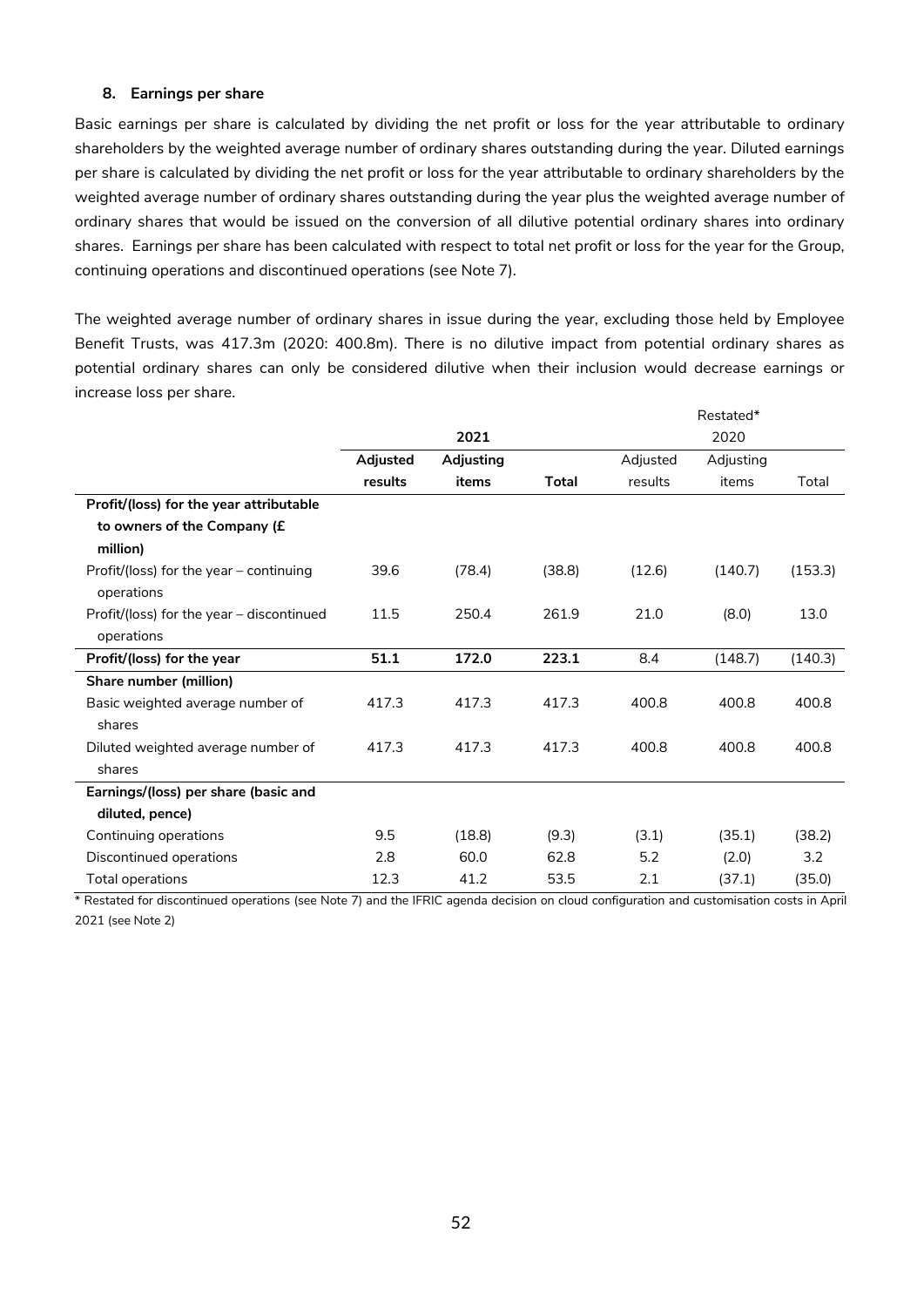### 8. Earnings per share

Basic earnings per share is calculated by dividing the net profit or loss for the year attributable to ordinary shareholders by the weighted average number of ordinary shares outstanding during the year. Diluted earnings per share is calculated by dividing the net profit or loss for the year attributable to ordinary shareholders by the weighted average number of ordinary shares outstanding during the year plus the weighted average number of ordinary shares that would be issued on the conversion of all dilutive potential ordinary shares into ordinary shares. Earnings per share has been calculated with respect to total net profit or loss for the year for the Group, continuing operations and discontinued operations (see Note 7).

The weighted average number of ordinary shares in issue during the year, excluding those held by Employee Benefit Trusts, was 417.3m (2020: 400.8m). There is no dilutive impact from potential ordinary shares as potential ordinary shares can only be considered dilutive when their inclusion would decrease earnings or increase loss per share.

| | 2021 | | | Restated* 2020 | | |
|---|---|---|---|---|---|---|
| | **Adjusted results** | **Adjusting items** | **Total** | Adjusted results | Adjusting items | Total |
| **Profit/(loss) for the year attributable to owners of the Company (£ million)** | | | | | | |
| Profit/(loss) for the year – continuing operations | 39.6 | (78.4) | (38.8) | (12.6) | (140.7) | (153.3) |
| Profit/(loss) for the year – discontinued operations | 11.5 | 250.4 | 261.9 | 21.0 | (8.0) | 13.0 |
| **Profit/(loss) for the year** | **51.1** | **172.0** | **223.1** | 8.4 | (148.7) | (140.3) |
| **Share number (million)** | | | | | | |
| Basic weighted average number of shares | 417.3 | 417.3 | 417.3 | 400.8 | 400.8 | 400.8 |
| Diluted weighted average number of shares | 417.3 | 417.3 | 417.3 | 400.8 | 400.8 | 400.8 |
| **Earnings/(loss) per share (basic and diluted, pence)** | | | | | | |
| Continuing operations | 9.5 | (18.8) | (9.3) | (3.1) | (35.1) | (38.2) |
| Discontinued operations | 2.8 | 60.0 | 62.8 | 5.2 | (2.0) | 3.2 |
| Total operations | 12.3 | 41.2 | 53.5 | 2.1 | (37.1) | (35.0) |

* Restated for discontinued operations (see Note 7) and the IFRIC agenda decision on cloud configuration and customisation costs in April 2021 (see Note 2)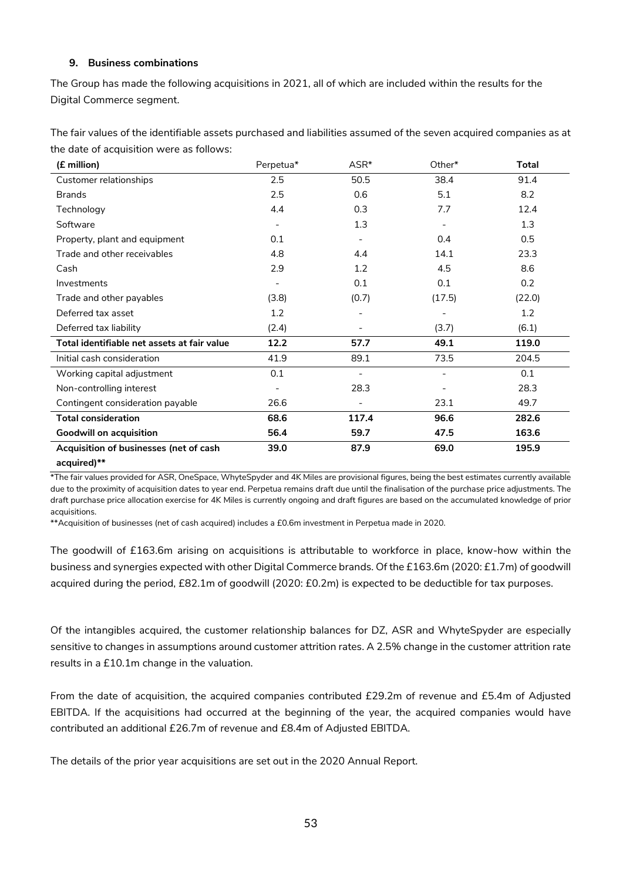### 9. Business combinations

The Group has made the following acquisitions in 2021, all of which are included within the results for the Digital Commerce segment.

The fair values of the identifiable assets purchased and liabilities assumed of the seven acquired companies as at the date of acquisition were as follows:

| (£ million) | Perpetua* | ASR* | Other* | Total |
|---|---|---|---|---|
| Customer relationships | 2.5 | 50.5 | 38.4 | 91.4 |
| Brands | 2.5 | 0.6 | 5.1 | 8.2 |
| Technology | 4.4 | 0.3 | 7.7 | 12.4 |
| Software | - | 1.3 | - | 1.3 |
| Property, plant and equipment | 0.1 | - | 0.4 | 0.5 |
| Trade and other receivables | 4.8 | 4.4 | 14.1 | 23.3 |
| Cash | 2.9 | 1.2 | 4.5 | 8.6 |
| Investments | - | 0.1 | 0.1 | 0.2 |
| Trade and other payables | (3.8) | (0.7) | (17.5) | (22.0) |
| Deferred tax asset | 1.2 | - | - | 1.2 |
| Deferred tax liability | (2.4) | - | (3.7) | (6.1) |
| **Total identifiable net assets at fair value** | **12.2** | **57.7** | **49.1** | **119.0** |
| Initial cash consideration | 41.9 | 89.1 | 73.5 | 204.5 |
| Working capital adjustment | 0.1 | - | - | 0.1 |
| Non-controlling interest | - | 28.3 | - | 28.3 |
| Contingent consideration payable | 26.6 | - | 23.1 | 49.7 |
| **Total consideration** | **68.6** | **117.4** | **96.6** | **282.6** |
| **Goodwill on acquisition** | **56.4** | **59.7** | **47.5** | **163.6** |
| **Acquisition of businesses (net of cash acquired)**** | **39.0** | **87.9** | **69.0** | **195.9** |

*The fair values provided for ASR, OneSpace, WhyteSpyder and 4K Miles are provisional figures, being the best estimates currently available due to the proximity of acquisition dates to year end. Perpetua remains draft due until the finalisation of the purchase price adjustments. The draft purchase price allocation exercise for 4K Miles is currently ongoing and draft figures are based on the accumulated knowledge of prior acquisitions.

**Acquisition of businesses (net of cash acquired) includes a £0.6m investment in Perpetua made in 2020.

The goodwill of £163.6m arising on acquisitions is attributable to workforce in place, know-how within the business and synergies expected with other Digital Commerce brands. Of the £163.6m (2020: £1.7m) of goodwill acquired during the period, £82.1m of goodwill (2020: £0.2m) is expected to be deductible for tax purposes.

Of the intangibles acquired, the customer relationship balances for DZ, ASR and WhyteSpyder are especially sensitive to changes in assumptions around customer attrition rates. A 2.5% change in the customer attrition rate results in a £10.1m change in the valuation.

From the date of acquisition, the acquired companies contributed £29.2m of revenue and £5.4m of Adjusted EBITDA. If the acquisitions had occurred at the beginning of the year, the acquired companies would have contributed an additional £26.7m of revenue and £8.4m of Adjusted EBITDA.

The details of the prior year acquisitions are set out in the 2020 Annual Report.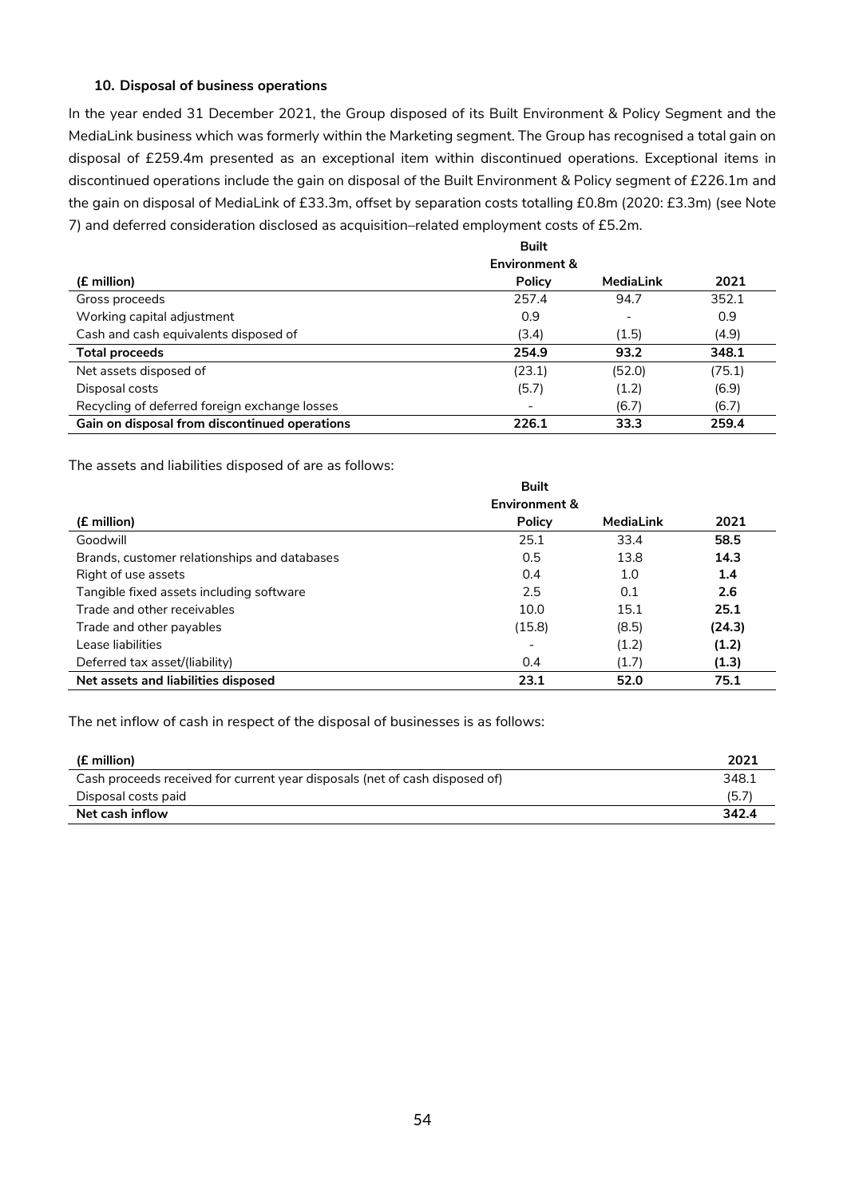### 10. Disposal of business operations

In the year ended 31 December 2021, the Group disposed of its Built Environment & Policy Segment and the MediaLink business which was formerly within the Marketing segment. The Group has recognised a total gain on disposal of £259.4m presented as an exceptional item within discontinued operations. Exceptional items in discontinued operations include the gain on disposal of the Built Environment & Policy segment of £226.1m and the gain on disposal of MediaLink of £33.3m, offset by separation costs totalling £0.8m (2020: £3.3m) (see Note 7) and deferred consideration disclosed as acquisition–related employment costs of £5.2m.

| (£ million) | Built Environment & Policy | MediaLink | 2021 |
|---|---|---|---|
| Gross proceeds | 257.4 | 94.7 | 352.1 |
| Working capital adjustment | 0.9 | - | 0.9 |
| Cash and cash equivalents disposed of | (3.4) | (1.5) | (4.9) |
| **Total proceeds** | **254.9** | **93.2** | **348.1** |
| Net assets disposed of | (23.1) | (52.0) | (75.1) |
| Disposal costs | (5.7) | (1.2) | (6.9) |
| Recycling of deferred foreign exchange losses | - | (6.7) | (6.7) |
| **Gain on disposal from discontinued operations** | **226.1** | **33.3** | **259.4** |

The assets and liabilities disposed of are as follows:

| (£ million) | Built Environment & Policy | MediaLink | 2021 |
|---|---|---|---|
| Goodwill | 25.1 | 33.4 | **58.5** |
| Brands, customer relationships and databases | 0.5 | 13.8 | **14.3** |
| Right of use assets | 0.4 | 1.0 | **1.4** |
| Tangible fixed assets including software | 2.5 | 0.1 | **2.6** |
| Trade and other receivables | 10.0 | 15.1 | **25.1** |
| Trade and other payables | (15.8) | (8.5) | **(24.3)** |
| Lease liabilities | - | (1.2) | **(1.2)** |
| Deferred tax asset/(liability) | 0.4 | (1.7) | **(1.3)** |
| **Net assets and liabilities disposed** | **23.1** | **52.0** | **75.1** |

The net inflow of cash in respect of the disposal of businesses is as follows:

| (£ million) | 2021 |
|---|---|
| Cash proceeds received for current year disposals (net of cash disposed of) | 348.1 |
| Disposal costs paid | (5.7) |
| **Net cash inflow** | **342.4** |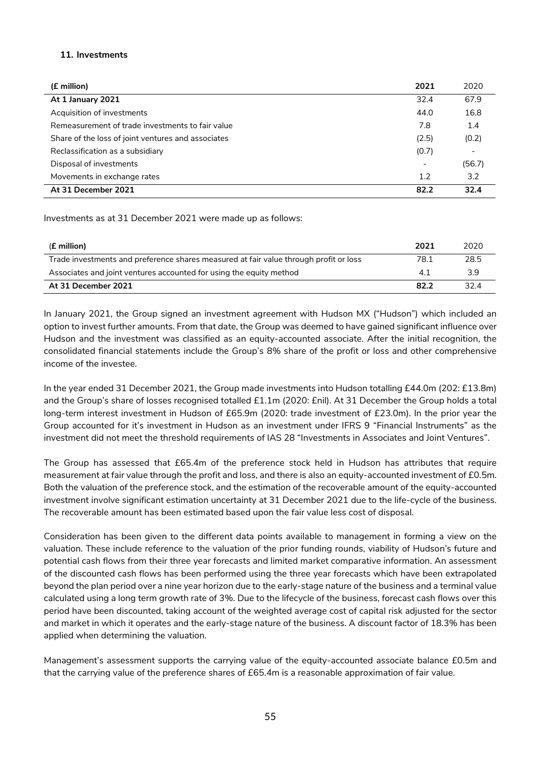**11. Investments**

| (£ million) | 2021 | 2020 |
|---|---|---|
| **At 1 January 2021** | 32.4 | 67.9 |
| Acquisition of investments | 44.0 | 16.8 |
| Remeasurement of trade investments to fair value | 7.8 | 1.4 |
| Share of the loss of joint ventures and associates | (2.5) | (0.2) |
| Reclassification as a subsidiary | (0.7) | - |
| Disposal of investments | - | (56.7) |
| Movements in exchange rates | 1.2 | 3.2 |
| **At 31 December 2021** | **82.2** | **32.4** |

Investments as at 31 December 2021 were made up as follows:

| (£ million) | 2021 | 2020 |
|---|---|---|
| Trade investments and preference shares measured at fair value through profit or loss | 78.1 | 28.5 |
| Associates and joint ventures accounted for using the equity method | 4.1 | 3.9 |
| **At 31 December 2021** | **82.2** | 32.4 |

In January 2021, the Group signed an investment agreement with Hudson MX ("Hudson") which included an option to invest further amounts. From that date, the Group was deemed to have gained significant influence over Hudson and the investment was classified as an equity-accounted associate. After the initial recognition, the consolidated financial statements include the Group's 8% share of the profit or loss and other comprehensive income of the investee.

In the year ended 31 December 2021, the Group made investments into Hudson totalling £44.0m (202: £13.8m) and the Group's share of losses recognised totalled £1.1m (2020: £nil). At 31 December the Group holds a total long-term interest investment in Hudson of £65.9m (2020: trade investment of £23.0m). In the prior year the Group accounted for it's investment in Hudson as an investment under IFRS 9 "Financial Instruments" as the investment did not meet the threshold requirements of IAS 28 "Investments in Associates and Joint Ventures".

The Group has assessed that £65.4m of the preference stock held in Hudson has attributes that require measurement at fair value through the profit and loss, and there is also an equity-accounted investment of £0.5m. Both the valuation of the preference stock, and the estimation of the recoverable amount of the equity-accounted investment involve significant estimation uncertainty at 31 December 2021 due to the life-cycle of the business. The recoverable amount has been estimated based upon the fair value less cost of disposal.

Consideration has been given to the different data points available to management in forming a view on the valuation. These include reference to the valuation of the prior funding rounds, viability of Hudson's future and potential cash flows from their three year forecasts and limited market comparative information. An assessment of the discounted cash flows has been performed using the three year forecasts which have been extrapolated beyond the plan period over a nine year horizon due to the early-stage nature of the business and a terminal value calculated using a long term growth rate of 3%. Due to the lifecycle of the business, forecast cash flows over this period have been discounted, taking account of the weighted average cost of capital risk adjusted for the sector and market in which it operates and the early-stage nature of the business. A discount factor of 18.3% has been applied when determining the valuation.

Management's assessment supports the carrying value of the equity-accounted associate balance £0.5m and that the carrying value of the preference shares of £65.4m is a reasonable approximation of fair value.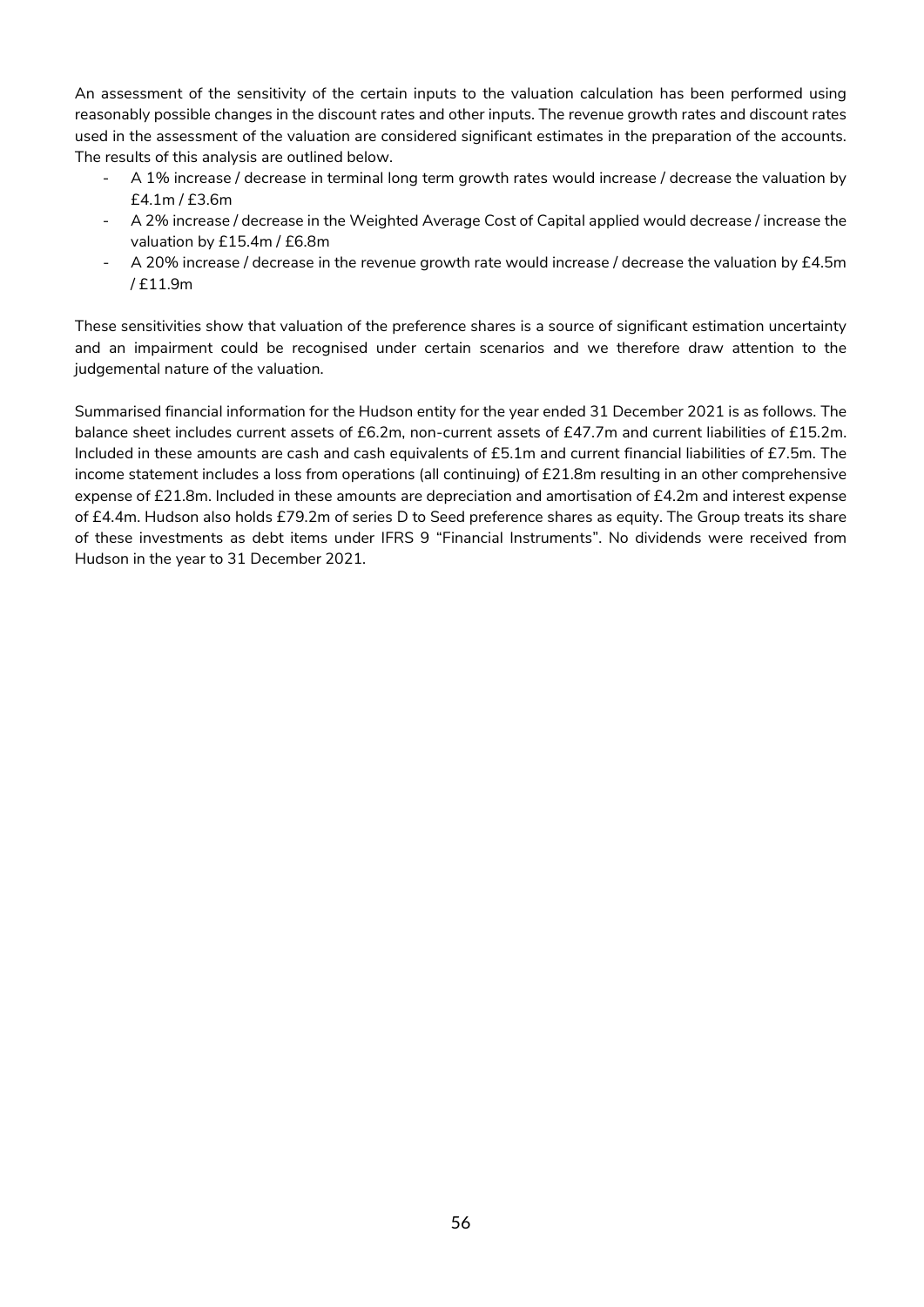An assessment of the sensitivity of the certain inputs to the valuation calculation has been performed using reasonably possible changes in the discount rates and other inputs. The revenue growth rates and discount rates used in the assessment of the valuation are considered significant estimates in the preparation of the accounts. The results of this analysis are outlined below.

- A 1% increase / decrease in terminal long term growth rates would increase / decrease the valuation by £4.1m / £3.6m
- A 2% increase / decrease in the Weighted Average Cost of Capital applied would decrease / increase the valuation by £15.4m / £6.8m
- A 20% increase / decrease in the revenue growth rate would increase / decrease the valuation by £4.5m / £11.9m

These sensitivities show that valuation of the preference shares is a source of significant estimation uncertainty and an impairment could be recognised under certain scenarios and we therefore draw attention to the judgemental nature of the valuation.

Summarised financial information for the Hudson entity for the year ended 31 December 2021 is as follows. The balance sheet includes current assets of £6.2m, non-current assets of £47.7m and current liabilities of £15.2m. Included in these amounts are cash and cash equivalents of £5.1m and current financial liabilities of £7.5m. The income statement includes a loss from operations (all continuing) of £21.8m resulting in an other comprehensive expense of £21.8m. Included in these amounts are depreciation and amortisation of £4.2m and interest expense of £4.4m. Hudson also holds £79.2m of series D to Seed preference shares as equity. The Group treats its share of these investments as debt items under IFRS 9 "Financial Instruments". No dividends were received from Hudson in the year to 31 December 2021.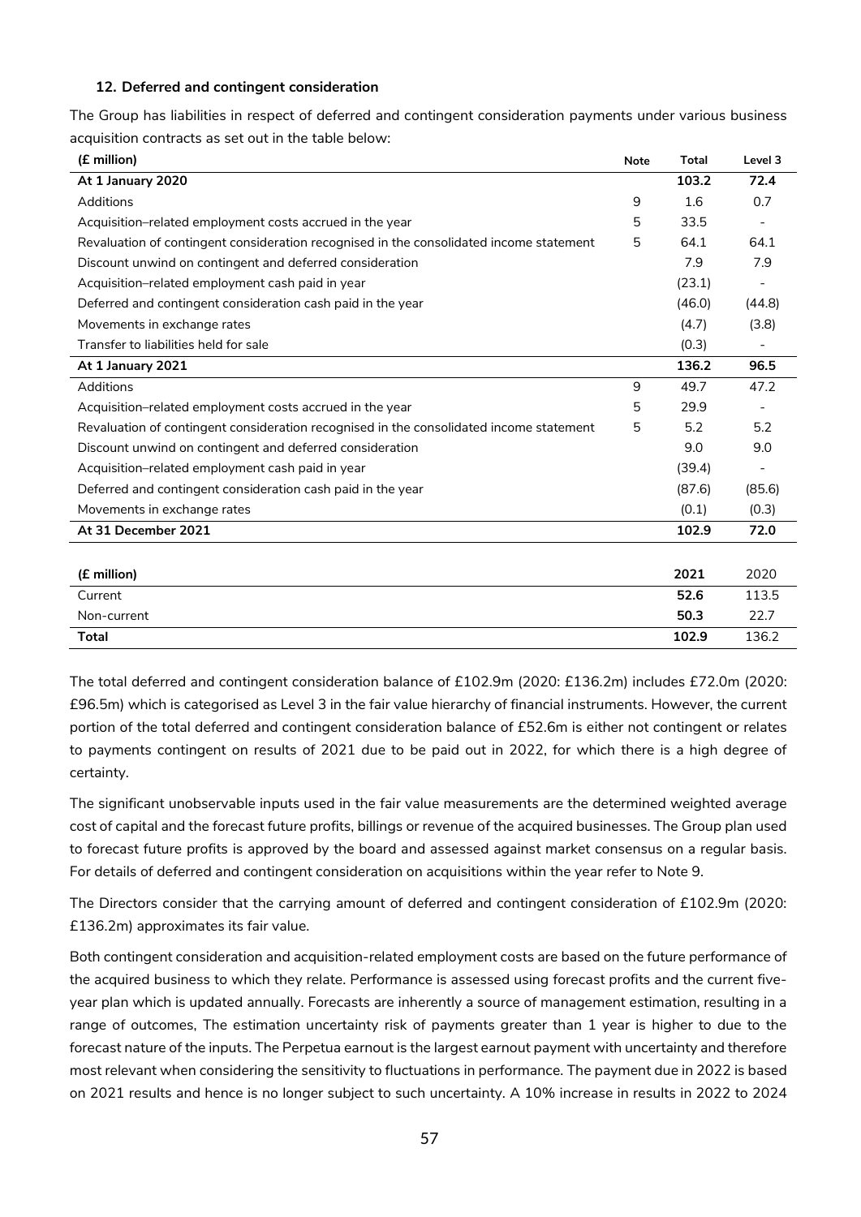### 12. Deferred and contingent consideration

The Group has liabilities in respect of deferred and contingent consideration payments under various business acquisition contracts as set out in the table below:

| (£ million) | Note | Total | Level 3 |
|---|---|---|---|
| **At 1 January 2020** | | **103.2** | **72.4** |
| Additions | 9 | 1.6 | 0.7 |
| Acquisition–related employment costs accrued in the year | 5 | 33.5 | - |
| Revaluation of contingent consideration recognised in the consolidated income statement | 5 | 64.1 | 64.1 |
| Discount unwind on contingent and deferred consideration | | 7.9 | 7.9 |
| Acquisition–related employment cash paid in year | | (23.1) | - |
| Deferred and contingent consideration cash paid in the year | | (46.0) | (44.8) |
| Movements in exchange rates | | (4.7) | (3.8) |
| Transfer to liabilities held for sale | | (0.3) | - |
| **At 1 January 2021** | | **136.2** | **96.5** |
| Additions | 9 | 49.7 | 47.2 |
| Acquisition–related employment costs accrued in the year | 5 | 29.9 | - |
| Revaluation of contingent consideration recognised in the consolidated income statement | 5 | 5.2 | 5.2 |
| Discount unwind on contingent and deferred consideration | | 9.0 | 9.0 |
| Acquisition–related employment cash paid in year | | (39.4) | - |
| Deferred and contingent consideration cash paid in the year | | (87.6) | (85.6) |
| Movements in exchange rates | | (0.1) | (0.3) |
| **At 31 December 2021** | | **102.9** | **72.0** |

| (£ million) | 2021 | 2020 |
|---|---|---|
| Current | **52.6** | 113.5 |
| Non-current | **50.3** | 22.7 |
| **Total** | **102.9** | 136.2 |

The total deferred and contingent consideration balance of £102.9m (2020: £136.2m) includes £72.0m (2020: £96.5m) which is categorised as Level 3 in the fair value hierarchy of financial instruments. However, the current portion of the total deferred and contingent consideration balance of £52.6m is either not contingent or relates to payments contingent on results of 2021 due to be paid out in 2022, for which there is a high degree of certainty.

The significant unobservable inputs used in the fair value measurements are the determined weighted average cost of capital and the forecast future profits, billings or revenue of the acquired businesses. The Group plan used to forecast future profits is approved by the board and assessed against market consensus on a regular basis. For details of deferred and contingent consideration on acquisitions within the year refer to Note 9.

The Directors consider that the carrying amount of deferred and contingent consideration of £102.9m (2020: £136.2m) approximates its fair value.

Both contingent consideration and acquisition-related employment costs are based on the future performance of the acquired business to which they relate. Performance is assessed using forecast profits and the current five-year plan which is updated annually. Forecasts are inherently a source of management estimation, resulting in a range of outcomes, The estimation uncertainty risk of payments greater than 1 year is higher to due to the forecast nature of the inputs. The Perpetua earnout is the largest earnout payment with uncertainty and therefore most relevant when considering the sensitivity to fluctuations in performance. The payment due in 2022 is based on 2021 results and hence is no longer subject to such uncertainty. A 10% increase in results in 2022 to 2024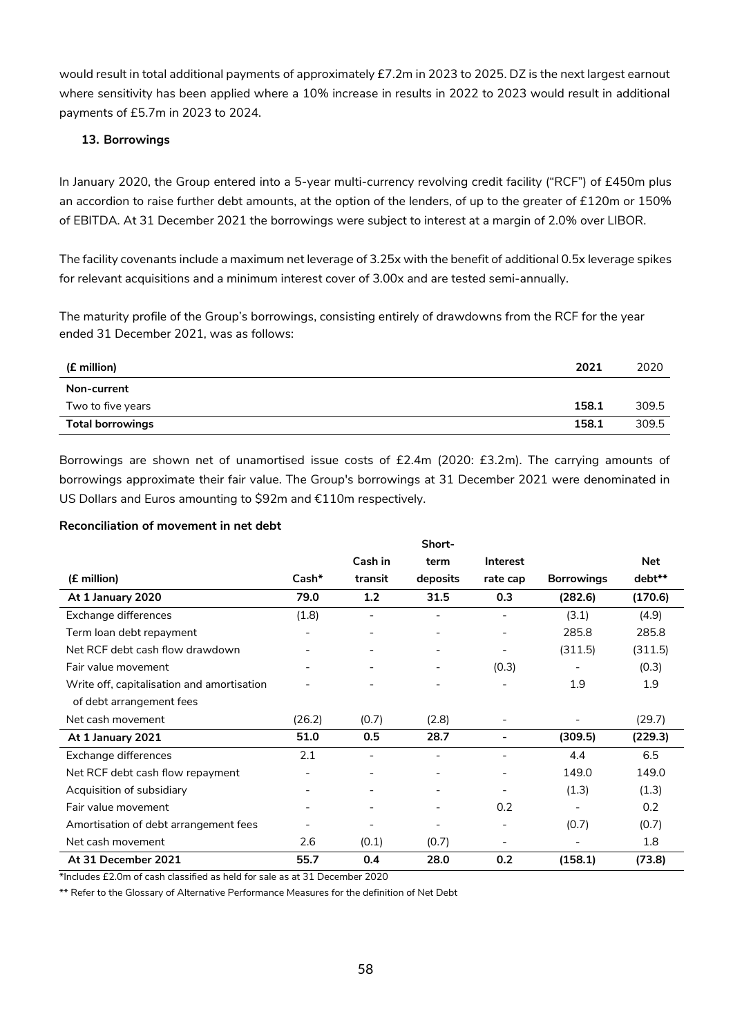would result in total additional payments of approximately £7.2m in 2023 to 2025. DZ is the next largest earnout where sensitivity has been applied where a 10% increase in results in 2022 to 2023 would result in additional payments of £5.7m in 2023 to 2024.

### 13. Borrowings

In January 2020, the Group entered into a 5-year multi-currency revolving credit facility ("RCF") of £450m plus an accordion to raise further debt amounts, at the option of the lenders, of up to the greater of £120m or 150% of EBITDA. At 31 December 2021 the borrowings were subject to interest at a margin of 2.0% over LIBOR.

The facility covenants include a maximum net leverage of 3.25x with the benefit of additional 0.5x leverage spikes for relevant acquisitions and a minimum interest cover of 3.00x and are tested semi-annually.

The maturity profile of the Group's borrowings, consisting entirely of drawdowns from the RCF for the year ended 31 December 2021, was as follows:

| **(£ million)** | **2021** | 2020 |
|---|---|---|
| **Non-current** | | |
| Two to five years | **158.1** | 309.5 |
| **Total borrowings** | **158.1** | 309.5 |

Borrowings are shown net of unamortised issue costs of £2.4m (2020: £3.2m). The carrying amounts of borrowings approximate their fair value. The Group's borrowings at 31 December 2021 were denominated in US Dollars and Euros amounting to $92m and €110m respectively.

**Reconciliation of movement in net debt**

| **(£ million)** | **Cash*** | **Cash in transit** | **Short-term deposits** | **Interest rate cap** | **Borrowings** | **Net debt**** |
|---|---|---|---|---|---|---|
| **At 1 January 2020** | **79.0** | **1.2** | **31.5** | **0.3** | **(282.6)** | **(170.6)** |
| Exchange differences | (1.8) | - | - | - | (3.1) | (4.9) |
| Term loan debt repayment | - | - | - | - | 285.8 | 285.8 |
| Net RCF debt cash flow drawdown | - | - | - | - | (311.5) | (311.5) |
| Fair value movement | - | - | - | (0.3) | - | (0.3) |
| Write off, capitalisation and amortisation of debt arrangement fees | - | - | - | - | 1.9 | 1.9 |
| Net cash movement | (26.2) | (0.7) | (2.8) | - | - | (29.7) |
| **At 1 January 2021** | **51.0** | **0.5** | **28.7** | **-** | **(309.5)** | **(229.3)** |
| Exchange differences | 2.1 | - | - | - | 4.4 | 6.5 |
| Net RCF debt cash flow repayment | - | - | - | - | 149.0 | 149.0 |
| Acquisition of subsidiary | - | - | - | - | (1.3) | (1.3) |
| Fair value movement | - | - | - | 0.2 | - | 0.2 |
| Amortisation of debt arrangement fees | - | - | - | - | (0.7) | (0.7) |
| Net cash movement | 2.6 | (0.1) | (0.7) | - | - | 1.8 |
| **At 31 December 2021** | **55.7** | **0.4** | **28.0** | **0.2** | **(158.1)** | **(73.8)** |

*Includes £2.0m of cash classified as held for sale as at 31 December 2020

** Refer to the Glossary of Alternative Performance Measures for the definition of Net Debt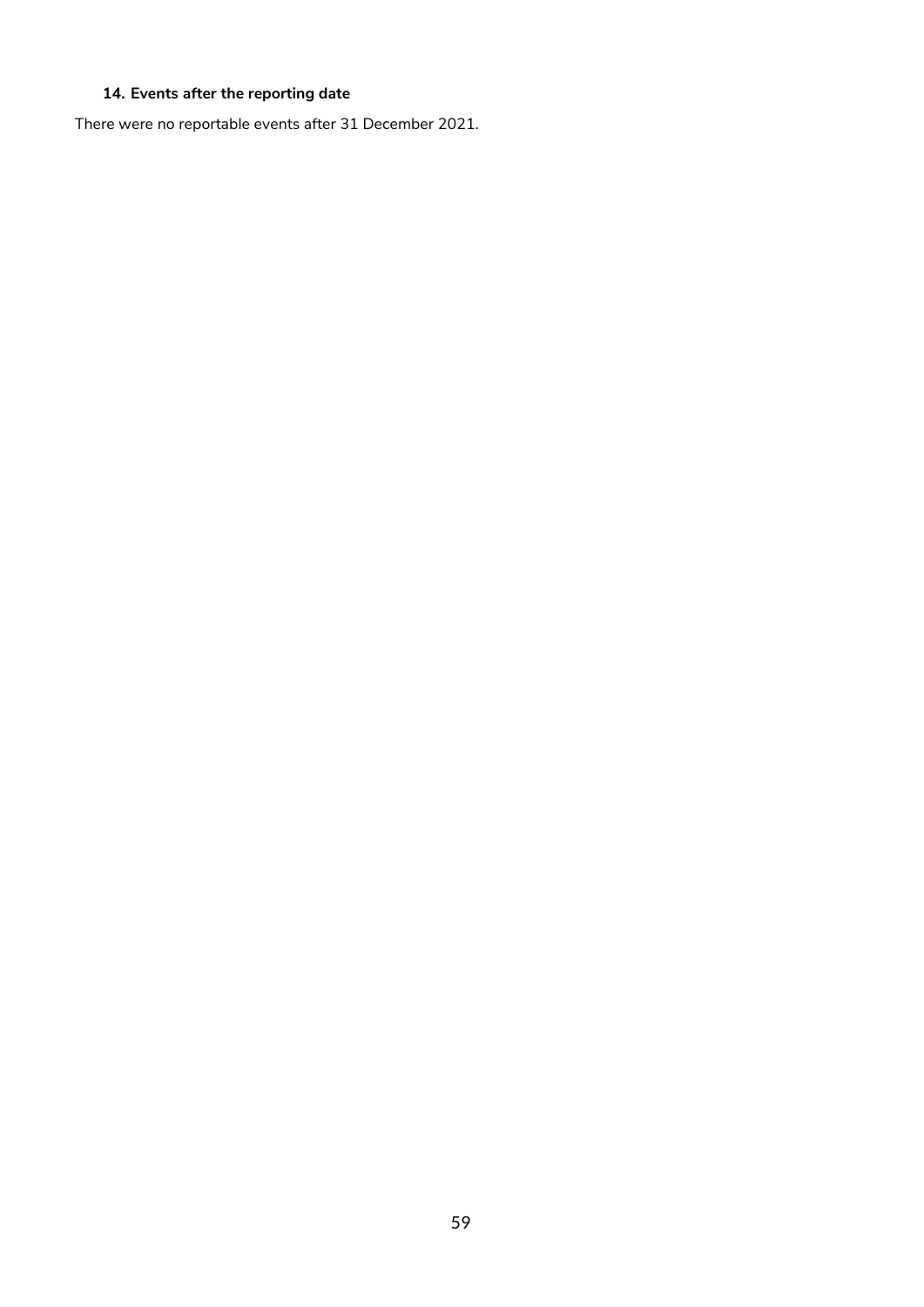## 14. Events after the reporting date

There were no reportable events after 31 December 2021.